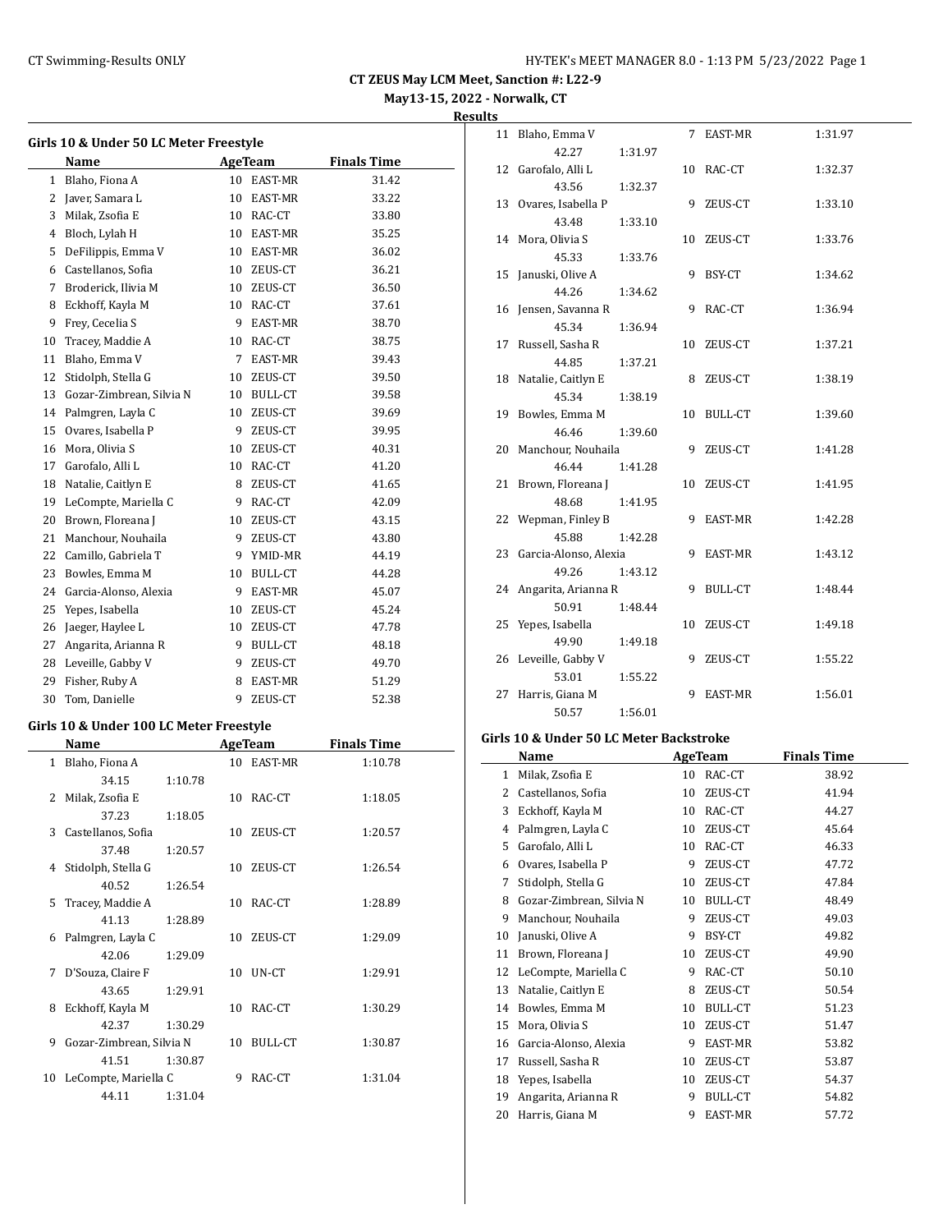# CT ZEUS May LCM Meet, Sanction #: L22-9

**May13-15, 2022 - Norwalk, CT**

**Results**

### Girls 10 & Under 50 LC Meter Freestyle

| | Name | Age | Team | Finals Time |
|---|---|---|---|---|
| 1 | Blaho, Fiona A | 10 | EAST-MR | 31.42 |
| 2 | Javer, Samara L | 10 | EAST-MR | 33.22 |
| 3 | Milak, Zsofia E | 10 | RAC-CT | 33.80 |
| 4 | Bloch, Lylah H | 10 | EAST-MR | 35.25 |
| 5 | DeFilippis, Emma V | 10 | EAST-MR | 36.02 |
| 6 | Castellanos, Sofia | 10 | ZEUS-CT | 36.21 |
| 7 | Broderick, Ilivia M | 10 | ZEUS-CT | 36.50 |
| 8 | Eckhoff, Kayla M | 10 | RAC-CT | 37.61 |
| 9 | Frey, Cecelia S | 9 | EAST-MR | 38.70 |
| 10 | Tracey, Maddie A | 10 | RAC-CT | 38.75 |
| 11 | Blaho, Emma V | 7 | EAST-MR | 39.43 |
| 12 | Stidolph, Stella G | 10 | ZEUS-CT | 39.50 |
| 13 | Gozar-Zimbrean, Silvia N | 10 | BULL-CT | 39.58 |
| 14 | Palmgren, Layla C | 10 | ZEUS-CT | 39.69 |
| 15 | Ovares, Isabella P | 9 | ZEUS-CT | 39.95 |
| 16 | Mora, Olivia S | 10 | ZEUS-CT | 40.31 |
| 17 | Garofalo, Alli L | 10 | RAC-CT | 41.20 |
| 18 | Natalie, Caitlyn E | 8 | ZEUS-CT | 41.65 |
| 19 | LeCompte, Mariella C | 9 | RAC-CT | 42.09 |
| 20 | Brown, Floreana J | 10 | ZEUS-CT | 43.15 |
| 21 | Manchour, Nouhaila | 9 | ZEUS-CT | 43.80 |
| 22 | Camillo, Gabriela T | 9 | YMID-MR | 44.19 |
| 23 | Bowles, Emma M | 10 | BULL-CT | 44.28 |
| 24 | Garcia-Alonso, Alexia | 9 | EAST-MR | 45.07 |
| 25 | Yepes, Isabella | 10 | ZEUS-CT | 45.24 |
| 26 | Jaeger, Haylee L | 10 | ZEUS-CT | 47.78 |
| 27 | Angarita, Arianna R | 9 | BULL-CT | 48.18 |
| 28 | Leveille, Gabby V | 9 | ZEUS-CT | 49.70 |
| 29 | Fisher, Ruby A | 8 | EAST-MR | 51.29 |
| 30 | Tom, Danielle | 9 | ZEUS-CT | 52.38 |

### Girls 10 & Under 100 LC Meter Freestyle

| | Name | Age | Team | Finals Time | Splits |
|---|---|---|---|---|---|
| 1 | Blaho, Fiona A | 10 | EAST-MR | 1:10.78 | 34.15, 1:10.78 |
| 2 | Milak, Zsofia E | 10 | RAC-CT | 1:18.05 | 37.23, 1:18.05 |
| 3 | Castellanos, Sofia | 10 | ZEUS-CT | 1:20.57 | 37.48, 1:20.57 |
| 4 | Stidolph, Stella G | 10 | ZEUS-CT | 1:26.54 | 40.52, 1:26.54 |
| 5 | Tracey, Maddie A | 10 | RAC-CT | 1:28.89 | 41.13, 1:28.89 |
| 6 | Palmgren, Layla C | 10 | ZEUS-CT | 1:29.09 | 42.06, 1:29.09 |
| 7 | D'Souza, Claire F | 10 | UN-CT | 1:29.91 | 43.65, 1:29.91 |
| 8 | Eckhoff, Kayla M | 10 | RAC-CT | 1:30.29 | 42.37, 1:30.29 |
| 9 | Gozar-Zimbrean, Silvia N | 10 | BULL-CT | 1:30.87 | 41.51, 1:30.87 |
| 10 | LeCompte, Mariella C | 9 | RAC-CT | 1:31.04 | 44.11, 1:31.04 |
| 11 | Blaho, Emma V | 7 | EAST-MR | 1:31.97 | 42.27, 1:31.97 |
| 12 | Garofalo, Alli L | 10 | RAC-CT | 1:32.37 | 43.56, 1:32.37 |
| 13 | Ovares, Isabella P | 9 | ZEUS-CT | 1:33.10 | 43.48, 1:33.10 |
| 14 | Mora, Olivia S | 10 | ZEUS-CT | 1:33.76 | 45.33, 1:33.76 |
| 15 | Januski, Olive A | 9 | BSY-CT | 1:34.62 | 44.26, 1:34.62 |
| 16 | Jensen, Savanna R | 9 | RAC-CT | 1:36.94 | 45.34, 1:36.94 |
| 17 | Russell, Sasha R | 10 | ZEUS-CT | 1:37.21 | 44.85, 1:37.21 |
| 18 | Natalie, Caitlyn E | 8 | ZEUS-CT | 1:38.19 | 45.34, 1:38.19 |
| 19 | Bowles, Emma M | 10 | BULL-CT | 1:39.60 | 46.46, 1:39.60 |
| 20 | Manchour, Nouhaila | 9 | ZEUS-CT | 1:41.28 | 46.44, 1:41.28 |
| 21 | Brown, Floreana J | 10 | ZEUS-CT | 1:41.95 | 48.68, 1:41.95 |
| 22 | Wepman, Finley B | 9 | EAST-MR | 1:42.28 | 45.88, 1:42.28 |
| 23 | Garcia-Alonso, Alexia | 9 | EAST-MR | 1:43.12 | 49.26, 1:43.12 |
| 24 | Angarita, Arianna R | 9 | BULL-CT | 1:48.44 | 50.91, 1:48.44 |
| 25 | Yepes, Isabella | 10 | ZEUS-CT | 1:49.18 | 49.90, 1:49.18 |
| 26 | Leveille, Gabby V | 9 | ZEUS-CT | 1:55.22 | 53.01, 1:55.22 |
| 27 | Harris, Giana M | 9 | EAST-MR | 1:56.01 | 50.57, 1:56.01 |

### Girls 10 & Under 50 LC Meter Backstroke

| | Name | Age | Team | Finals Time |
|---|---|---|---|---|
| 1 | Milak, Zsofia E | 10 | RAC-CT | 38.92 |
| 2 | Castellanos, Sofia | 10 | ZEUS-CT | 41.94 |
| 3 | Eckhoff, Kayla M | 10 | RAC-CT | 44.27 |
| 4 | Palmgren, Layla C | 10 | ZEUS-CT | 45.64 |
| 5 | Garofalo, Alli L | 10 | RAC-CT | 46.33 |
| 6 | Ovares, Isabella P | 9 | ZEUS-CT | 47.72 |
| 7 | Stidolph, Stella G | 10 | ZEUS-CT | 47.84 |
| 8 | Gozar-Zimbrean, Silvia N | 10 | BULL-CT | 48.49 |
| 9 | Manchour, Nouhaila | 9 | ZEUS-CT | 49.03 |
| 10 | Januski, Olive A | 9 | BSY-CT | 49.82 |
| 11 | Brown, Floreana J | 10 | ZEUS-CT | 49.90 |
| 12 | LeCompte, Mariella C | 9 | RAC-CT | 50.10 |
| 13 | Natalie, Caitlyn E | 8 | ZEUS-CT | 50.54 |
| 14 | Bowles, Emma M | 10 | BULL-CT | 51.23 |
| 15 | Mora, Olivia S | 10 | ZEUS-CT | 51.47 |
| 16 | Garcia-Alonso, Alexia | 9 | EAST-MR | 53.82 |
| 17 | Russell, Sasha R | 10 | ZEUS-CT | 53.87 |
| 18 | Yepes, Isabella | 10 | ZEUS-CT | 54.37 |
| 19 | Angarita, Arianna R | 9 | BULL-CT | 54.82 |
| 20 | Harris, Giana M | 9 | EAST-MR | 57.72 |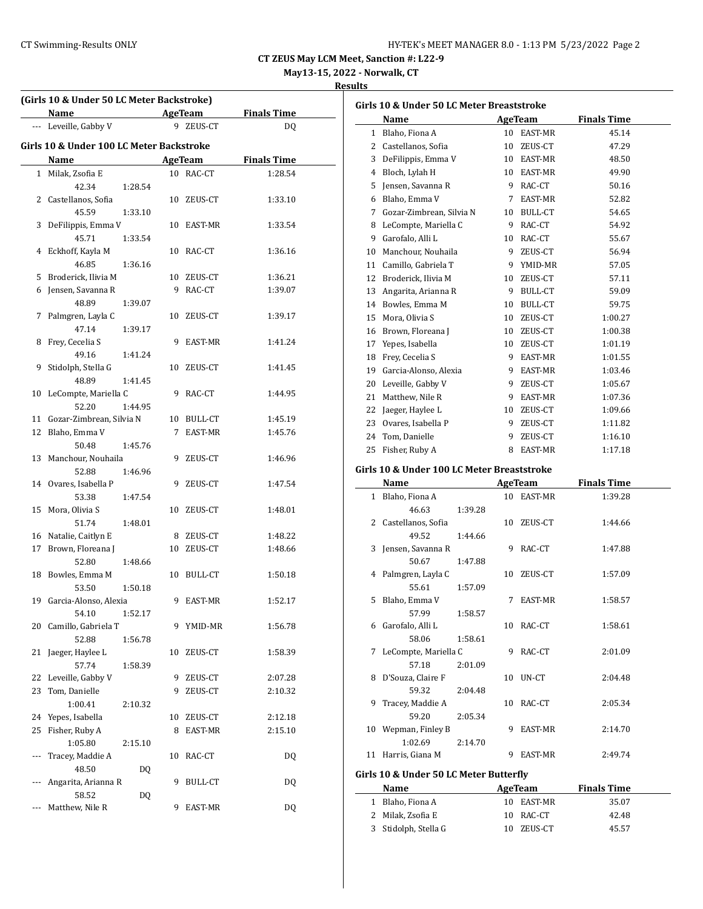**CT ZEUS May LCM Meet, Sanction #: L22-9**
**May13-15, 2022 - Norwalk, CT**
**Results**

### (Girls 10 & Under 50 LC Meter Backstroke)

| | Name | Age | Team | Finals Time |
|---|---|---|---|---|
| --- | Leveille, Gabby V | 9 | ZEUS-CT | DQ |

### Girls 10 & Under 100 LC Meter Backstroke

| | Name | Age | Team | Finals Time |
|---|---|---|---|---|
| 1 | Milak, Zsofia E | 10 | RAC-CT | 1:28.54 |
| | 42.34 1:28.54 | | | |
| 2 | Castellanos, Sofia | 10 | ZEUS-CT | 1:33.10 |
| | 45.59 1:33.10 | | | |
| 3 | DeFilippis, Emma V | 10 | EAST-MR | 1:33.54 |
| | 45.71 1:33.54 | | | |
| 4 | Eckhoff, Kayla M | 10 | RAC-CT | 1:36.16 |
| | 46.85 1:36.16 | | | |
| 5 | Broderick, Ilivia M | 10 | ZEUS-CT | 1:36.21 |
| 6 | Jensen, Savanna R | 9 | RAC-CT | 1:39.07 |
| | 48.89 1:39.07 | | | |
| 7 | Palmgren, Layla C | 10 | ZEUS-CT | 1:39.17 |
| | 47.14 1:39.17 | | | |
| 8 | Frey, Cecelia S | 9 | EAST-MR | 1:41.24 |
| | 49.16 1:41.24 | | | |
| 9 | Stidolph, Stella G | 10 | ZEUS-CT | 1:41.45 |
| | 48.89 1:41.45 | | | |
| 10 | LeCompte, Mariella C | 9 | RAC-CT | 1:44.95 |
| | 52.20 1:44.95 | | | |
| 11 | Gozar-Zimbrean, Silvia N | 10 | BULL-CT | 1:45.19 |
| 12 | Blaho, Emma V | 7 | EAST-MR | 1:45.76 |
| | 50.48 1:45.76 | | | |
| 13 | Manchour, Nouhaila | 9 | ZEUS-CT | 1:46.96 |
| | 52.88 1:46.96 | | | |
| 14 | Ovares, Isabella P | 9 | ZEUS-CT | 1:47.54 |
| | 53.38 1:47.54 | | | |
| 15 | Mora, Olivia S | 10 | ZEUS-CT | 1:48.01 |
| | 51.74 1:48.01 | | | |
| 16 | Natalie, Caitlyn E | 8 | ZEUS-CT | 1:48.22 |
| 17 | Brown, Floreana J | 10 | ZEUS-CT | 1:48.66 |
| | 52.80 1:48.66 | | | |
| 18 | Bowles, Emma M | 10 | BULL-CT | 1:50.18 |
| | 53.50 1:50.18 | | | |
| 19 | Garcia-Alonso, Alexia | 9 | EAST-MR | 1:52.17 |
| | 54.10 1:52.17 | | | |
| 20 | Camillo, Gabriela T | 9 | YMID-MR | 1:56.78 |
| | 52.88 1:56.78 | | | |
| 21 | Jaeger, Haylee L | 10 | ZEUS-CT | 1:58.39 |
| | 57.74 1:58.39 | | | |
| 22 | Leveille, Gabby V | 9 | ZEUS-CT | 2:07.28 |
| 23 | Tom, Danielle | 9 | ZEUS-CT | 2:10.32 |
| | 1:00.41 2:10.32 | | | |
| 24 | Yepes, Isabella | 10 | ZEUS-CT | 2:12.18 |
| 25 | Fisher, Ruby A | 8 | EAST-MR | 2:15.10 |
| | 1:05.80 2:15.10 | | | |
| --- | Tracey, Maddie A | 10 | RAC-CT | DQ |
| | 48.50 DQ | | | |
| --- | Angarita, Arianna R | 9 | BULL-CT | DQ |
| | 58.52 DQ | | | |
| --- | Matthew, Nile R | 9 | EAST-MR | DQ |

### Girls 10 & Under 50 LC Meter Breaststroke

| | Name | Age | Team | Finals Time |
|---|---|---|---|---|
| 1 | Blaho, Fiona A | 10 | EAST-MR | 45.14 |
| 2 | Castellanos, Sofia | 10 | ZEUS-CT | 47.29 |
| 3 | DeFilippis, Emma V | 10 | EAST-MR | 48.50 |
| 4 | Bloch, Lylah H | 10 | EAST-MR | 49.90 |
| 5 | Jensen, Savanna R | 9 | RAC-CT | 50.16 |
| 6 | Blaho, Emma V | 7 | EAST-MR | 52.82 |
| 7 | Gozar-Zimbrean, Silvia N | 10 | BULL-CT | 54.65 |
| 8 | LeCompte, Mariella C | 9 | RAC-CT | 54.92 |
| 9 | Garofalo, Alli L | 10 | RAC-CT | 55.67 |
| 10 | Manchour, Nouhaila | 9 | ZEUS-CT | 56.94 |
| 11 | Camillo, Gabriela T | 9 | YMID-MR | 57.05 |
| 12 | Broderick, Ilivia M | 10 | ZEUS-CT | 57.11 |
| 13 | Angarita, Arianna R | 9 | BULL-CT | 59.09 |
| 14 | Bowles, Emma M | 10 | BULL-CT | 59.75 |
| 15 | Mora, Olivia S | 10 | ZEUS-CT | 1:00.27 |
| 16 | Brown, Floreana J | 10 | ZEUS-CT | 1:00.38 |
| 17 | Yepes, Isabella | 10 | ZEUS-CT | 1:01.19 |
| 18 | Frey, Cecelia S | 9 | EAST-MR | 1:01.55 |
| 19 | Garcia-Alonso, Alexia | 9 | EAST-MR | 1:03.46 |
| 20 | Leveille, Gabby V | 9 | ZEUS-CT | 1:05.67 |
| 21 | Matthew, Nile R | 9 | EAST-MR | 1:07.36 |
| 22 | Jaeger, Haylee L | 10 | ZEUS-CT | 1:09.66 |
| 23 | Ovares, Isabella P | 9 | ZEUS-CT | 1:11.82 |
| 24 | Tom, Danielle | 9 | ZEUS-CT | 1:16.10 |
| 25 | Fisher, Ruby A | 8 | EAST-MR | 1:17.18 |

### Girls 10 & Under 100 LC Meter Breaststroke

| | Name | Age | Team | Finals Time |
|---|---|---|---|---|
| 1 | Blaho, Fiona A | 10 | EAST-MR | 1:39.28 |
| | 46.63 1:39.28 | | | |
| 2 | Castellanos, Sofia | 10 | ZEUS-CT | 1:44.66 |
| | 49.52 1:44.66 | | | |
| 3 | Jensen, Savanna R | 9 | RAC-CT | 1:47.88 |
| | 50.67 1:47.88 | | | |
| 4 | Palmgren, Layla C | 10 | ZEUS-CT | 1:57.09 |
| | 55.61 1:57.09 | | | |
| 5 | Blaho, Emma V | 7 | EAST-MR | 1:58.57 |
| | 57.99 1:58.57 | | | |
| 6 | Garofalo, Alli L | 10 | RAC-CT | 1:58.61 |
| | 58.06 1:58.61 | | | |
| 7 | LeCompte, Mariella C | 9 | RAC-CT | 2:01.09 |
| | 57.18 2:01.09 | | | |
| 8 | D'Souza, Claire F | 10 | UN-CT | 2:04.48 |
| | 59.32 2:04.48 | | | |
| 9 | Tracey, Maddie A | 10 | RAC-CT | 2:05.34 |
| | 59.20 2:05.34 | | | |
| 10 | Wepman, Finley B | 9 | EAST-MR | 2:14.70 |
| | 1:02.69 2:14.70 | | | |
| 11 | Harris, Giana M | 9 | EAST-MR | 2:49.74 |

### Girls 10 & Under 50 LC Meter Butterfly

| | Name | Age | Team | Finals Time |
|---|---|---|---|---|
| 1 | Blaho, Fiona A | 10 | EAST-MR | 35.07 |
| 2 | Milak, Zsofia E | 10 | RAC-CT | 42.48 |
| 3 | Stidolph, Stella G | 10 | ZEUS-CT | 45.57 |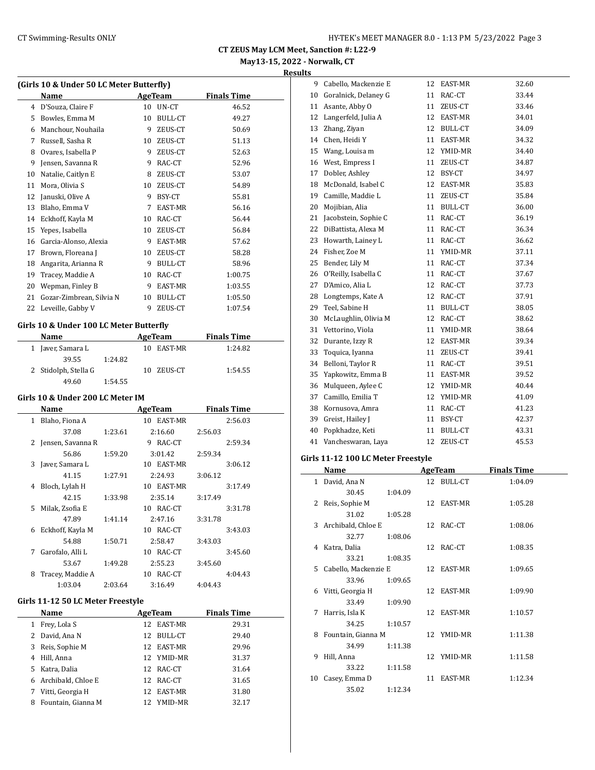**CT ZEUS May LCM Meet, Sanction #: L22-9**
**May13-15, 2022 - Norwalk, CT**
**Results**

### (Girls 10 & Under 50 LC Meter Butterfly)

| | Name | Age | Team | Finals Time |
|---|---|---|---|---|
| 4 | D'Souza, Claire F | 10 | UN-CT | 46.52 |
| 5 | Bowles, Emma M | 10 | BULL-CT | 49.27 |
| 6 | Manchour, Nouhaila | 9 | ZEUS-CT | 50.69 |
| 7 | Russell, Sasha R | 10 | ZEUS-CT | 51.13 |
| 8 | Ovares, Isabella P | 9 | ZEUS-CT | 52.63 |
| 9 | Jensen, Savanna R | 9 | RAC-CT | 52.96 |
| 10 | Natalie, Caitlyn E | 8 | ZEUS-CT | 53.07 |
| 11 | Mora, Olivia S | 10 | ZEUS-CT | 54.89 |
| 12 | Januski, Olive A | 9 | BSY-CT | 55.81 |
| 13 | Blaho, Emma V | 7 | EAST-MR | 56.16 |
| 14 | Eckhoff, Kayla M | 10 | RAC-CT | 56.44 |
| 15 | Yepes, Isabella | 10 | ZEUS-CT | 56.84 |
| 16 | Garcia-Alonso, Alexia | 9 | EAST-MR | 57.62 |
| 17 | Brown, Floreana J | 10 | ZEUS-CT | 58.28 |
| 18 | Angarita, Arianna R | 9 | BULL-CT | 58.96 |
| 19 | Tracey, Maddie A | 10 | RAC-CT | 1:00.75 |
| 20 | Wepman, Finley B | 9 | EAST-MR | 1:03.55 |
| 21 | Gozar-Zimbrean, Silvia N | 10 | BULL-CT | 1:05.50 |
| 22 | Leveille, Gabby V | 9 | ZEUS-CT | 1:07.54 |

### Girls 10 & Under 100 LC Meter Butterfly

| | Name | Age | Team | Finals Time |
|---|---|---|---|---|
| 1 | Javer, Samara L | 10 | EAST-MR | 1:24.82 |
| | 39.55 1:24.82 | | | |
| 2 | Stidolph, Stella G | 10 | ZEUS-CT | 1:54.55 |
| | 49.60 1:54.55 | | | |

### Girls 10 & Under 200 LC Meter IM

| | Name | Age | Team | Finals Time |
|---|---|---|---|---|
| 1 | Blaho, Fiona A | 10 | EAST-MR | 2:56.03 |
| | 37.08 1:23.61 2:16.60 2:56.03 | | | |
| 2 | Jensen, Savanna R | 9 | RAC-CT | 2:59.34 |
| | 56.86 1:59.20 3:01.42 2:59.34 | | | |
| 3 | Javer, Samara L | 10 | EAST-MR | 3:06.12 |
| | 41.15 1:27.91 2:24.93 3:06.12 | | | |
| 4 | Bloch, Lylah H | 10 | EAST-MR | 3:17.49 |
| | 42.15 1:33.98 2:35.14 3:17.49 | | | |
| 5 | Milak, Zsofia E | 10 | RAC-CT | 3:31.78 |
| | 47.89 1:41.14 2:47.16 3:31.78 | | | |
| 6 | Eckhoff, Kayla M | 10 | RAC-CT | 3:43.03 |
| | 54.88 1:50.71 2:58.47 3:43.03 | | | |
| 7 | Garofalo, Alli L | 10 | RAC-CT | 3:45.60 |
| | 53.67 1:49.28 2:55.23 3:45.60 | | | |
| 8 | Tracey, Maddie A | 10 | RAC-CT | 4:04.43 |
| | 1:03.04 2:03.64 3:16.49 4:04.43 | | | |

### Girls 11-12 50 LC Meter Freestyle

| | Name | Age | Team | Finals Time |
|---|---|---|---|---|
| 1 | Frey, Lola S | 12 | EAST-MR | 29.31 |
| 2 | David, Ana N | 12 | BULL-CT | 29.40 |
| 3 | Reis, Sophie M | 12 | EAST-MR | 29.96 |
| 4 | Hill, Anna | 12 | YMID-MR | 31.37 |
| 5 | Katra, Dalia | 12 | RAC-CT | 31.64 |
| 6 | Archibald, Chloe E | 12 | RAC-CT | 31.65 |
| 7 | Vitti, Georgia H | 12 | EAST-MR | 31.80 |
| 8 | Fountain, Gianna M | 12 | YMID-MR | 32.17 |
| 9 | Cabello, Mackenzie E | 12 | EAST-MR | 32.60 |
| 10 | Goralnick, Delaney G | 11 | RAC-CT | 33.44 |
| 11 | Asante, Abby O | 11 | ZEUS-CT | 33.46 |
| 12 | Langerfeld, Julia A | 12 | EAST-MR | 34.01 |
| 13 | Zhang, Ziyan | 12 | BULL-CT | 34.09 |
| 14 | Chen, Heidi Y | 11 | EAST-MR | 34.32 |
| 15 | Wang, Louisa m | 12 | YMID-MR | 34.40 |
| 16 | West, Empress I | 11 | ZEUS-CT | 34.87 |
| 17 | Dobler, Ashley | 12 | BSY-CT | 34.97 |
| 18 | McDonald, Isabel C | 12 | EAST-MR | 35.83 |
| 19 | Camille, Maddie L | 11 | ZEUS-CT | 35.84 |
| 20 | Mojibian, Alia | 11 | BULL-CT | 36.00 |
| 21 | Jacobstein, Sophie C | 11 | RAC-CT | 36.19 |
| 22 | DiBattista, Alexa M | 11 | RAC-CT | 36.34 |
| 23 | Howarth, Lainey L | 11 | RAC-CT | 36.62 |
| 24 | Fisher, Zoe M | 11 | YMID-MR | 37.11 |
| 25 | Bender, Lily M | 11 | RAC-CT | 37.34 |
| 26 | O'Reilly, Isabella C | 11 | RAC-CT | 37.67 |
| 27 | D'Amico, Alia L | 12 | RAC-CT | 37.73 |
| 28 | Longtemps, Kate A | 12 | RAC-CT | 37.91 |
| 29 | Teel, Sabine H | 11 | BULL-CT | 38.05 |
| 30 | McLaughlin, Olivia M | 12 | RAC-CT | 38.62 |
| 31 | Vettorino, Viola | 11 | YMID-MR | 38.64 |
| 32 | Durante, Izzy R | 12 | EAST-MR | 39.34 |
| 33 | Toquica, Iyanna | 11 | ZEUS-CT | 39.41 |
| 34 | Belloni, Taylor R | 11 | RAC-CT | 39.51 |
| 35 | Yapkowitz, Emma B | 11 | EAST-MR | 39.52 |
| 36 | Mulqueen, Aylee C | 12 | YMID-MR | 40.44 |
| 37 | Camillo, Emilia T | 12 | YMID-MR | 41.09 |
| 38 | Kornusova, Amra | 11 | RAC-CT | 41.23 |
| 39 | Greist, Hailey J | 11 | BSY-CT | 42.37 |
| 40 | Popkhadze, Keti | 11 | BULL-CT | 43.31 |
| 41 | Vancheswaran, Laya | 12 | ZEUS-CT | 45.53 |

### Girls 11-12 100 LC Meter Freestyle

| | Name | Age | Team | Finals Time |
|---|---|---|---|---|
| 1 | David, Ana N | 12 | BULL-CT | 1:04.09 |
| | 30.45 1:04.09 | | | |
| 2 | Reis, Sophie M | 12 | EAST-MR | 1:05.28 |
| | 31.02 1:05.28 | | | |
| 3 | Archibald, Chloe E | 12 | RAC-CT | 1:08.06 |
| | 32.77 1:08.06 | | | |
| 4 | Katra, Dalia | 12 | RAC-CT | 1:08.35 |
| | 33.21 1:08.35 | | | |
| 5 | Cabello, Mackenzie E | 12 | EAST-MR | 1:09.65 |
| | 33.96 1:09.65 | | | |
| 6 | Vitti, Georgia H | 12 | EAST-MR | 1:09.90 |
| | 33.49 1:09.90 | | | |
| 7 | Harris, Isla K | 12 | EAST-MR | 1:10.57 |
| | 34.25 1:10.57 | | | |
| 8 | Fountain, Gianna M | 12 | YMID-MR | 1:11.38 |
| | 34.99 1:11.38 | | | |
| 9 | Hill, Anna | 12 | YMID-MR | 1:11.58 |
| | 33.22 1:11.58 | | | |
| 10 | Casey, Emma D | 11 | EAST-MR | 1:12.34 |
| | 35.02 1:12.34 | | | |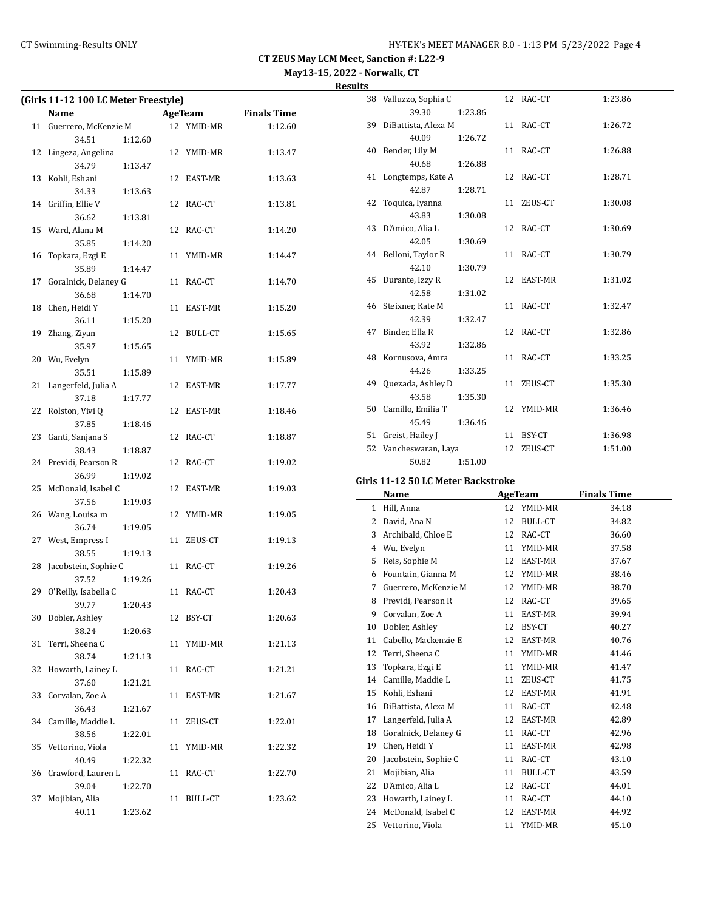CT Swimming-Results ONLY

**CT ZEUS May LCM Meet, Sanction #: L22-9**

**May13-15, 2022 - Norwalk, CT**

**Results**

### (Girls 11-12 100 LC Meter Freestyle)

| | Name | Age | Team | Finals Time |
|---|---|---|---|---|
| 11 | Guerrero, McKenzie M | 12 | YMID-MR | 1:12.60 |
| | 34.51 1:12.60 | | | |
| 12 | Lingeza, Angelina | 12 | YMID-MR | 1:13.47 |
| | 34.79 1:13.47 | | | |
| 13 | Kohli, Eshani | 12 | EAST-MR | 1:13.63 |
| | 34.33 1:13.63 | | | |
| 14 | Griffin, Ellie V | 12 | RAC-CT | 1:13.81 |
| | 36.62 1:13.81 | | | |
| 15 | Ward, Alana M | 12 | RAC-CT | 1:14.20 |
| | 35.85 1:14.20 | | | |
| 16 | Topkara, Ezgi E | 11 | YMID-MR | 1:14.47 |
| | 35.89 1:14.47 | | | |
| 17 | Goralnick, Delaney G | 11 | RAC-CT | 1:14.70 |
| | 36.68 1:14.70 | | | |
| 18 | Chen, Heidi Y | 11 | EAST-MR | 1:15.20 |
| | 36.11 1:15.20 | | | |
| 19 | Zhang, Ziyan | 12 | BULL-CT | 1:15.65 |
| | 35.97 1:15.65 | | | |
| 20 | Wu, Evelyn | 11 | YMID-MR | 1:15.89 |
| | 35.51 1:15.89 | | | |
| 21 | Langerfeld, Julia A | 12 | EAST-MR | 1:17.77 |
| | 37.18 1:17.77 | | | |
| 22 | Rolston, Vivi Q | 12 | EAST-MR | 1:18.46 |
| | 37.85 1:18.46 | | | |
| 23 | Ganti, Sanjana S | 12 | RAC-CT | 1:18.87 |
| | 38.43 1:18.87 | | | |
| 24 | Previdi, Pearson R | 12 | RAC-CT | 1:19.02 |
| | 36.99 1:19.02 | | | |
| 25 | McDonald, Isabel C | 12 | EAST-MR | 1:19.03 |
| | 37.56 1:19.03 | | | |
| 26 | Wang, Louisa m | 12 | YMID-MR | 1:19.05 |
| | 36.74 1:19.05 | | | |
| 27 | West, Empress I | 11 | ZEUS-CT | 1:19.13 |
| | 38.55 1:19.13 | | | |
| 28 | Jacobstein, Sophie C | 11 | RAC-CT | 1:19.26 |
| | 37.52 1:19.26 | | | |
| 29 | O'Reilly, Isabella C | 11 | RAC-CT | 1:20.43 |
| | 39.77 1:20.43 | | | |
| 30 | Dobler, Ashley | 12 | BSY-CT | 1:20.63 |
| | 38.24 1:20.63 | | | |
| 31 | Terri, Sheena C | 11 | YMID-MR | 1:21.13 |
| | 38.74 1:21.13 | | | |
| 32 | Howarth, Lainey L | 11 | RAC-CT | 1:21.21 |
| | 37.60 1:21.21 | | | |
| 33 | Corvalan, Zoe A | 11 | EAST-MR | 1:21.67 |
| | 36.43 1:21.67 | | | |
| 34 | Camille, Maddie L | 11 | ZEUS-CT | 1:22.01 |
| | 38.56 1:22.01 | | | |
| 35 | Vettorino, Viola | 11 | YMID-MR | 1:22.32 |
| | 40.49 1:22.32 | | | |
| 36 | Crawford, Lauren L | 11 | RAC-CT | 1:22.70 |
| | 39.04 1:22.70 | | | |
| 37 | Mojibian, Alia | 11 | BULL-CT | 1:23.62 |
| | 40.11 1:23.62 | | | |
| 38 | Valluzzo, Sophia C | 12 | RAC-CT | 1:23.86 |
| | 39.30 1:23.86 | | | |
| 39 | DiBattista, Alexa M | 11 | RAC-CT | 1:26.72 |
| | 40.09 1:26.72 | | | |
| 40 | Bender, Lily M | 11 | RAC-CT | 1:26.88 |
| | 40.68 1:26.88 | | | |
| 41 | Longtemps, Kate A | 12 | RAC-CT | 1:28.71 |
| | 42.87 1:28.71 | | | |
| 42 | Toquica, Iyanna | 11 | ZEUS-CT | 1:30.08 |
| | 43.83 1:30.08 | | | |
| 43 | D'Amico, Alia L | 12 | RAC-CT | 1:30.69 |
| | 42.05 1:30.69 | | | |
| 44 | Belloni, Taylor R | 11 | RAC-CT | 1:30.79 |
| | 42.10 1:30.79 | | | |
| 45 | Durante, Izzy R | 12 | EAST-MR | 1:31.02 |
| | 42.58 1:31.02 | | | |
| 46 | Steixner, Kate M | 11 | RAC-CT | 1:32.47 |
| | 42.39 1:32.47 | | | |
| 47 | Binder, Ella R | 12 | RAC-CT | 1:32.86 |
| | 43.92 1:32.86 | | | |
| 48 | Kornusova, Amra | 11 | RAC-CT | 1:33.25 |
| | 44.26 1:33.25 | | | |
| 49 | Quezada, Ashley D | 11 | ZEUS-CT | 1:35.30 |
| | 43.58 1:35.30 | | | |
| 50 | Camillo, Emilia T | 12 | YMID-MR | 1:36.46 |
| | 45.49 1:36.46 | | | |
| 51 | Greist, Hailey J | 11 | BSY-CT | 1:36.98 |
| 52 | Vancheswaran, Laya | 12 | ZEUS-CT | 1:51.00 |
| | 50.82 1:51.00 | | | |

### Girls 11-12 50 LC Meter Backstroke

| | Name | Age | Team | Finals Time |
|---|---|---|---|---|
| 1 | Hill, Anna | 12 | YMID-MR | 34.18 |
| 2 | David, Ana N | 12 | BULL-CT | 34.82 |
| 3 | Archibald, Chloe E | 12 | RAC-CT | 36.60 |
| 4 | Wu, Evelyn | 11 | YMID-MR | 37.58 |
| 5 | Reis, Sophie M | 12 | EAST-MR | 37.67 |
| 6 | Fountain, Gianna M | 12 | YMID-MR | 38.46 |
| 7 | Guerrero, McKenzie M | 12 | YMID-MR | 38.70 |
| 8 | Previdi, Pearson R | 12 | RAC-CT | 39.65 |
| 9 | Corvalan, Zoe A | 11 | EAST-MR | 39.94 |
| 10 | Dobler, Ashley | 12 | BSY-CT | 40.27 |
| 11 | Cabello, Mackenzie E | 12 | EAST-MR | 40.76 |
| 12 | Terri, Sheena C | 11 | YMID-MR | 41.46 |
| 13 | Topkara, Ezgi E | 11 | YMID-MR | 41.47 |
| 14 | Camille, Maddie L | 11 | ZEUS-CT | 41.75 |
| 15 | Kohli, Eshani | 12 | EAST-MR | 41.91 |
| 16 | DiBattista, Alexa M | 11 | RAC-CT | 42.48 |
| 17 | Langerfeld, Julia A | 12 | EAST-MR | 42.89 |
| 18 | Goralnick, Delaney G | 11 | RAC-CT | 42.96 |
| 19 | Chen, Heidi Y | 11 | EAST-MR | 42.98 |
| 20 | Jacobstein, Sophie C | 11 | RAC-CT | 43.10 |
| 21 | Mojibian, Alia | 11 | BULL-CT | 43.59 |
| 22 | D'Amico, Alia L | 12 | RAC-CT | 44.01 |
| 23 | Howarth, Lainey L | 11 | RAC-CT | 44.10 |
| 24 | McDonald, Isabel C | 12 | EAST-MR | 44.92 |
| 25 | Vettorino, Viola | 11 | YMID-MR | 45.10 |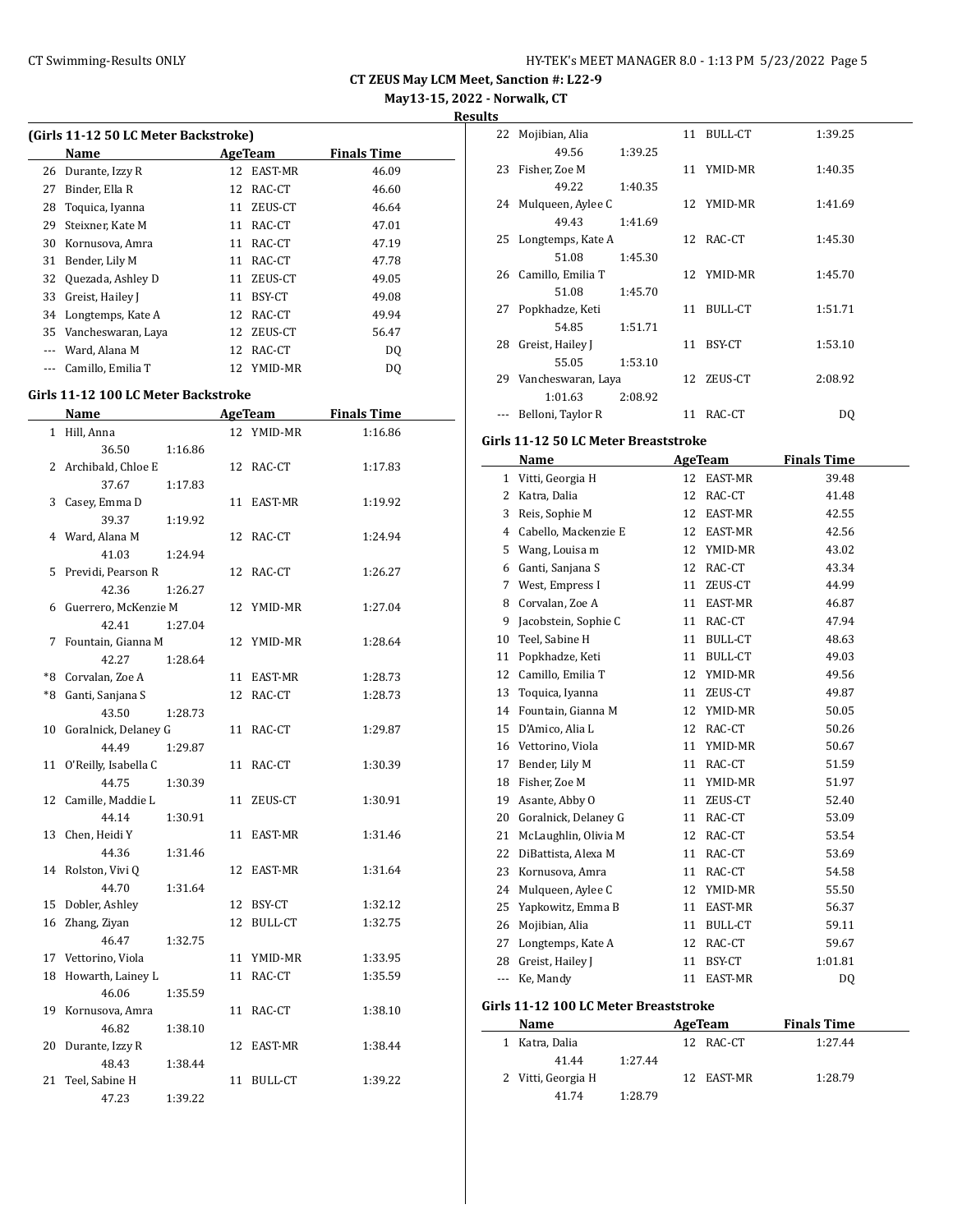**CT ZEUS May LCM Meet, Sanction #: L22-9**
**May13-15, 2022 - Norwalk, CT**
**Results**

### (Girls 11-12 50 LC Meter Backstroke)

| | Name | Age | Team | Finals Time |
|---|---|---|---|---|
| 26 | Durante, Izzy R | 12 | EAST-MR | 46.09 |
| 27 | Binder, Ella R | 12 | RAC-CT | 46.60 |
| 28 | Toquica, Iyanna | 11 | ZEUS-CT | 46.64 |
| 29 | Steixner, Kate M | 11 | RAC-CT | 47.01 |
| 30 | Kornusova, Amra | 11 | RAC-CT | 47.19 |
| 31 | Bender, Lily M | 11 | RAC-CT | 47.78 |
| 32 | Quezada, Ashley D | 11 | ZEUS-CT | 49.05 |
| 33 | Greist, Hailey J | 11 | BSY-CT | 49.08 |
| 34 | Longtemps, Kate A | 12 | RAC-CT | 49.94 |
| 35 | Vancheswaran, Laya | 12 | ZEUS-CT | 56.47 |
| --- | Ward, Alana M | 12 | RAC-CT | DQ |
| --- | Camillo, Emilia T | 12 | YMID-MR | DQ |

### Girls 11-12 100 LC Meter Backstroke

| | Name | Age | Team | Finals Time | Splits |
|---|---|---|---|---|---|
| 1 | Hill, Anna | 12 | YMID-MR | 1:16.86 | 36.50 1:16.86 |
| 2 | Archibald, Chloe E | 12 | RAC-CT | 1:17.83 | 37.67 1:17.83 |
| 3 | Casey, Emma D | 11 | EAST-MR | 1:19.92 | 39.37 1:19.92 |
| 4 | Ward, Alana M | 12 | RAC-CT | 1:24.94 | 41.03 1:24.94 |
| 5 | Previdi, Pearson R | 12 | RAC-CT | 1:26.27 | 42.36 1:26.27 |
| 6 | Guerrero, McKenzie M | 12 | YMID-MR | 1:27.04 | 42.41 1:27.04 |
| 7 | Fountain, Gianna M | 12 | YMID-MR | 1:28.64 | 42.27 1:28.64 |
| *8 | Corvalan, Zoe A | 11 | EAST-MR | 1:28.73 | |
| *8 | Ganti, Sanjana S | 12 | RAC-CT | 1:28.73 | 43.50 1:28.73 |
| 10 | Goralnick, Delaney G | 11 | RAC-CT | 1:29.87 | 44.49 1:29.87 |
| 11 | O'Reilly, Isabella C | 11 | RAC-CT | 1:30.39 | 44.75 1:30.39 |
| 12 | Camille, Maddie L | 11 | ZEUS-CT | 1:30.91 | 44.14 1:30.91 |
| 13 | Chen, Heidi Y | 11 | EAST-MR | 1:31.46 | 44.36 1:31.46 |
| 14 | Rolston, Vivi Q | 12 | EAST-MR | 1:31.64 | 44.70 1:31.64 |
| 15 | Dobler, Ashley | 12 | BSY-CT | 1:32.12 | |
| 16 | Zhang, Ziyan | 12 | BULL-CT | 1:32.75 | 46.47 1:32.75 |
| 17 | Vettorino, Viola | 11 | YMID-MR | 1:33.95 | |
| 18 | Howarth, Lainey L | 11 | RAC-CT | 1:35.59 | 46.06 1:35.59 |
| 19 | Kornusova, Amra | 11 | RAC-CT | 1:38.10 | 46.82 1:38.10 |
| 20 | Durante, Izzy R | 12 | EAST-MR | 1:38.44 | 48.43 1:38.44 |
| 21 | Teel, Sabine H | 11 | BULL-CT | 1:39.22 | 47.23 1:39.22 |
| 22 | Mojibian, Alia | 11 | BULL-CT | 1:39.25 | 49.56 1:39.25 |
| 23 | Fisher, Zoe M | 11 | YMID-MR | 1:40.35 | 49.22 1:40.35 |
| 24 | Mulqueen, Aylee C | 12 | YMID-MR | 1:41.69 | 49.43 1:41.69 |
| 25 | Longtemps, Kate A | 12 | RAC-CT | 1:45.30 | 51.08 1:45.30 |
| 26 | Camillo, Emilia T | 12 | YMID-MR | 1:45.70 | 51.08 1:45.70 |
| 27 | Popkhadze, Keti | 11 | BULL-CT | 1:51.71 | 54.85 1:51.71 |
| 28 | Greist, Hailey J | 11 | BSY-CT | 1:53.10 | 55.05 1:53.10 |
| 29 | Vancheswaran, Laya | 12 | ZEUS-CT | 2:08.92 | 1:01.63 2:08.92 |
| --- | Belloni, Taylor R | 11 | RAC-CT | DQ | |

### Girls 11-12 50 LC Meter Breaststroke

| | Name | Age | Team | Finals Time |
|---|---|---|---|---|
| 1 | Vitti, Georgia H | 12 | EAST-MR | 39.48 |
| 2 | Katra, Dalia | 12 | RAC-CT | 41.48 |
| 3 | Reis, Sophie M | 12 | EAST-MR | 42.55 |
| 4 | Cabello, Mackenzie E | 12 | EAST-MR | 42.56 |
| 5 | Wang, Louisa m | 12 | YMID-MR | 43.02 |
| 6 | Ganti, Sanjana S | 12 | RAC-CT | 43.34 |
| 7 | West, Empress I | 11 | ZEUS-CT | 44.99 |
| 8 | Corvalan, Zoe A | 11 | EAST-MR | 46.87 |
| 9 | Jacobstein, Sophie C | 11 | RAC-CT | 47.94 |
| 10 | Teel, Sabine H | 11 | BULL-CT | 48.63 |
| 11 | Popkhadze, Keti | 11 | BULL-CT | 49.03 |
| 12 | Camillo, Emilia T | 12 | YMID-MR | 49.56 |
| 13 | Toquica, Iyanna | 11 | ZEUS-CT | 49.87 |
| 14 | Fountain, Gianna M | 12 | YMID-MR | 50.05 |
| 15 | D'Amico, Alia L | 12 | RAC-CT | 50.26 |
| 16 | Vettorino, Viola | 11 | YMID-MR | 50.67 |
| 17 | Bender, Lily M | 11 | RAC-CT | 51.59 |
| 18 | Fisher, Zoe M | 11 | YMID-MR | 51.97 |
| 19 | Asante, Abby O | 11 | ZEUS-CT | 52.40 |
| 20 | Goralnick, Delaney G | 11 | RAC-CT | 53.09 |
| 21 | McLaughlin, Olivia M | 12 | RAC-CT | 53.54 |
| 22 | DiBattista, Alexa M | 11 | RAC-CT | 53.69 |
| 23 | Kornusova, Amra | 11 | RAC-CT | 54.58 |
| 24 | Mulqueen, Aylee C | 12 | YMID-MR | 55.50 |
| 25 | Yapkowitz, Emma B | 11 | EAST-MR | 56.37 |
| 26 | Mojibian, Alia | 11 | BULL-CT | 59.11 |
| 27 | Longtemps, Kate A | 12 | RAC-CT | 59.67 |
| 28 | Greist, Hailey J | 11 | BSY-CT | 1:01.81 |
| --- | Ke, Mandy | 11 | EAST-MR | DQ |

### Girls 11-12 100 LC Meter Breaststroke

| | Name | Age | Team | Finals Time | Splits |
|---|---|---|---|---|---|
| 1 | Katra, Dalia | 12 | RAC-CT | 1:27.44 | 41.44 1:27.44 |
| 2 | Vitti, Georgia H | 12 | EAST-MR | 1:28.79 | 41.74 1:28.79 |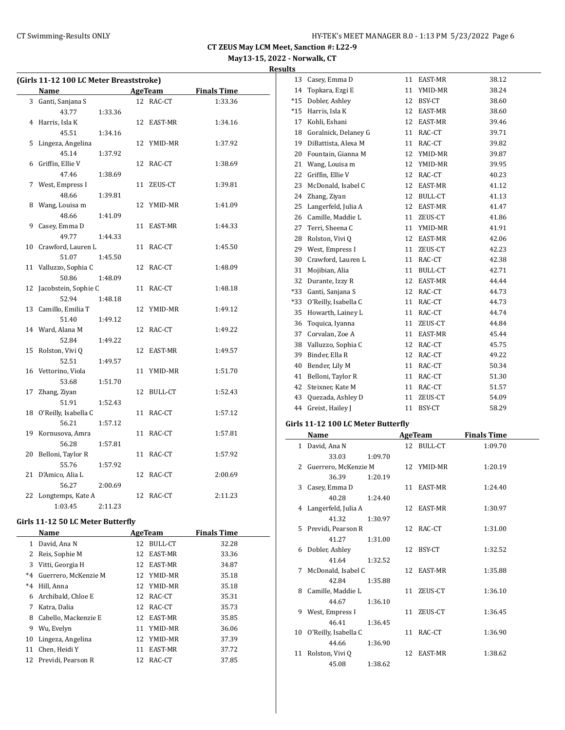**CT ZEUS May LCM Meet, Sanction #: L22-9**

**May13-15, 2022 - Norwalk, CT**

**Results**

### (Girls 11-12 100 LC Meter Breaststroke)

| | Name | | Age | Team | Finals Time |
|---|---|---|---|---|---|
| 3 | Ganti, Sanjana S | | 12 | RAC-CT | 1:33.36 |
| | 43.77 | 1:33.36 | | | |
| 4 | Harris, Isla K | | 12 | EAST-MR | 1:34.16 |
| | 45.51 | 1:34.16 | | | |
| 5 | Lingeza, Angelina | | 12 | YMID-MR | 1:37.92 |
| | 45.14 | 1:37.92 | | | |
| 6 | Griffin, Ellie V | | 12 | RAC-CT | 1:38.69 |
| | 47.46 | 1:38.69 | | | |
| 7 | West, Empress I | | 11 | ZEUS-CT | 1:39.81 |
| | 48.66 | 1:39.81 | | | |
| 8 | Wang, Louisa m | | 12 | YMID-MR | 1:41.09 |
| | 48.66 | 1:41.09 | | | |
| 9 | Casey, Emma D | | 11 | EAST-MR | 1:44.33 |
| | 49.77 | 1:44.33 | | | |
| 10 | Crawford, Lauren L | | 11 | RAC-CT | 1:45.50 |
| | 51.07 | 1:45.50 | | | |
| 11 | Valluzzo, Sophia C | | 12 | RAC-CT | 1:48.09 |
| | 50.86 | 1:48.09 | | | |
| 12 | Jacobstein, Sophie C | | 11 | RAC-CT | 1:48.18 |
| | 52.94 | 1:48.18 | | | |
| 13 | Camillo, Emilia T | | 12 | YMID-MR | 1:49.12 |
| | 51.40 | 1:49.12 | | | |
| 14 | Ward, Alana M | | 12 | RAC-CT | 1:49.22 |
| | 52.84 | 1:49.22 | | | |
| 15 | Rolston, Vivi Q | | 12 | EAST-MR | 1:49.57 |
| | 52.51 | 1:49.57 | | | |
| 16 | Vettorino, Viola | | 11 | YMID-MR | 1:51.70 |
| | 53.68 | 1:51.70 | | | |
| 17 | Zhang, Ziyan | | 12 | BULL-CT | 1:52.43 |
| | 51.91 | 1:52.43 | | | |
| 18 | O'Reilly, Isabella C | | 11 | RAC-CT | 1:57.12 |
| | 56.21 | 1:57.12 | | | |
| 19 | Kornusova, Amra | | 11 | RAC-CT | 1:57.81 |
| | 56.28 | 1:57.81 | | | |
| 20 | Belloni, Taylor R | | 11 | RAC-CT | 1:57.92 |
| | 55.76 | 1:57.92 | | | |
| 21 | D'Amico, Alia L | | 12 | RAC-CT | 2:00.69 |
| | 56.27 | 2:00.69 | | | |
| 22 | Longtemps, Kate A | | 12 | RAC-CT | 2:11.23 |
| | 1:03.45 | 2:11.23 | | | |

### Girls 11-12 50 LC Meter Butterfly

| | Name | Age | Team | Finals Time |
|---|---|---|---|---|
| 1 | David, Ana N | 12 | BULL-CT | 32.28 |
| 2 | Reis, Sophie M | 12 | EAST-MR | 33.36 |
| 3 | Vitti, Georgia H | 12 | EAST-MR | 34.87 |
| *4 | Guerrero, McKenzie M | 12 | YMID-MR | 35.18 |
| *4 | Hill, Anna | 12 | YMID-MR | 35.18 |
| 6 | Archibald, Chloe E | 12 | RAC-CT | 35.31 |
| 7 | Katra, Dalia | 12 | RAC-CT | 35.73 |
| 8 | Cabello, Mackenzie E | 12 | EAST-MR | 35.85 |
| 9 | Wu, Evelyn | 11 | YMID-MR | 36.06 |
| 10 | Lingeza, Angelina | 12 | YMID-MR | 37.39 |
| 11 | Chen, Heidi Y | 11 | EAST-MR | 37.72 |
| 12 | Previdi, Pearson R | 12 | RAC-CT | 37.85 |
| 13 | Casey, Emma D | 11 | EAST-MR | 38.12 |
| 14 | Topkara, Ezgi E | 11 | YMID-MR | 38.24 |
| *15 | Dobler, Ashley | 12 | BSY-CT | 38.60 |
| *15 | Harris, Isla K | 12 | EAST-MR | 38.60 |
| 17 | Kohli, Eshani | 12 | EAST-MR | 39.46 |
| 18 | Goralnick, Delaney G | 11 | RAC-CT | 39.71 |
| 19 | DiBattista, Alexa M | 11 | RAC-CT | 39.82 |
| 20 | Fountain, Gianna M | 12 | YMID-MR | 39.87 |
| 21 | Wang, Louisa m | 12 | YMID-MR | 39.95 |
| 22 | Griffin, Ellie V | 12 | RAC-CT | 40.23 |
| 23 | McDonald, Isabel C | 12 | EAST-MR | 41.12 |
| 24 | Zhang, Ziyan | 12 | BULL-CT | 41.13 |
| 25 | Langerfeld, Julia A | 12 | EAST-MR | 41.47 |
| 26 | Camille, Maddie L | 11 | ZEUS-CT | 41.86 |
| 27 | Terri, Sheena C | 11 | YMID-MR | 41.91 |
| 28 | Rolston, Vivi Q | 12 | EAST-MR | 42.06 |
| 29 | West, Empress I | 11 | ZEUS-CT | 42.23 |
| 30 | Crawford, Lauren L | 11 | RAC-CT | 42.38 |
| 31 | Mojibian, Alia | 11 | BULL-CT | 42.71 |
| 32 | Durante, Izzy R | 12 | EAST-MR | 44.44 |
| *33 | Ganti, Sanjana S | 12 | RAC-CT | 44.73 |
| *33 | O'Reilly, Isabella C | 11 | RAC-CT | 44.73 |
| 35 | Howarth, Lainey L | 11 | RAC-CT | 44.74 |
| 36 | Toquica, Iyanna | 11 | ZEUS-CT | 44.84 |
| 37 | Corvalan, Zoe A | 11 | EAST-MR | 45.44 |
| 38 | Valluzzo, Sophia C | 12 | RAC-CT | 45.75 |
| 39 | Binder, Ella R | 12 | RAC-CT | 49.22 |
| 40 | Bender, Lily M | 11 | RAC-CT | 50.34 |
| 41 | Belloni, Taylor R | 11 | RAC-CT | 51.30 |
| 42 | Steixner, Kate M | 11 | RAC-CT | 51.57 |
| 43 | Quezada, Ashley D | 11 | ZEUS-CT | 54.09 |
| 44 | Greist, Hailey J | 11 | BSY-CT | 58.29 |

### Girls 11-12 100 LC Meter Butterfly

| | Name | | Age | Team | Finals Time |
|---|---|---|---|---|---|
| 1 | David, Ana N | | 12 | BULL-CT | 1:09.70 |
| | 33.03 | 1:09.70 | | | |
| 2 | Guerrero, McKenzie M | | 12 | YMID-MR | 1:20.19 |
| | 36.39 | 1:20.19 | | | |
| 3 | Casey, Emma D | | 11 | EAST-MR | 1:24.40 |
| | 40.28 | 1:24.40 | | | |
| 4 | Langerfeld, Julia A | | 12 | EAST-MR | 1:30.97 |
| | 41.32 | 1:30.97 | | | |
| 5 | Previdi, Pearson R | | 12 | RAC-CT | 1:31.00 |
| | 41.27 | 1:31.00 | | | |
| 6 | Dobler, Ashley | | 12 | BSY-CT | 1:32.52 |
| | 41.64 | 1:32.52 | | | |
| 7 | McDonald, Isabel C | | 12 | EAST-MR | 1:35.88 |
| | 42.84 | 1:35.88 | | | |
| 8 | Camille, Maddie L | | 11 | ZEUS-CT | 1:36.10 |
| | 44.67 | 1:36.10 | | | |
| 9 | West, Empress I | | 11 | ZEUS-CT | 1:36.45 |
| | 46.41 | 1:36.45 | | | |
| 10 | O'Reilly, Isabella C | | 11 | RAC-CT | 1:36.90 |
| | 44.66 | 1:36.90 | | | |
| 11 | Rolston, Vivi Q | | 12 | EAST-MR | 1:38.62 |
| | 45.08 | 1:38.62 | | | |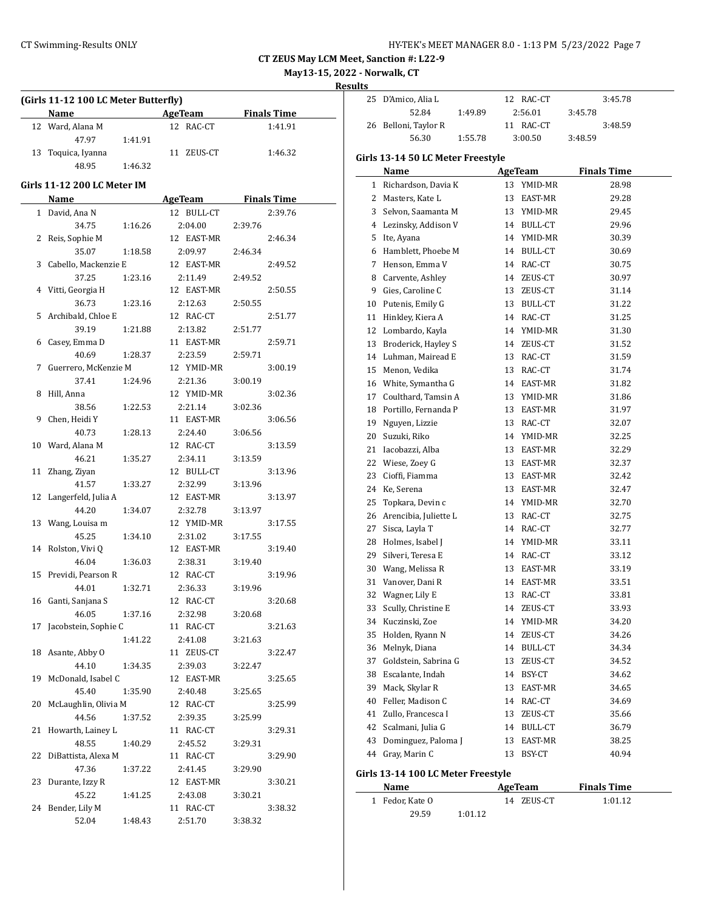CT ZEUS May LCM Meet, Sanction #: L22-9

May13-15, 2022 - Norwalk, CT

Results

### (Girls 11-12 100 LC Meter Butterfly)

| | Name | AgeTeam | | Finals Time |
|---|---|---|---|---|
| 12 | Ward, Alana M | 12 | RAC-CT | 1:41.91 |
| | 47.97 1:41.91 | | | |
| 13 | Toquica, Iyanna | 11 | ZEUS-CT | 1:46.32 |
| | 48.95 1:46.32 | | | |

### Girls 11-12 200 LC Meter IM

| | Name | AgeTeam | | Finals Time |
|---|---|---|---|---|
| 1 | David, Ana N | 12 | BULL-CT | 2:39.76 |
| | 34.75 1:16.26 2:04.00 2:39.76 | | | |
| 2 | Reis, Sophie M | 12 | EAST-MR | 2:46.34 |
| | 35.07 1:18.58 2:09.97 2:46.34 | | | |
| 3 | Cabello, Mackenzie E | 12 | EAST-MR | 2:49.52 |
| | 37.25 1:23.16 2:11.49 2:49.52 | | | |
| 4 | Vitti, Georgia H | 12 | EAST-MR | 2:50.55 |
| | 36.73 1:23.16 2:12.63 2:50.55 | | | |
| 5 | Archibald, Chloe E | 12 | RAC-CT | 2:51.77 |
| | 39.19 1:21.88 2:13.82 2:51.77 | | | |
| 6 | Casey, Emma D | 11 | EAST-MR | 2:59.71 |
| | 40.69 1:28.37 2:23.59 2:59.71 | | | |
| 7 | Guerrero, McKenzie M | 12 | YMID-MR | 3:00.19 |
| | 37.41 1:24.96 2:21.36 3:00.19 | | | |
| 8 | Hill, Anna | 12 | YMID-MR | 3:02.36 |
| | 38.56 1:22.53 2:21.14 3:02.36 | | | |
| 9 | Chen, Heidi Y | 11 | EAST-MR | 3:06.56 |
| | 40.73 1:28.13 2:24.40 3:06.56 | | | |
| 10 | Ward, Alana M | 12 | RAC-CT | 3:13.59 |
| | 46.21 1:35.27 2:34.11 3:13.59 | | | |
| 11 | Zhang, Ziyan | 12 | BULL-CT | 3:13.96 |
| | 41.57 1:33.27 2:32.99 3:13.96 | | | |
| 12 | Langerfeld, Julia A | 12 | EAST-MR | 3:13.97 |
| | 44.20 1:34.07 2:32.78 3:13.97 | | | |
| 13 | Wang, Louisa m | 12 | YMID-MR | 3:17.55 |
| | 45.25 1:34.10 2:31.02 3:17.55 | | | |
| 14 | Rolston, Vivi Q | 12 | EAST-MR | 3:19.40 |
| | 46.04 1:36.03 2:38.31 3:19.40 | | | |
| 15 | Previdi, Pearson R | 12 | RAC-CT | 3:19.96 |
| | 44.01 1:32.71 2:36.33 3:19.96 | | | |
| 16 | Ganti, Sanjana S | 12 | RAC-CT | 3:20.68 |
| | 46.05 1:37.16 2:32.98 3:20.68 | | | |
| 17 | Jacobstein, Sophie C | 11 | RAC-CT | 3:21.63 |
| | 1:41.22 2:41.08 3:21.63 | | | |
| 18 | Asante, Abby O | 11 | ZEUS-CT | 3:22.47 |
| | 44.10 1:34.35 2:39.03 3:22.47 | | | |
| 19 | McDonald, Isabel C | 12 | EAST-MR | 3:25.65 |
| | 45.40 1:35.90 2:40.48 3:25.65 | | | |
| 20 | McLaughlin, Olivia M | 12 | RAC-CT | 3:25.99 |
| | 44.56 1:37.52 2:39.35 3:25.99 | | | |
| 21 | Howarth, Lainey L | 11 | RAC-CT | 3:29.31 |
| | 48.55 1:40.29 2:45.52 3:29.31 | | | |
| 22 | DiBattista, Alexa M | 11 | RAC-CT | 3:29.90 |
| | 47.36 1:37.22 2:41.45 3:29.90 | | | |
| 23 | Durante, Izzy R | 12 | EAST-MR | 3:30.21 |
| | 45.22 1:41.25 2:43.08 3:30.21 | | | |
| 24 | Bender, Lily M | 11 | RAC-CT | 3:38.32 |
| | 52.04 1:48.43 2:51.70 3:38.32 | | | |
| 25 | D'Amico, Alia L | 12 | RAC-CT | 3:45.78 |
| | 52.84 1:49.89 2:56.01 3:45.78 | | | |
| 26 | Belloni, Taylor R | 11 | RAC-CT | 3:48.59 |
| | 56.30 1:55.78 3:00.50 3:48.59 | | | |

### Girls 13-14 50 LC Meter Freestyle

| | Name | AgeTeam | | Finals Time |
|---|---|---|---|---|
| 1 | Richardson, Davia K | 13 | YMID-MR | 28.98 |
| 2 | Masters, Kate L | 13 | EAST-MR | 29.28 |
| 3 | Selvon, Saamanta M | 13 | YMID-MR | 29.45 |
| 4 | Lezinsky, Addison V | 14 | BULL-CT | 29.96 |
| 5 | Ite, Ayana | 14 | YMID-MR | 30.39 |
| 6 | Hamblett, Phoebe M | 14 | BULL-CT | 30.69 |
| 7 | Henson, Emma V | 14 | RAC-CT | 30.75 |
| 8 | Carvente, Ashley | 14 | ZEUS-CT | 30.97 |
| 9 | Gies, Caroline C | 13 | ZEUS-CT | 31.14 |
| 10 | Putenis, Emily G | 13 | BULL-CT | 31.22 |
| 11 | Hinkley, Kiera A | 14 | RAC-CT | 31.25 |
| 12 | Lombardo, Kayla | 14 | YMID-MR | 31.30 |
| 13 | Broderick, Hayley S | 14 | ZEUS-CT | 31.52 |
| 14 | Luhman, Mairead E | 13 | RAC-CT | 31.59 |
| 15 | Menon, Vedika | 13 | RAC-CT | 31.74 |
| 16 | White, Symantha G | 14 | EAST-MR | 31.82 |
| 17 | Coulthard, Tamsin A | 13 | YMID-MR | 31.86 |
| 18 | Portillo, Fernanda P | 13 | EAST-MR | 31.97 |
| 19 | Nguyen, Lizzie | 13 | RAC-CT | 32.07 |
| 20 | Suzuki, Riko | 14 | YMID-MR | 32.25 |
| 21 | Iacobazzi, Alba | 13 | EAST-MR | 32.29 |
| 22 | Wiese, Zoey G | 13 | EAST-MR | 32.37 |
| 23 | Cioffi, Fiamma | 13 | EAST-MR | 32.42 |
| 24 | Ke, Serena | 13 | EAST-MR | 32.47 |
| 25 | Topkara, Devin c | 14 | YMID-MR | 32.70 |
| 26 | Arencibia, Juliette L | 13 | RAC-CT | 32.75 |
| 27 | Sisca, Layla T | 14 | RAC-CT | 32.77 |
| 28 | Holmes, Isabel J | 14 | YMID-MR | 33.11 |
| 29 | Silveri, Teresa E | 14 | RAC-CT | 33.12 |
| 30 | Wang, Melissa R | 13 | EAST-MR | 33.19 |
| 31 | Vanover, Dani R | 14 | EAST-MR | 33.51 |
| 32 | Wagner, Lily E | 13 | RAC-CT | 33.81 |
| 33 | Scully, Christine E | 14 | ZEUS-CT | 33.93 |
| 34 | Kuczinski, Zoe | 14 | YMID-MR | 34.20 |
| 35 | Holden, Ryann N | 14 | ZEUS-CT | 34.26 |
| 36 | Melnyk, Diana | 14 | BULL-CT | 34.34 |
| 37 | Goldstein, Sabrina G | 13 | ZEUS-CT | 34.52 |
| 38 | Escalante, Indah | 14 | BSY-CT | 34.62 |
| 39 | Mack, Skylar R | 13 | EAST-MR | 34.65 |
| 40 | Feller, Madison C | 14 | RAC-CT | 34.69 |
| 41 | Zullo, Francesca I | 13 | ZEUS-CT | 35.66 |
| 42 | Scalmani, Julia G | 14 | BULL-CT | 36.79 |
| 43 | Dominguez, Paloma J | 13 | EAST-MR | 38.25 |
| 44 | Gray, Marin C | 13 | BSY-CT | 40.94 |

### Girls 13-14 100 LC Meter Freestyle

| | Name | AgeTeam | | Finals Time |
|---|---|---|---|---|
| 1 | Fedor, Kate O | 14 | ZEUS-CT | 1:01.12 |
| | 29.59 1:01.12 | | | |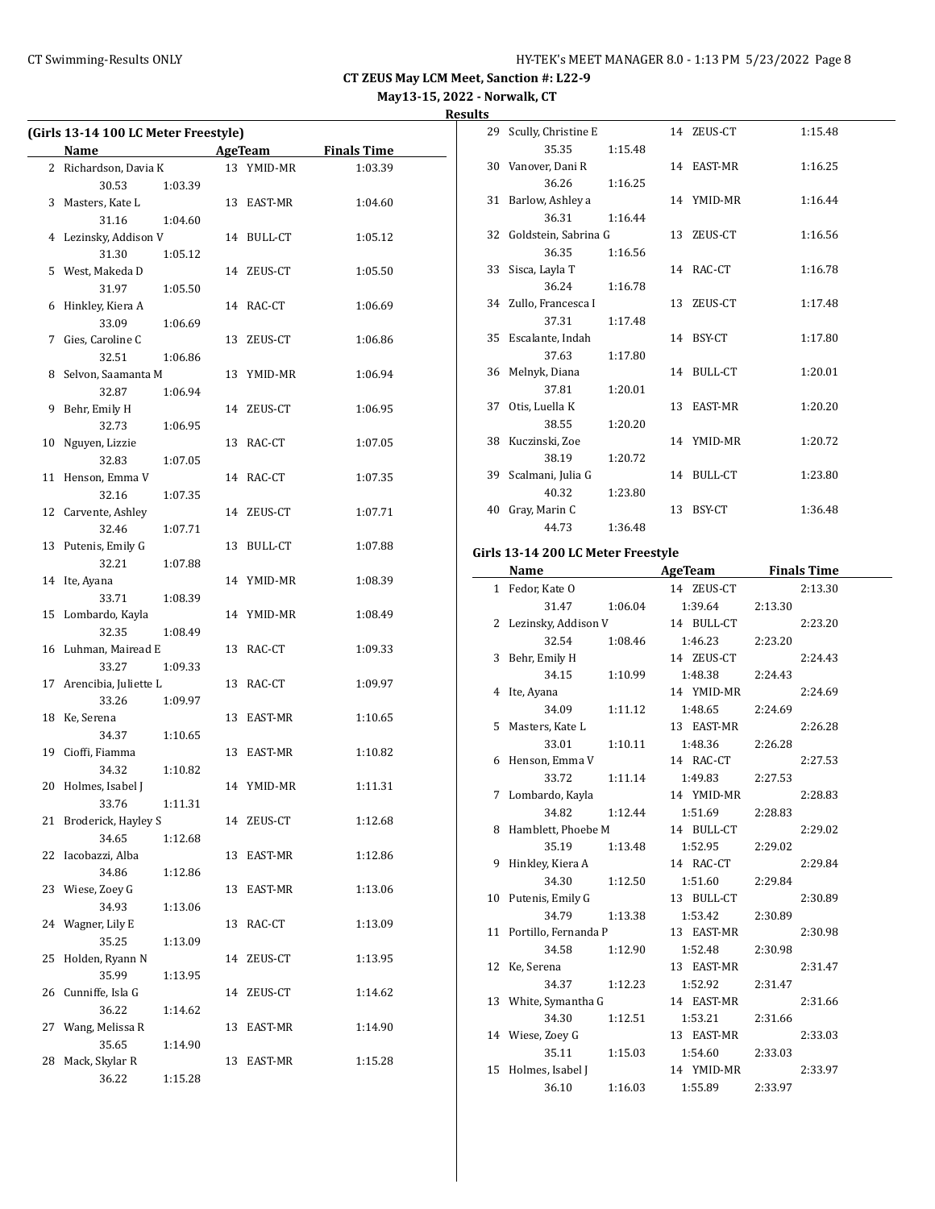**CT ZEUS May LCM Meet, Sanction #: L22-9**

**May13-15, 2022 - Norwalk, CT**

**Results**

### (Girls 13-14 100 LC Meter Freestyle)

| | Name | Age | Team | Finals Time | Splits |
|---|---|---|---|---|---|
| 2 | Richardson, Davia K | 13 | YMID-MR | 1:03.39 | 30.53, 1:03.39 |
| 3 | Masters, Kate L | 13 | EAST-MR | 1:04.60 | 31.16, 1:04.60 |
| 4 | Lezinsky, Addison V | 14 | BULL-CT | 1:05.12 | 31.30, 1:05.12 |
| 5 | West, Makeda D | 14 | ZEUS-CT | 1:05.50 | 31.97, 1:05.50 |
| 6 | Hinkley, Kiera A | 14 | RAC-CT | 1:06.69 | 33.09, 1:06.69 |
| 7 | Gies, Caroline C | 13 | ZEUS-CT | 1:06.86 | 32.51, 1:06.86 |
| 8 | Selvon, Saamanta M | 13 | YMID-MR | 1:06.94 | 32.87, 1:06.94 |
| 9 | Behr, Emily H | 14 | ZEUS-CT | 1:06.95 | 32.73, 1:06.95 |
| 10 | Nguyen, Lizzie | 13 | RAC-CT | 1:07.05 | 32.83, 1:07.05 |
| 11 | Henson, Emma V | 14 | RAC-CT | 1:07.35 | 32.16, 1:07.35 |
| 12 | Carvente, Ashley | 14 | ZEUS-CT | 1:07.71 | 32.46, 1:07.71 |
| 13 | Putenis, Emily G | 13 | BULL-CT | 1:07.88 | 32.21, 1:07.88 |
| 14 | Ite, Ayana | 14 | YMID-MR | 1:08.39 | 33.71, 1:08.39 |
| 15 | Lombardo, Kayla | 14 | YMID-MR | 1:08.49 | 32.35, 1:08.49 |
| 16 | Luhman, Mairead E | 13 | RAC-CT | 1:09.33 | 33.27, 1:09.33 |
| 17 | Arencibia, Juliette L | 13 | RAC-CT | 1:09.97 | 33.26, 1:09.97 |
| 18 | Ke, Serena | 13 | EAST-MR | 1:10.65 | 34.37, 1:10.65 |
| 19 | Cioffi, Fiamma | 13 | EAST-MR | 1:10.82 | 34.32, 1:10.82 |
| 20 | Holmes, Isabel J | 14 | YMID-MR | 1:11.31 | 33.76, 1:11.31 |
| 21 | Broderick, Hayley S | 14 | ZEUS-CT | 1:12.68 | 34.65, 1:12.68 |
| 22 | Iacobazzi, Alba | 13 | EAST-MR | 1:12.86 | 34.86, 1:12.86 |
| 23 | Wiese, Zoey G | 13 | EAST-MR | 1:13.06 | 34.93, 1:13.06 |
| 24 | Wagner, Lily E | 13 | RAC-CT | 1:13.09 | 35.25, 1:13.09 |
| 25 | Holden, Ryann N | 14 | ZEUS-CT | 1:13.95 | 35.99, 1:13.95 |
| 26 | Cunniffe, Isla G | 14 | ZEUS-CT | 1:14.62 | 36.22, 1:14.62 |
| 27 | Wang, Melissa R | 13 | EAST-MR | 1:14.90 | 35.65, 1:14.90 |
| 28 | Mack, Skylar R | 13 | EAST-MR | 1:15.28 | 36.22, 1:15.28 |
| 29 | Scully, Christine E | 14 | ZEUS-CT | 1:15.48 | 35.35, 1:15.48 |
| 30 | Vanover, Dani R | 14 | EAST-MR | 1:16.25 | 36.26, 1:16.25 |
| 31 | Barlow, Ashley a | 14 | YMID-MR | 1:16.44 | 36.31, 1:16.44 |
| 32 | Goldstein, Sabrina G | 13 | ZEUS-CT | 1:16.56 | 36.35, 1:16.56 |
| 33 | Sisca, Layla T | 14 | RAC-CT | 1:16.78 | 36.24, 1:16.78 |
| 34 | Zullo, Francesca I | 13 | ZEUS-CT | 1:17.48 | 37.31, 1:17.48 |
| 35 | Escalante, Indah | 14 | BSY-CT | 1:17.80 | 37.63, 1:17.80 |
| 36 | Melnyk, Diana | 14 | BULL-CT | 1:20.01 | 37.81, 1:20.01 |
| 37 | Otis, Luella K | 13 | EAST-MR | 1:20.20 | 38.55, 1:20.20 |
| 38 | Kuczinski, Zoe | 14 | YMID-MR | 1:20.72 | 38.19, 1:20.72 |
| 39 | Scalmani, Julia G | 14 | BULL-CT | 1:23.80 | 40.32, 1:23.80 |
| 40 | Gray, Marin C | 13 | BSY-CT | 1:36.48 | 44.73, 1:36.48 |

### Girls 13-14 200 LC Meter Freestyle

| | Name | Age | Team | Finals Time | Splits |
|---|---|---|---|---|---|
| 1 | Fedor, Kate O | 14 | ZEUS-CT | 2:13.30 | 31.47, 1:06.04, 1:39.64, 2:13.30 |
| 2 | Lezinsky, Addison V | 14 | BULL-CT | 2:23.20 | 32.54, 1:08.46, 1:46.23, 2:23.20 |
| 3 | Behr, Emily H | 14 | ZEUS-CT | 2:24.43 | 34.15, 1:10.99, 1:48.38, 2:24.43 |
| 4 | Ite, Ayana | 14 | YMID-MR | 2:24.69 | 34.09, 1:11.12, 1:48.65, 2:24.69 |
| 5 | Masters, Kate L | 13 | EAST-MR | 2:26.28 | 33.01, 1:10.11, 1:48.36, 2:26.28 |
| 6 | Henson, Emma V | 14 | RAC-CT | 2:27.53 | 33.72, 1:11.14, 1:49.83, 2:27.53 |
| 7 | Lombardo, Kayla | 14 | YMID-MR | 2:28.83 | 34.82, 1:12.44, 1:51.69, 2:28.83 |
| 8 | Hamblett, Phoebe M | 14 | BULL-CT | 2:29.02 | 35.19, 1:13.48, 1:52.95, 2:29.02 |
| 9 | Hinkley, Kiera A | 14 | RAC-CT | 2:29.84 | 34.30, 1:12.50, 1:51.60, 2:29.84 |
| 10 | Putenis, Emily G | 13 | BULL-CT | 2:30.89 | 34.79, 1:13.38, 1:53.42, 2:30.89 |
| 11 | Portillo, Fernanda P | 13 | EAST-MR | 2:30.98 | 34.58, 1:12.90, 1:52.48, 2:30.98 |
| 12 | Ke, Serena | 13 | EAST-MR | 2:31.47 | 34.37, 1:12.23, 1:52.92, 2:31.47 |
| 13 | White, Symantha G | 14 | EAST-MR | 2:31.66 | 34.30, 1:12.51, 1:53.21, 2:31.66 |
| 14 | Wiese, Zoey G | 13 | EAST-MR | 2:33.03 | 35.11, 1:15.03, 1:54.60, 2:33.03 |
| 15 | Holmes, Isabel J | 14 | YMID-MR | 2:33.97 | 36.10, 1:16.03, 1:55.89, 2:33.97 |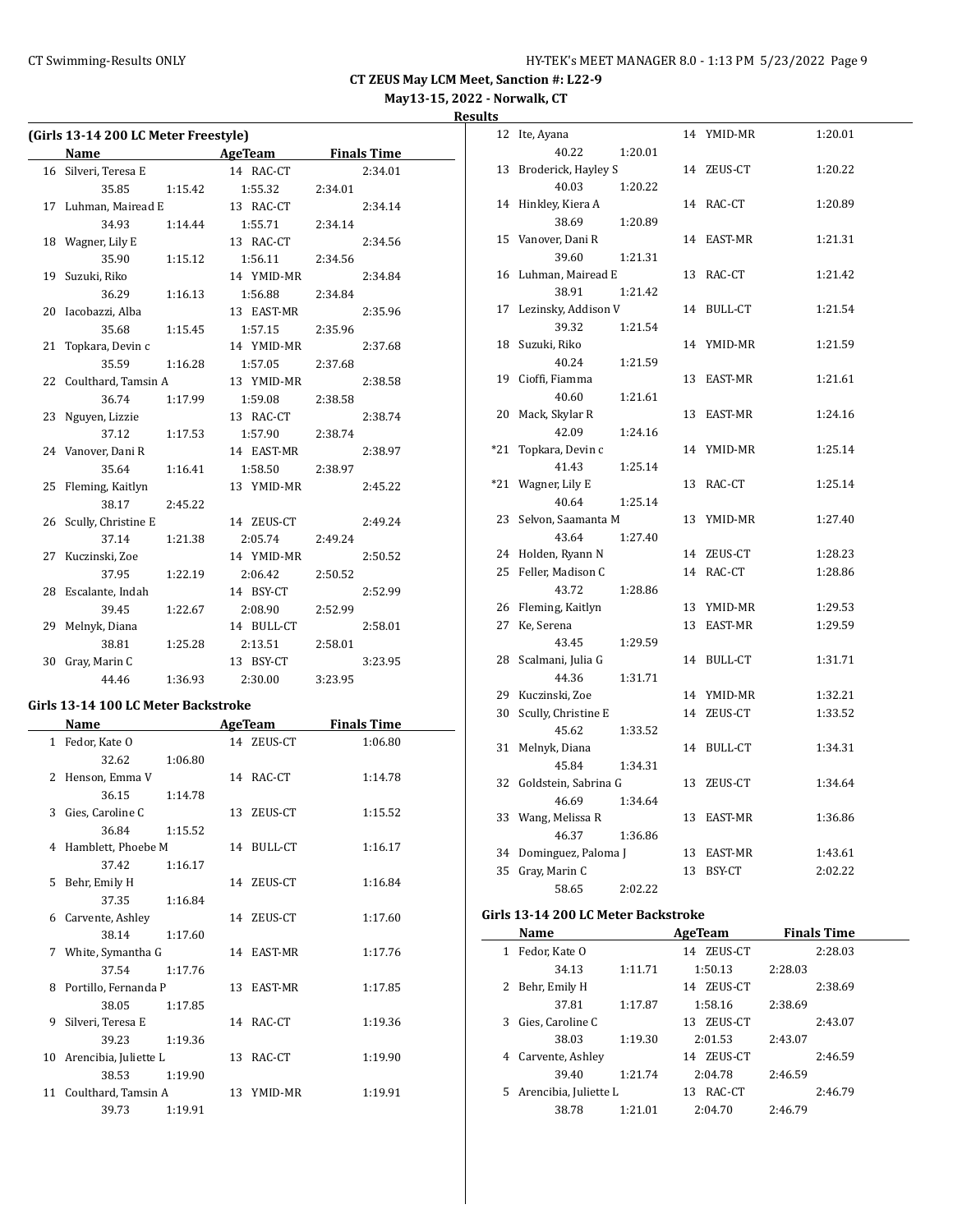# CT ZEUS May LCM Meet, Sanction #: L22-9

**May13-15, 2022 - Norwalk, CT**

**Results**

### (Girls 13-14 200 LC Meter Freestyle)

| | Name | Age | Team | Finals Time |
|---|---|---|---|---|
| 16 | Silveri, Teresa E | 14 | RAC-CT | 2:34.01 |
| | 35.85 1:15.42 1:55.32 2:34.01 | | | |
| 17 | Luhman, Mairead E | 13 | RAC-CT | 2:34.14 |
| | 34.93 1:14.44 1:55.71 2:34.14 | | | |
| 18 | Wagner, Lily E | 13 | RAC-CT | 2:34.56 |
| | 35.90 1:15.12 1:56.11 2:34.56 | | | |
| 19 | Suzuki, Riko | 14 | YMID-MR | 2:34.84 |
| | 36.29 1:16.13 1:56.88 2:34.84 | | | |
| 20 | Iacobazzi, Alba | 13 | EAST-MR | 2:35.96 |
| | 35.68 1:15.45 1:57.15 2:35.96 | | | |
| 21 | Topkara, Devin c | 14 | YMID-MR | 2:37.68 |
| | 35.59 1:16.28 1:57.05 2:37.68 | | | |
| 22 | Coulthard, Tamsin A | 13 | YMID-MR | 2:38.58 |
| | 36.74 1:17.99 1:59.08 2:38.58 | | | |
| 23 | Nguyen, Lizzie | 13 | RAC-CT | 2:38.74 |
| | 37.12 1:17.53 1:57.90 2:38.74 | | | |
| 24 | Vanover, Dani R | 14 | EAST-MR | 2:38.97 |
| | 35.64 1:16.41 1:58.50 2:38.97 | | | |
| 25 | Fleming, Kaitlyn | 13 | YMID-MR | 2:45.22 |
| | 38.17 2:45.22 | | | |
| 26 | Scully, Christine E | 14 | ZEUS-CT | 2:49.24 |
| | 37.14 1:21.38 2:05.74 2:49.24 | | | |
| 27 | Kuczinski, Zoe | 14 | YMID-MR | 2:50.52 |
| | 37.95 1:22.19 2:06.42 2:50.52 | | | |
| 28 | Escalante, Indah | 14 | BSY-CT | 2:52.99 |
| | 39.45 1:22.67 2:08.90 2:52.99 | | | |
| 29 | Melnyk, Diana | 14 | BULL-CT | 2:58.01 |
| | 38.81 1:25.28 2:13.51 2:58.01 | | | |
| 30 | Gray, Marin C | 13 | BSY-CT | 3:23.95 |
| | 44.46 1:36.93 2:30.00 3:23.95 | | | |

### Girls 13-14 100 LC Meter Backstroke

| | Name | Age | Team | Finals Time |
|---|---|---|---|---|
| 1 | Fedor, Kate O | 14 | ZEUS-CT | 1:06.80 |
| | 32.62 1:06.80 | | | |
| 2 | Henson, Emma V | 14 | RAC-CT | 1:14.78 |
| | 36.15 1:14.78 | | | |
| 3 | Gies, Caroline C | 13 | ZEUS-CT | 1:15.52 |
| | 36.84 1:15.52 | | | |
| 4 | Hamblett, Phoebe M | 14 | BULL-CT | 1:16.17 |
| | 37.42 1:16.17 | | | |
| 5 | Behr, Emily H | 14 | ZEUS-CT | 1:16.84 |
| | 37.35 1:16.84 | | | |
| 6 | Carvente, Ashley | 14 | ZEUS-CT | 1:17.60 |
| | 38.14 1:17.60 | | | |
| 7 | White, Symantha G | 14 | EAST-MR | 1:17.76 |
| | 37.54 1:17.76 | | | |
| 8 | Portillo, Fernanda P | 13 | EAST-MR | 1:17.85 |
| | 38.05 1:17.85 | | | |
| 9 | Silveri, Teresa E | 14 | RAC-CT | 1:19.36 |
| | 39.23 1:19.36 | | | |
| 10 | Arencibia, Juliette L | 13 | RAC-CT | 1:19.90 |
| | 38.53 1:19.90 | | | |
| 11 | Coulthard, Tamsin A | 13 | YMID-MR | 1:19.91 |
| | 39.73 1:19.91 | | | |
| 12 | Ite, Ayana | 14 | YMID-MR | 1:20.01 |
| | 40.22 1:20.01 | | | |
| 13 | Broderick, Hayley S | 14 | ZEUS-CT | 1:20.22 |
| | 40.03 1:20.22 | | | |
| 14 | Hinkley, Kiera A | 14 | RAC-CT | 1:20.89 |
| | 38.69 1:20.89 | | | |
| 15 | Vanover, Dani R | 14 | EAST-MR | 1:21.31 |
| | 39.60 1:21.31 | | | |
| 16 | Luhman, Mairead E | 13 | RAC-CT | 1:21.42 |
| | 38.91 1:21.42 | | | |
| 17 | Lezinsky, Addison V | 14 | BULL-CT | 1:21.54 |
| | 39.32 1:21.54 | | | |
| 18 | Suzuki, Riko | 14 | YMID-MR | 1:21.59 |
| | 40.24 1:21.59 | | | |
| 19 | Cioffi, Fiamma | 13 | EAST-MR | 1:21.61 |
| | 40.60 1:21.61 | | | |
| 20 | Mack, Skylar R | 13 | EAST-MR | 1:24.16 |
| | 42.09 1:24.16 | | | |
| *21 | Topkara, Devin c | 14 | YMID-MR | 1:25.14 |
| | 41.43 1:25.14 | | | |
| *21 | Wagner, Lily E | 13 | RAC-CT | 1:25.14 |
| | 40.64 1:25.14 | | | |
| 23 | Selvon, Saamanta M | 13 | YMID-MR | 1:27.40 |
| | 43.64 1:27.40 | | | |
| 24 | Holden, Ryann N | 14 | ZEUS-CT | 1:28.23 |
| 25 | Feller, Madison C | 14 | RAC-CT | 1:28.86 |
| | 43.72 1:28.86 | | | |
| 26 | Fleming, Kaitlyn | 13 | YMID-MR | 1:29.53 |
| 27 | Ke, Serena | 13 | EAST-MR | 1:29.59 |
| | 43.45 1:29.59 | | | |
| 28 | Scalmani, Julia G | 14 | BULL-CT | 1:31.71 |
| | 44.36 1:31.71 | | | |
| 29 | Kuczinski, Zoe | 14 | YMID-MR | 1:32.21 |
| 30 | Scully, Christine E | 14 | ZEUS-CT | 1:33.52 |
| | 45.62 1:33.52 | | | |
| 31 | Melnyk, Diana | 14 | BULL-CT | 1:34.31 |
| | 45.84 1:34.31 | | | |
| 32 | Goldstein, Sabrina G | 13 | ZEUS-CT | 1:34.64 |
| | 46.69 1:34.64 | | | |
| 33 | Wang, Melissa R | 13 | EAST-MR | 1:36.86 |
| | 46.37 1:36.86 | | | |
| 34 | Dominguez, Paloma J | 13 | EAST-MR | 1:43.61 |
| 35 | Gray, Marin C | 13 | BSY-CT | 2:02.22 |
| | 58.65 2:02.22 | | | |

### Girls 13-14 200 LC Meter Backstroke

| | Name | Age | Team | Finals Time |
|---|---|---|---|---|
| 1 | Fedor, Kate O | 14 | ZEUS-CT | 2:28.03 |
| | 34.13 1:11.71 1:50.13 2:28.03 | | | |
| 2 | Behr, Emily H | 14 | ZEUS-CT | 2:38.69 |
| | 37.81 1:17.87 1:58.16 2:38.69 | | | |
| 3 | Gies, Caroline C | 13 | ZEUS-CT | 2:43.07 |
| | 38.03 1:19.30 2:01.53 2:43.07 | | | |
| 4 | Carvente, Ashley | 14 | ZEUS-CT | 2:46.59 |
| | 39.40 1:21.74 2:04.78 2:46.59 | | | |
| 5 | Arencibia, Juliette L | 13 | RAC-CT | 2:46.79 |
| | 38.78 1:21.01 2:04.70 2:46.79 | | | |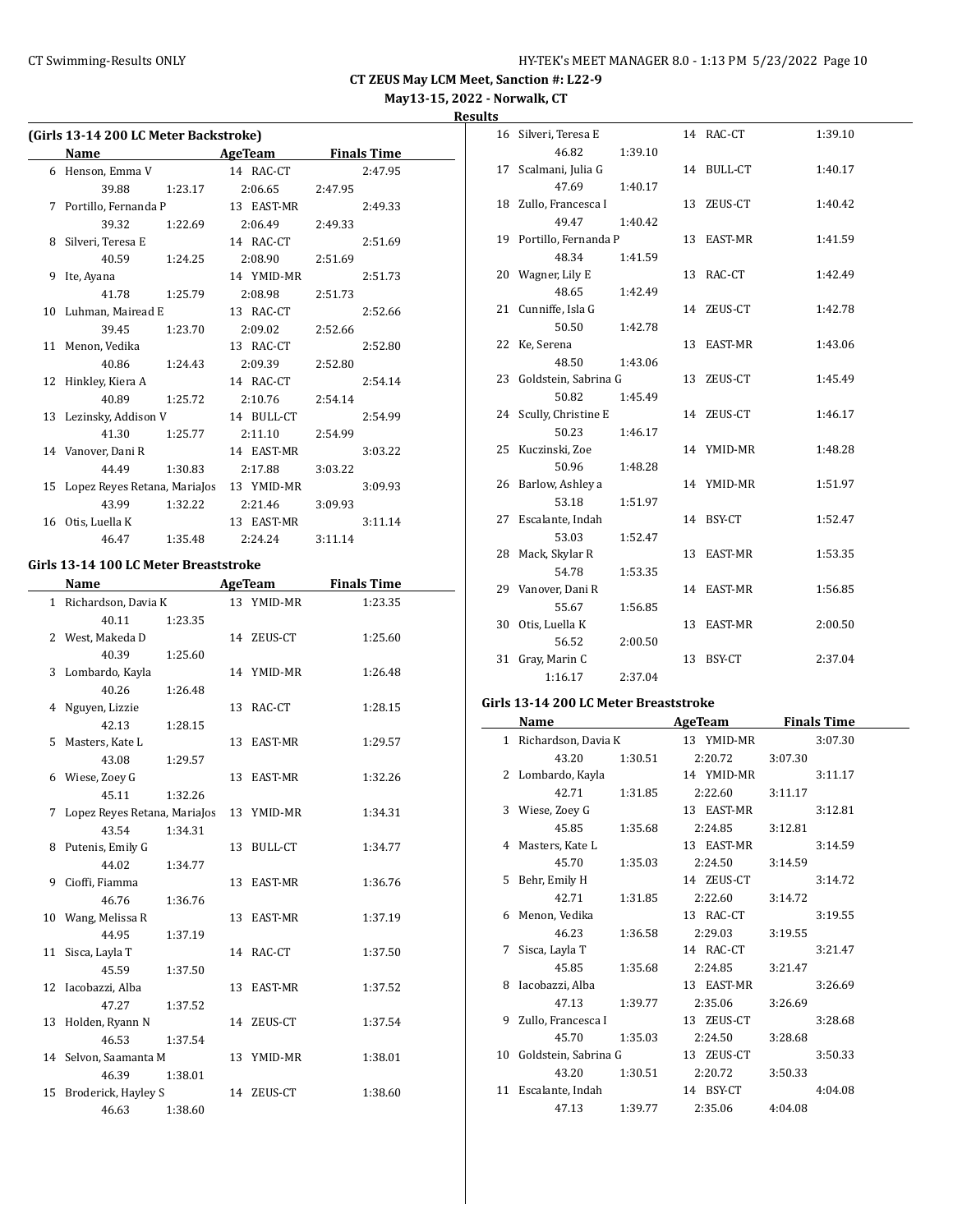CT ZEUS May LCM Meet, Sanction #: L22-9

May13-15, 2022 - Norwalk, CT

Results

### (Girls 13-14 200 LC Meter Backstroke)

| | Name | Age | Team | Finals Time | | |
|---|---|---|---|---|---|---|
| 6 | Henson, Emma V | 14 | RAC-CT | 2:47.95 | | |
| | 39.88 | 1:23.17 | 2:06.65 | 2:47.95 | | |
| 7 | Portillo, Fernanda P | 13 | EAST-MR | 2:49.33 | | |
| | 39.32 | 1:22.69 | 2:06.49 | 2:49.33 | | |
| 8 | Silveri, Teresa E | 14 | RAC-CT | 2:51.69 | | |
| | 40.59 | 1:24.25 | 2:08.90 | 2:51.69 | | |
| 9 | Ite, Ayana | 14 | YMID-MR | 2:51.73 | | |
| | 41.78 | 1:25.79 | 2:08.98 | 2:51.73 | | |
| 10 | Luhman, Mairead E | 13 | RAC-CT | 2:52.66 | | |
| | 39.45 | 1:23.70 | 2:09.02 | 2:52.66 | | |
| 11 | Menon, Vedika | 13 | RAC-CT | 2:52.80 | | |
| | 40.86 | 1:24.43 | 2:09.39 | 2:52.80 | | |
| 12 | Hinkley, Kiera A | 14 | RAC-CT | 2:54.14 | | |
| | 40.89 | 1:25.72 | 2:10.76 | 2:54.14 | | |
| 13 | Lezinsky, Addison V | 14 | BULL-CT | 2:54.99 | | |
| | 41.30 | 1:25.77 | 2:11.10 | 2:54.99 | | |
| 14 | Vanover, Dani R | 14 | EAST-MR | 3:03.22 | | |
| | 44.49 | 1:30.83 | 2:17.88 | 3:03.22 | | |
| 15 | Lopez Reyes Retana, MariaJos | 13 | YMID-MR | 3:09.93 | | |
| | 43.99 | 1:32.22 | 2:21.46 | 3:09.93 | | |
| 16 | Otis, Luella K | 13 | EAST-MR | 3:11.14 | | |
| | 46.47 | 1:35.48 | 2:24.24 | 3:11.14 | | |

### Girls 13-14 100 LC Meter Breaststroke

| | Name | Age | Team | Finals Time |
|---|---|---|---|---|
| 1 | Richardson, Davia K | 13 | YMID-MR | 1:23.35 |
| | 40.11 | 1:23.35 | | |
| 2 | West, Makeda D | 14 | ZEUS-CT | 1:25.60 |
| | 40.39 | 1:25.60 | | |
| 3 | Lombardo, Kayla | 14 | YMID-MR | 1:26.48 |
| | 40.26 | 1:26.48 | | |
| 4 | Nguyen, Lizzie | 13 | RAC-CT | 1:28.15 |
| | 42.13 | 1:28.15 | | |
| 5 | Masters, Kate L | 13 | EAST-MR | 1:29.57 |
| | 43.08 | 1:29.57 | | |
| 6 | Wiese, Zoey G | 13 | EAST-MR | 1:32.26 |
| | 45.11 | 1:32.26 | | |
| 7 | Lopez Reyes Retana, MariaJos | 13 | YMID-MR | 1:34.31 |
| | 43.54 | 1:34.31 | | |
| 8 | Putenis, Emily G | 13 | BULL-CT | 1:34.77 |
| | 44.02 | 1:34.77 | | |
| 9 | Cioffi, Fiamma | 13 | EAST-MR | 1:36.76 |
| | 46.76 | 1:36.76 | | |
| 10 | Wang, Melissa R | 13 | EAST-MR | 1:37.19 |
| | 44.95 | 1:37.19 | | |
| 11 | Sisca, Layla T | 14 | RAC-CT | 1:37.50 |
| | 45.59 | 1:37.50 | | |
| 12 | Iacobazzi, Alba | 13 | EAST-MR | 1:37.52 |
| | 47.27 | 1:37.52 | | |
| 13 | Holden, Ryann N | 14 | ZEUS-CT | 1:37.54 |
| | 46.53 | 1:37.54 | | |
| 14 | Selvon, Saamanta M | 13 | YMID-MR | 1:38.01 |
| | 46.39 | 1:38.01 | | |
| 15 | Broderick, Hayley S | 14 | ZEUS-CT | 1:38.60 |
| | 46.63 | 1:38.60 | | |
| 16 | Silveri, Teresa E | 14 | RAC-CT | 1:39.10 |
| | 46.82 | 1:39.10 | | |
| 17 | Scalmani, Julia G | 14 | BULL-CT | 1:40.17 |
| | 47.69 | 1:40.17 | | |
| 18 | Zullo, Francesca I | 13 | ZEUS-CT | 1:40.42 |
| | 49.47 | 1:40.42 | | |
| 19 | Portillo, Fernanda P | 13 | EAST-MR | 1:41.59 |
| | 48.34 | 1:41.59 | | |
| 20 | Wagner, Lily E | 13 | RAC-CT | 1:42.49 |
| | 48.65 | 1:42.49 | | |
| 21 | Cunniffe, Isla G | 14 | ZEUS-CT | 1:42.78 |
| | 50.50 | 1:42.78 | | |
| 22 | Ke, Serena | 13 | EAST-MR | 1:43.06 |
| | 48.50 | 1:43.06 | | |
| 23 | Goldstein, Sabrina G | 13 | ZEUS-CT | 1:45.49 |
| | 50.82 | 1:45.49 | | |
| 24 | Scully, Christine E | 14 | ZEUS-CT | 1:46.17 |
| | 50.23 | 1:46.17 | | |
| 25 | Kuczinski, Zoe | 14 | YMID-MR | 1:48.28 |
| | 50.96 | 1:48.28 | | |
| 26 | Barlow, Ashley a | 14 | YMID-MR | 1:51.97 |
| | 53.18 | 1:51.97 | | |
| 27 | Escalante, Indah | 14 | BSY-CT | 1:52.47 |
| | 53.03 | 1:52.47 | | |
| 28 | Mack, Skylar R | 13 | EAST-MR | 1:53.35 |
| | 54.78 | 1:53.35 | | |
| 29 | Vanover, Dani R | 14 | EAST-MR | 1:56.85 |
| | 55.67 | 1:56.85 | | |
| 30 | Otis, Luella K | 13 | EAST-MR | 2:00.50 |
| | 56.52 | 2:00.50 | | |
| 31 | Gray, Marin C | 13 | BSY-CT | 2:37.04 |
| | 1:16.17 | 2:37.04 | | |

### Girls 13-14 200 LC Meter Breaststroke

| | Name | Age | Team | Finals Time | | |
|---|---|---|---|---|---|---|
| 1 | Richardson, Davia K | 13 | YMID-MR | 3:07.30 | | |
| | 43.20 | 1:30.51 | 2:20.72 | 3:07.30 | | |
| 2 | Lombardo, Kayla | 14 | YMID-MR | 3:11.17 | | |
| | 42.71 | 1:31.85 | 2:22.60 | 3:11.17 | | |
| 3 | Wiese, Zoey G | 13 | EAST-MR | 3:12.81 | | |
| | 45.85 | 1:35.68 | 2:24.85 | 3:12.81 | | |
| 4 | Masters, Kate L | 13 | EAST-MR | 3:14.59 | | |
| | 45.70 | 1:35.03 | 2:24.50 | 3:14.59 | | |
| 5 | Behr, Emily H | 14 | ZEUS-CT | 3:14.72 | | |
| | 42.71 | 1:31.85 | 2:22.60 | 3:14.72 | | |
| 6 | Menon, Vedika | 13 | RAC-CT | 3:19.55 | | |
| | 46.23 | 1:36.58 | 2:29.03 | 3:19.55 | | |
| 7 | Sisca, Layla T | 14 | RAC-CT | 3:21.47 | | |
| | 45.85 | 1:35.68 | 2:24.85 | 3:21.47 | | |
| 8 | Iacobazzi, Alba | 13 | EAST-MR | 3:26.69 | | |
| | 47.13 | 1:39.77 | 2:35.06 | 3:26.69 | | |
| 9 | Zullo, Francesca I | 13 | ZEUS-CT | 3:28.68 | | |
| | 45.70 | 1:35.03 | 2:24.50 | 3:28.68 | | |
| 10 | Goldstein, Sabrina G | 13 | ZEUS-CT | 3:50.33 | | |
| | 43.20 | 1:30.51 | 2:20.72 | 3:50.33 | | |
| 11 | Escalante, Indah | 14 | BSY-CT | 4:04.08 | | |
| | 47.13 | 1:39.77 | 2:35.06 | 4:04.08 | | |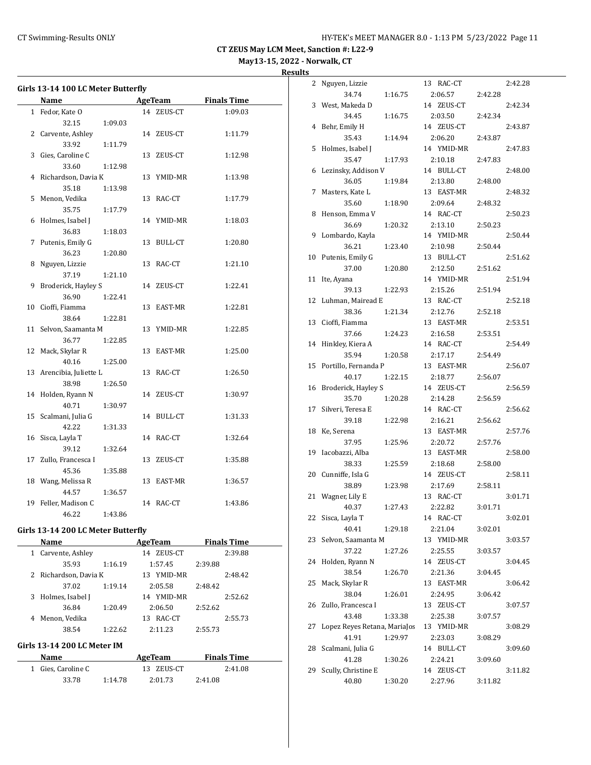CT ZEUS May LCM Meet, Sanction #: L22-9

May13-15, 2022 - Norwalk, CT

Results

### Girls 13-14 100 LC Meter Butterfly

| | Name | Age | Team | Finals Time |
|---|---|---|---|---|
| 1 | Fedor, Kate O | 14 | ZEUS-CT | 1:09.03 |
| | 32.15 | 1:09.03 | | |
| 2 | Carvente, Ashley | 14 | ZEUS-CT | 1:11.79 |
| | 33.92 | 1:11.79 | | |
| 3 | Gies, Caroline C | 13 | ZEUS-CT | 1:12.98 |
| | 33.60 | 1:12.98 | | |
| 4 | Richardson, Davia K | 13 | YMID-MR | 1:13.98 |
| | 35.18 | 1:13.98 | | |
| 5 | Menon, Vedika | 13 | RAC-CT | 1:17.79 |
| | 35.75 | 1:17.79 | | |
| 6 | Holmes, Isabel J | 14 | YMID-MR | 1:18.03 |
| | 36.83 | 1:18.03 | | |
| 7 | Putenis, Emily G | 13 | BULL-CT | 1:20.80 |
| | 36.23 | 1:20.80 | | |
| 8 | Nguyen, Lizzie | 13 | RAC-CT | 1:21.10 |
| | 37.19 | 1:21.10 | | |
| 9 | Broderick, Hayley S | 14 | ZEUS-CT | 1:22.41 |
| | 36.90 | 1:22.41 | | |
| 10 | Cioffi, Fiamma | 13 | EAST-MR | 1:22.81 |
| | 38.64 | 1:22.81 | | |
| 11 | Selvon, Saamanta M | 13 | YMID-MR | 1:22.85 |
| | 36.77 | 1:22.85 | | |
| 12 | Mack, Skylar R | 13 | EAST-MR | 1:25.00 |
| | 40.16 | 1:25.00 | | |
| 13 | Arencibia, Juliette L | 13 | RAC-CT | 1:26.50 |
| | 38.98 | 1:26.50 | | |
| 14 | Holden, Ryann N | 14 | ZEUS-CT | 1:30.97 |
| | 40.71 | 1:30.97 | | |
| 15 | Scalmani, Julia G | 14 | BULL-CT | 1:31.33 |
| | 42.22 | 1:31.33 | | |
| 16 | Sisca, Layla T | 14 | RAC-CT | 1:32.64 |
| | 39.12 | 1:32.64 | | |
| 17 | Zullo, Francesca I | 13 | ZEUS-CT | 1:35.88 |
| | 45.36 | 1:35.88 | | |
| 18 | Wang, Melissa R | 13 | EAST-MR | 1:36.57 |
| | 44.57 | 1:36.57 | | |
| 19 | Feller, Madison C | 14 | RAC-CT | 1:43.86 |
| | 46.22 | 1:43.86 | | |

### Girls 13-14 200 LC Meter Butterfly

| | Name | Age | Team | Finals Time |
|---|---|---|---|---|
| 1 | Carvente, Ashley | 14 | ZEUS-CT | 2:39.88 |
| | 35.93 | 1:16.19 | 1:57.45 | 2:39.88 |
| 2 | Richardson, Davia K | 13 | YMID-MR | 2:48.42 |
| | 37.02 | 1:19.14 | 2:05.58 | 2:48.42 |
| 3 | Holmes, Isabel J | 14 | YMID-MR | 2:52.62 |
| | 36.84 | 1:20.49 | 2:06.50 | 2:52.62 |
| 4 | Menon, Vedika | 13 | RAC-CT | 2:55.73 |
| | 38.54 | 1:22.62 | 2:11.23 | 2:55.73 |

### Girls 13-14 200 LC Meter IM

| | Name | Age | Team | Finals Time |
|---|---|---|---|---|
| 1 | Gies, Caroline C | 13 | ZEUS-CT | 2:41.08 |
| | 33.78 | 1:14.78 | 2:01.73 | 2:41.08 |
| 2 | Nguyen, Lizzie | 13 | RAC-CT | 2:42.28 |
| | 34.74 | 1:16.75 | 2:06.57 | 2:42.28 |
| 3 | West, Makeda D | 14 | ZEUS-CT | 2:42.34 |
| | 34.45 | 1:16.75 | 2:03.50 | 2:42.34 |
| 4 | Behr, Emily H | 14 | ZEUS-CT | 2:43.87 |
| | 35.43 | 1:14.94 | 2:06.20 | 2:43.87 |
| 5 | Holmes, Isabel J | 14 | YMID-MR | 2:47.83 |
| | 35.47 | 1:17.93 | 2:10.18 | 2:47.83 |
| 6 | Lezinsky, Addison V | 14 | BULL-CT | 2:48.00 |
| | 36.05 | 1:19.84 | 2:13.80 | 2:48.00 |
| 7 | Masters, Kate L | 13 | EAST-MR | 2:48.32 |
| | 35.60 | 1:18.90 | 2:09.64 | 2:48.32 |
| 8 | Henson, Emma V | 14 | RAC-CT | 2:50.23 |
| | 36.69 | 1:20.32 | 2:13.10 | 2:50.23 |
| 9 | Lombardo, Kayla | 14 | YMID-MR | 2:50.44 |
| | 36.21 | 1:23.40 | 2:10.98 | 2:50.44 |
| 10 | Putenis, Emily G | 13 | BULL-CT | 2:51.62 |
| | 37.00 | 1:20.80 | 2:12.50 | 2:51.62 |
| 11 | Ite, Ayana | 14 | YMID-MR | 2:51.94 |
| | 39.13 | 1:22.93 | 2:15.26 | 2:51.94 |
| 12 | Luhman, Mairead E | 13 | RAC-CT | 2:52.18 |
| | 38.36 | 1:21.34 | 2:12.76 | 2:52.18 |
| 13 | Cioffi, Fiamma | 13 | EAST-MR | 2:53.51 |
| | 37.66 | 1:24.23 | 2:16.58 | 2:53.51 |
| 14 | Hinkley, Kiera A | 14 | RAC-CT | 2:54.49 |
| | 35.94 | 1:20.58 | 2:17.17 | 2:54.49 |
| 15 | Portillo, Fernanda P | 13 | EAST-MR | 2:56.07 |
| | 40.17 | 1:22.15 | 2:18.77 | 2:56.07 |
| 16 | Broderick, Hayley S | 14 | ZEUS-CT | 2:56.59 |
| | 35.70 | 1:20.28 | 2:14.28 | 2:56.59 |
| 17 | Silveri, Teresa E | 14 | RAC-CT | 2:56.62 |
| | 39.18 | 1:22.98 | 2:16.21 | 2:56.62 |
| 18 | Ke, Serena | 13 | EAST-MR | 2:57.76 |
| | 37.95 | 1:25.96 | 2:20.72 | 2:57.76 |
| 19 | Iacobazzi, Alba | 13 | EAST-MR | 2:58.00 |
| | 38.33 | 1:25.59 | 2:18.68 | 2:58.00 |
| 20 | Cunniffe, Isla G | 14 | ZEUS-CT | 2:58.11 |
| | 38.89 | 1:23.98 | 2:17.69 | 2:58.11 |
| 21 | Wagner, Lily E | 13 | RAC-CT | 3:01.71 |
| | 40.37 | 1:27.43 | 2:22.82 | 3:01.71 |
| 22 | Sisca, Layla T | 14 | RAC-CT | 3:02.01 |
| | 40.41 | 1:29.18 | 2:21.04 | 3:02.01 |
| 23 | Selvon, Saamanta M | 13 | YMID-MR | 3:03.57 |
| | 37.22 | 1:27.26 | 2:25.55 | 3:03.57 |
| 24 | Holden, Ryann N | 14 | ZEUS-CT | 3:04.45 |
| | 38.54 | 1:26.70 | 2:21.36 | 3:04.45 |
| 25 | Mack, Skylar R | 13 | EAST-MR | 3:06.42 |
| | 38.04 | 1:26.01 | 2:24.95 | 3:06.42 |
| 26 | Zullo, Francesca I | 13 | ZEUS-CT | 3:07.57 |
| | 43.48 | 1:33.38 | 2:25.38 | 3:07.57 |
| 27 | Lopez Reyes Retana, MariaJos | 13 | YMID-MR | 3:08.29 |
| | 41.91 | 1:29.97 | 2:23.03 | 3:08.29 |
| 28 | Scalmani, Julia G | 14 | BULL-CT | 3:09.60 |
| | 41.28 | 1:30.26 | 2:24.21 | 3:09.60 |
| 29 | Scully, Christine E | 14 | ZEUS-CT | 3:11.82 |
| | 40.80 | 1:30.20 | 2:27.96 | 3:11.82 |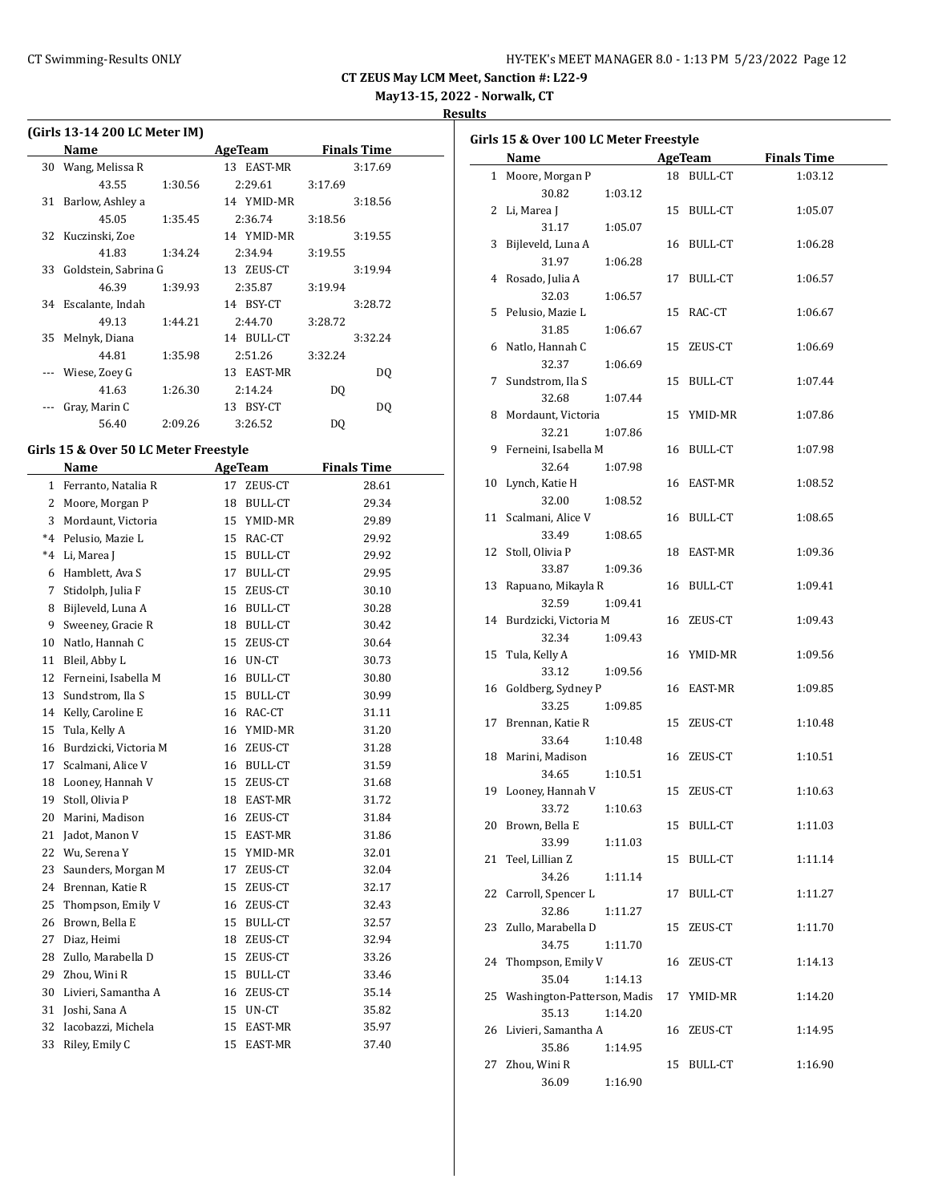## CT ZEUS May LCM Meet, Sanction #: L22-9

**May13-15, 2022 - Norwalk, CT**

**Results**

### (Girls 13-14 200 LC Meter IM)

| | Name | Age | Team | Finals Time |
|---|---|---|---|---|
| 30 | Wang, Melissa R | 13 | EAST-MR | 3:17.69 |
| | 43.55 / 1:30.56 / 2:29.61 / 3:17.69 | | | |
| 31 | Barlow, Ashley a | 14 | YMID-MR | 3:18.56 |
| | 45.05 / 1:35.45 / 2:36.74 / 3:18.56 | | | |
| 32 | Kuczinski, Zoe | 14 | YMID-MR | 3:19.55 |
| | 41.83 / 1:34.24 / 2:34.94 / 3:19.55 | | | |
| 33 | Goldstein, Sabrina G | 13 | ZEUS-CT | 3:19.94 |
| | 46.39 / 1:39.93 / 2:35.87 / 3:19.94 | | | |
| 34 | Escalante, Indah | 14 | BSY-CT | 3:28.72 |
| | 49.13 / 1:44.21 / 2:44.70 / 3:28.72 | | | |
| 35 | Melnyk, Diana | 14 | BULL-CT | 3:32.24 |
| | 44.81 / 1:35.98 / 2:51.26 / 3:32.24 | | | |
| --- | Wiese, Zoey G | 13 | EAST-MR | DQ |
| | 41.63 / 1:26.30 / 2:14.24 / DQ | | | |
| --- | Gray, Marin C | 13 | BSY-CT | DQ |
| | 56.40 / 2:09.26 / 3:26.52 / DQ | | | |

### Girls 15 & Over 50 LC Meter Freestyle

| | Name | Age | Team | Finals Time |
|---|---|---|---|---|
| 1 | Ferranto, Natalia R | 17 | ZEUS-CT | 28.61 |
| 2 | Moore, Morgan P | 18 | BULL-CT | 29.34 |
| 3 | Mordaunt, Victoria | 15 | YMID-MR | 29.89 |
| *4 | Pelusio, Mazie L | 15 | RAC-CT | 29.92 |
| *4 | Li, Marea J | 15 | BULL-CT | 29.92 |
| 6 | Hamblett, Ava S | 17 | BULL-CT | 29.95 |
| 7 | Stidolph, Julia F | 15 | ZEUS-CT | 30.10 |
| 8 | Bijleveld, Luna A | 16 | BULL-CT | 30.28 |
| 9 | Sweeney, Gracie R | 18 | BULL-CT | 30.42 |
| 10 | Natlo, Hannah C | 15 | ZEUS-CT | 30.64 |
| 11 | Bleil, Abby L | 16 | UN-CT | 30.73 |
| 12 | Ferneini, Isabella M | 16 | BULL-CT | 30.80 |
| 13 | Sundstrom, Ila S | 15 | BULL-CT | 30.99 |
| 14 | Kelly, Caroline E | 16 | RAC-CT | 31.11 |
| 15 | Tula, Kelly A | 16 | YMID-MR | 31.20 |
| 16 | Burdzicki, Victoria M | 16 | ZEUS-CT | 31.28 |
| 17 | Scalmani, Alice V | 16 | BULL-CT | 31.59 |
| 18 | Looney, Hannah V | 15 | ZEUS-CT | 31.68 |
| 19 | Stoll, Olivia P | 18 | EAST-MR | 31.72 |
| 20 | Marini, Madison | 16 | ZEUS-CT | 31.84 |
| 21 | Jadot, Manon V | 15 | EAST-MR | 31.86 |
| 22 | Wu, Serena Y | 15 | YMID-MR | 32.01 |
| 23 | Saunders, Morgan M | 17 | ZEUS-CT | 32.04 |
| 24 | Brennan, Katie R | 15 | ZEUS-CT | 32.17 |
| 25 | Thompson, Emily V | 16 | ZEUS-CT | 32.43 |
| 26 | Brown, Bella E | 15 | BULL-CT | 32.57 |
| 27 | Diaz, Heimi | 18 | ZEUS-CT | 32.94 |
| 28 | Zullo, Marabella D | 15 | ZEUS-CT | 33.26 |
| 29 | Zhou, Wini R | 15 | BULL-CT | 33.46 |
| 30 | Livieri, Samantha A | 16 | ZEUS-CT | 35.14 |
| 31 | Joshi, Sana A | 15 | UN-CT | 35.82 |
| 32 | Iacobazzi, Michela | 15 | EAST-MR | 35.97 |
| 33 | Riley, Emily C | 15 | EAST-MR | 37.40 |

### Girls 15 & Over 100 LC Meter Freestyle

| | Name | Age | Team | Finals Time |
|---|---|---|---|---|
| 1 | Moore, Morgan P | 18 | BULL-CT | 1:03.12 |
| | 30.82 / 1:03.12 | | | |
| 2 | Li, Marea J | 15 | BULL-CT | 1:05.07 |
| | 31.17 / 1:05.07 | | | |
| 3 | Bijleveld, Luna A | 16 | BULL-CT | 1:06.28 |
| | 31.97 / 1:06.28 | | | |
| 4 | Rosado, Julia A | 17 | BULL-CT | 1:06.57 |
| | 32.03 / 1:06.57 | | | |
| 5 | Pelusio, Mazie L | 15 | RAC-CT | 1:06.67 |
| | 31.85 / 1:06.67 | | | |
| 6 | Natlo, Hannah C | 15 | ZEUS-CT | 1:06.69 |
| | 32.37 / 1:06.69 | | | |
| 7 | Sundstrom, Ila S | 15 | BULL-CT | 1:07.44 |
| | 32.68 / 1:07.44 | | | |
| 8 | Mordaunt, Victoria | 15 | YMID-MR | 1:07.86 |
| | 32.21 / 1:07.86 | | | |
| 9 | Ferneini, Isabella M | 16 | BULL-CT | 1:07.98 |
| | 32.64 / 1:07.98 | | | |
| 10 | Lynch, Katie H | 16 | EAST-MR | 1:08.52 |
| | 32.00 / 1:08.52 | | | |
| 11 | Scalmani, Alice V | 16 | BULL-CT | 1:08.65 |
| | 33.49 / 1:08.65 | | | |
| 12 | Stoll, Olivia P | 18 | EAST-MR | 1:09.36 |
| | 33.87 / 1:09.36 | | | |
| 13 | Rapuano, Mikayla R | 16 | BULL-CT | 1:09.41 |
| | 32.59 / 1:09.41 | | | |
| 14 | Burdzicki, Victoria M | 16 | ZEUS-CT | 1:09.43 |
| | 32.34 / 1:09.43 | | | |
| 15 | Tula, Kelly A | 16 | YMID-MR | 1:09.56 |
| | 33.12 / 1:09.56 | | | |
| 16 | Goldberg, Sydney P | 16 | EAST-MR | 1:09.85 |
| | 33.25 / 1:09.85 | | | |
| 17 | Brennan, Katie R | 15 | ZEUS-CT | 1:10.48 |
| | 33.64 / 1:10.48 | | | |
| 18 | Marini, Madison | 16 | ZEUS-CT | 1:10.51 |
| | 34.65 / 1:10.51 | | | |
| 19 | Looney, Hannah V | 15 | ZEUS-CT | 1:10.63 |
| | 33.72 / 1:10.63 | | | |
| 20 | Brown, Bella E | 15 | BULL-CT | 1:11.03 |
| | 33.99 / 1:11.03 | | | |
| 21 | Teel, Lillian Z | 15 | BULL-CT | 1:11.14 |
| | 34.26 / 1:11.14 | | | |
| 22 | Carroll, Spencer L | 17 | BULL-CT | 1:11.27 |
| | 32.86 / 1:11.27 | | | |
| 23 | Zullo, Marabella D | 15 | ZEUS-CT | 1:11.70 |
| | 34.75 / 1:11.70 | | | |
| 24 | Thompson, Emily V | 16 | ZEUS-CT | 1:14.13 |
| | 35.04 / 1:14.13 | | | |
| 25 | Washington-Patterson, Madis | 17 | YMID-MR | 1:14.20 |
| | 35.13 / 1:14.20 | | | |
| 26 | Livieri, Samantha A | 16 | ZEUS-CT | 1:14.95 |
| | 35.86 / 1:14.95 | | | |
| 27 | Zhou, Wini R | 15 | BULL-CT | 1:16.90 |
| | 36.09 / 1:16.90 | | | |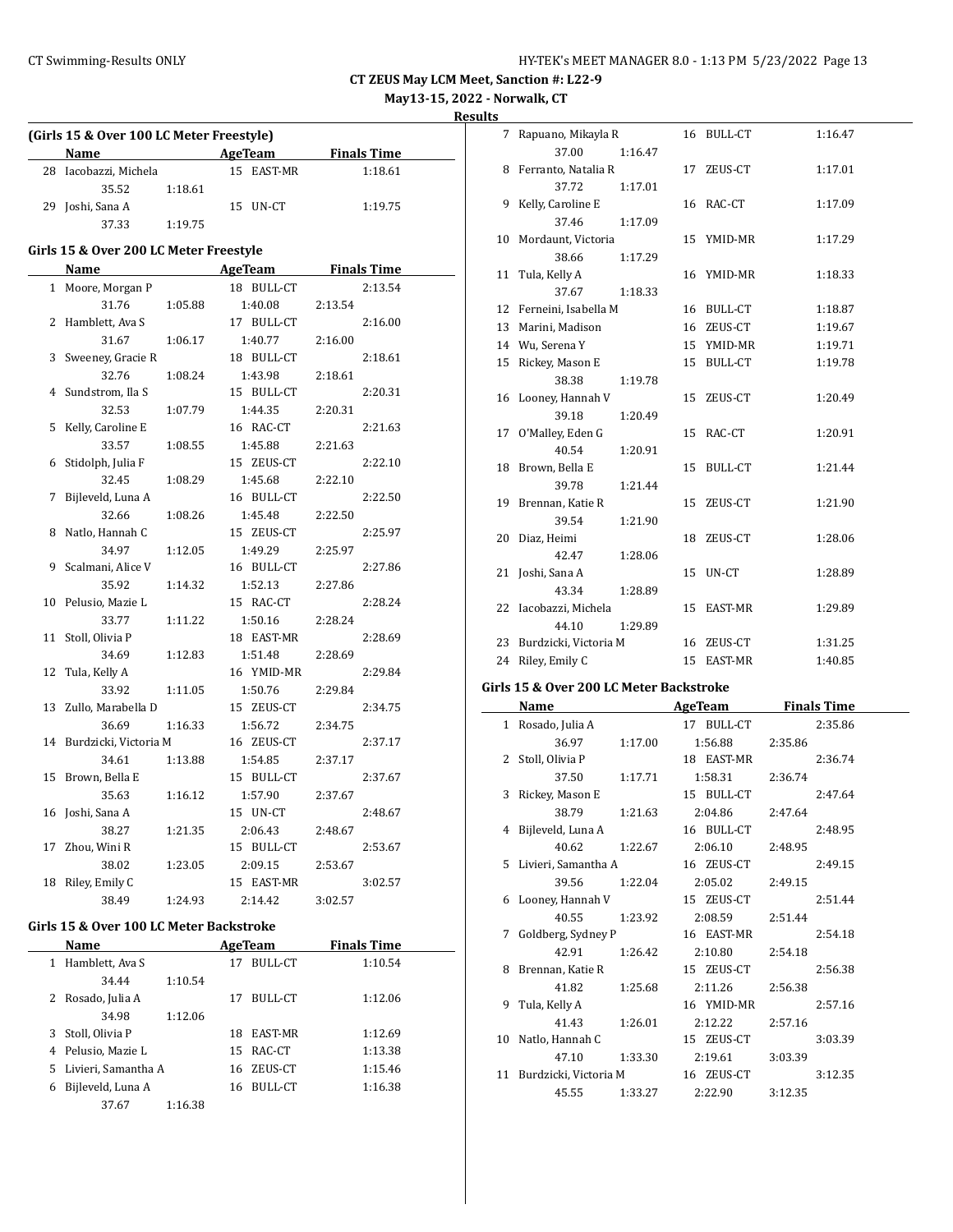CT ZEUS May LCM Meet, Sanction #: L22-9

May13-15, 2022 - Norwalk, CT

Results

### (Girls 15 & Over 100 LC Meter Freestyle)

| | Name | AgeTeam | Finals Time |
|---|---|---|---|
| 28 | Iacobazzi, Michela | 15 EAST-MR | 1:18.61 |
| | 35.52 1:18.61 | | |
| 29 | Joshi, Sana A | 15 UN-CT | 1:19.75 |
| | 37.33 1:19.75 | | |

### Girls 15 & Over 200 LC Meter Freestyle

| | Name | AgeTeam | Finals Time |
|---|---|---|---|
| 1 | Moore, Morgan P | 18 BULL-CT | 2:13.54 |
| | 31.76 1:05.88 | 1:40.08 2:13.54 | |
| 2 | Hamblett, Ava S | 17 BULL-CT | 2:16.00 |
| | 31.67 1:06.17 | 1:40.77 2:16.00 | |
| 3 | Sweeney, Gracie R | 18 BULL-CT | 2:18.61 |
| | 32.76 1:08.24 | 1:43.98 2:18.61 | |
| 4 | Sundstrom, Ila S | 15 BULL-CT | 2:20.31 |
| | 32.53 1:07.79 | 1:44.35 2:20.31 | |
| 5 | Kelly, Caroline E | 16 RAC-CT | 2:21.63 |
| | 33.57 1:08.55 | 1:45.88 2:21.63 | |
| 6 | Stidolph, Julia F | 15 ZEUS-CT | 2:22.10 |
| | 32.45 1:08.29 | 1:45.68 2:22.10 | |
| 7 | Bijleveld, Luna A | 16 BULL-CT | 2:22.50 |
| | 32.66 1:08.26 | 1:45.48 2:22.50 | |
| 8 | Natlo, Hannah C | 15 ZEUS-CT | 2:25.97 |
| | 34.97 1:12.05 | 1:49.29 2:25.97 | |
| 9 | Scalmani, Alice V | 16 BULL-CT | 2:27.86 |
| | 35.92 1:14.32 | 1:52.13 2:27.86 | |
| 10 | Pelusio, Mazie L | 15 RAC-CT | 2:28.24 |
| | 33.77 1:11.22 | 1:50.16 2:28.24 | |
| 11 | Stoll, Olivia P | 18 EAST-MR | 2:28.69 |
| | 34.69 1:12.83 | 1:51.48 2:28.69 | |
| 12 | Tula, Kelly A | 16 YMID-MR | 2:29.84 |
| | 33.92 1:11.05 | 1:50.76 2:29.84 | |
| 13 | Zullo, Marabella D | 15 ZEUS-CT | 2:34.75 |
| | 36.69 1:16.33 | 1:56.72 2:34.75 | |
| 14 | Burdzicki, Victoria M | 16 ZEUS-CT | 2:37.17 |
| | 34.61 1:13.88 | 1:54.85 2:37.17 | |
| 15 | Brown, Bella E | 15 BULL-CT | 2:37.67 |
| | 35.63 1:16.12 | 1:57.90 2:37.67 | |
| 16 | Joshi, Sana A | 15 UN-CT | 2:48.67 |
| | 38.27 1:21.35 | 2:06.43 2:48.67 | |
| 17 | Zhou, Wini R | 15 BULL-CT | 2:53.67 |
| | 38.02 1:23.05 | 2:09.15 2:53.67 | |
| 18 | Riley, Emily C | 15 EAST-MR | 3:02.57 |
| | 38.49 1:24.93 | 2:14.42 3:02.57 | |

### Girls 15 & Over 100 LC Meter Backstroke

| | Name | AgeTeam | Finals Time |
|---|---|---|---|
| 1 | Hamblett, Ava S | 17 BULL-CT | 1:10.54 |
| | 34.44 1:10.54 | | |
| 2 | Rosado, Julia A | 17 BULL-CT | 1:12.06 |
| | 34.98 1:12.06 | | |
| 3 | Stoll, Olivia P | 18 EAST-MR | 1:12.69 |
| 4 | Pelusio, Mazie L | 15 RAC-CT | 1:13.38 |
| 5 | Livieri, Samantha A | 16 ZEUS-CT | 1:15.46 |
| 6 | Bijleveld, Luna A | 16 BULL-CT | 1:16.38 |
| | 37.67 1:16.38 | | |
| 7 | Rapuano, Mikayla R | 16 BULL-CT | 1:16.47 |
| | 37.00 1:16.47 | | |
| 8 | Ferranto, Natalia R | 17 ZEUS-CT | 1:17.01 |
| | 37.72 1:17.01 | | |
| 9 | Kelly, Caroline E | 16 RAC-CT | 1:17.09 |
| | 37.46 1:17.09 | | |
| 10 | Mordaunt, Victoria | 15 YMID-MR | 1:17.29 |
| | 38.66 1:17.29 | | |
| 11 | Tula, Kelly A | 16 YMID-MR | 1:18.33 |
| | 37.67 1:18.33 | | |
| 12 | Ferneini, Isabella M | 16 BULL-CT | 1:18.87 |
| 13 | Marini, Madison | 16 ZEUS-CT | 1:19.67 |
| 14 | Wu, Serena Y | 15 YMID-MR | 1:19.71 |
| 15 | Rickey, Mason E | 15 BULL-CT | 1:19.78 |
| | 38.38 1:19.78 | | |
| 16 | Looney, Hannah V | 15 ZEUS-CT | 1:20.49 |
| | 39.18 1:20.49 | | |
| 17 | O'Malley, Eden G | 15 RAC-CT | 1:20.91 |
| | 40.54 1:20.91 | | |
| 18 | Brown, Bella E | 15 BULL-CT | 1:21.44 |
| | 39.78 1:21.44 | | |
| 19 | Brennan, Katie R | 15 ZEUS-CT | 1:21.90 |
| | 39.54 1:21.90 | | |
| 20 | Diaz, Heimi | 18 ZEUS-CT | 1:28.06 |
| | 42.47 1:28.06 | | |
| 21 | Joshi, Sana A | 15 UN-CT | 1:28.89 |
| | 43.34 1:28.89 | | |
| 22 | Iacobazzi, Michela | 15 EAST-MR | 1:29.89 |
| | 44.10 1:29.89 | | |
| 23 | Burdzicki, Victoria M | 16 ZEUS-CT | 1:31.25 |
| 24 | Riley, Emily C | 15 EAST-MR | 1:40.85 |

### Girls 15 & Over 200 LC Meter Backstroke

| | Name | AgeTeam | Finals Time |
|---|---|---|---|
| 1 | Rosado, Julia A | 17 BULL-CT | 2:35.86 |
| | 36.97 1:17.00 | 1:56.88 2:35.86 | |
| 2 | Stoll, Olivia P | 18 EAST-MR | 2:36.74 |
| | 37.50 1:17.71 | 1:58.31 2:36.74 | |
| 3 | Rickey, Mason E | 15 BULL-CT | 2:47.64 |
| | 38.79 1:21.63 | 2:04.86 2:47.64 | |
| 4 | Bijleveld, Luna A | 16 BULL-CT | 2:48.95 |
| | 40.62 1:22.67 | 2:06.10 2:48.95 | |
| 5 | Livieri, Samantha A | 16 ZEUS-CT | 2:49.15 |
| | 39.56 1:22.04 | 2:05.02 2:49.15 | |
| 6 | Looney, Hannah V | 15 ZEUS-CT | 2:51.44 |
| | 40.55 1:23.92 | 2:08.59 2:51.44 | |
| 7 | Goldberg, Sydney P | 16 EAST-MR | 2:54.18 |
| | 42.91 1:26.42 | 2:10.80 2:54.18 | |
| 8 | Brennan, Katie R | 15 ZEUS-CT | 2:56.38 |
| | 41.82 1:25.68 | 2:11.26 2:56.38 | |
| 9 | Tula, Kelly A | 16 YMID-MR | 2:57.16 |
| | 41.43 1:26.01 | 2:12.22 2:57.16 | |
| 10 | Natlo, Hannah C | 15 ZEUS-CT | 3:03.39 |
| | 47.10 1:33.30 | 2:19.61 3:03.39 | |
| 11 | Burdzicki, Victoria M | 16 ZEUS-CT | 3:12.35 |
| | 45.55 1:33.27 | 2:22.90 3:12.35 | |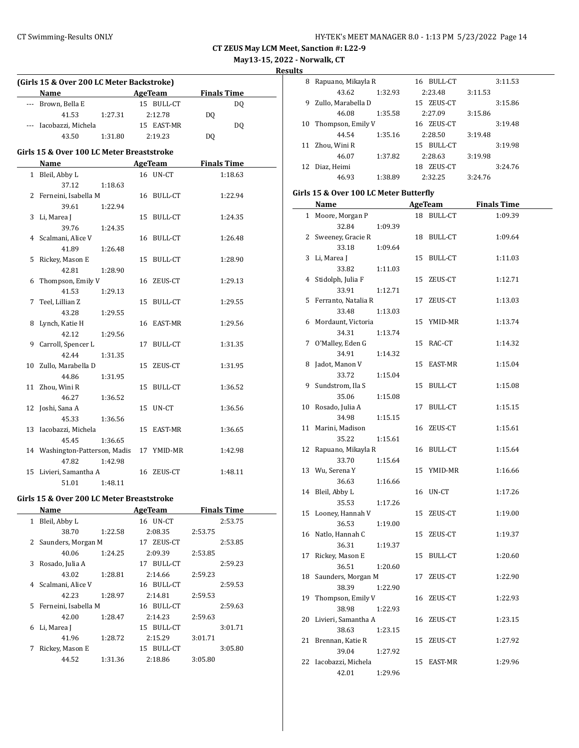**CT ZEUS May LCM Meet, Sanction #: L22-9**
**May13-15, 2022 - Norwalk, CT**
**Results**

### (Girls 15 & Over 200 LC Meter Backstroke)

| | Name | AgeTeam | | | Finals Time |
|---|---|---|---|---|---|
| --- | Brown, Bella E | 15 BULL-CT | | | DQ |
| | 41.53 | 1:27.31 | 2:12.78 | DQ | |
| --- | Iacobazzi, Michela | 15 EAST-MR | | | DQ |
| | 43.50 | 1:31.80 | 2:19.23 | DQ | |

### Girls 15 & Over 100 LC Meter Breaststroke

| | Name | | AgeTeam | Finals Time |
|---|---|---|---|---|
| 1 | Bleil, Abby L | | 16 UN-CT | 1:18.63 |
| | 37.12 | 1:18.63 | | |
| 2 | Ferneini, Isabella M | | 16 BULL-CT | 1:22.94 |
| | 39.61 | 1:22.94 | | |
| 3 | Li, Marea J | | 15 BULL-CT | 1:24.35 |
| | 39.76 | 1:24.35 | | |
| 4 | Scalmani, Alice V | | 16 BULL-CT | 1:26.48 |
| | 41.89 | 1:26.48 | | |
| 5 | Rickey, Mason E | | 15 BULL-CT | 1:28.90 |
| | 42.81 | 1:28.90 | | |
| 6 | Thompson, Emily V | | 16 ZEUS-CT | 1:29.13 |
| | 41.53 | 1:29.13 | | |
| 7 | Teel, Lillian Z | | 15 BULL-CT | 1:29.55 |
| | 43.28 | 1:29.55 | | |
| 8 | Lynch, Katie H | | 16 EAST-MR | 1:29.56 |
| | 42.12 | 1:29.56 | | |
| 9 | Carroll, Spencer L | | 17 BULL-CT | 1:31.35 |
| | 42.44 | 1:31.35 | | |
| 10 | Zullo, Marabella D | | 15 ZEUS-CT | 1:31.95 |
| | 44.86 | 1:31.95 | | |
| 11 | Zhou, Wini R | | 15 BULL-CT | 1:36.52 |
| | 46.27 | 1:36.52 | | |
| 12 | Joshi, Sana A | | 15 UN-CT | 1:36.56 |
| | 45.33 | 1:36.56 | | |
| 13 | Iacobazzi, Michela | | 15 EAST-MR | 1:36.65 |
| | 45.45 | 1:36.65 | | |
| 14 | Washington-Patterson, Madis | | 17 YMID-MR | 1:42.98 |
| | 47.82 | 1:42.98 | | |
| 15 | Livieri, Samantha A | | 16 ZEUS-CT | 1:48.11 |
| | 51.01 | 1:48.11 | | |

### Girls 15 & Over 200 LC Meter Breaststroke

| | Name | | AgeTeam | | Finals Time |
|---|---|---|---|---|---|
| 1 | Bleil, Abby L | | 16 UN-CT | | 2:53.75 |
| | 38.70 | 1:22.58 | 2:08.35 | 2:53.75 | |
| 2 | Saunders, Morgan M | | 17 ZEUS-CT | | 2:53.85 |
| | 40.06 | 1:24.25 | 2:09.39 | 2:53.85 | |
| 3 | Rosado, Julia A | | 17 BULL-CT | | 2:59.23 |
| | 43.02 | 1:28.81 | 2:14.66 | 2:59.23 | |
| 4 | Scalmani, Alice V | | 16 BULL-CT | | 2:59.53 |
| | 42.23 | 1:28.97 | 2:14.81 | 2:59.53 | |
| 5 | Ferneini, Isabella M | | 16 BULL-CT | | 2:59.63 |
| | 42.00 | 1:28.47 | 2:14.23 | 2:59.63 | |
| 6 | Li, Marea J | | 15 BULL-CT | | 3:01.71 |
| | 41.96 | 1:28.72 | 2:15.29 | 3:01.71 | |
| 7 | Rickey, Mason E | | 15 BULL-CT | | 3:05.80 |
| | 44.52 | 1:31.36 | 2:18.86 | 3:05.80 | |
| 8 | Rapuano, Mikayla R | | 16 BULL-CT | | 3:11.53 |
| | 43.62 | 1:32.93 | 2:23.48 | 3:11.53 | |
| 9 | Zullo, Marabella D | | 15 ZEUS-CT | | 3:15.86 |
| | 46.08 | 1:35.58 | 2:27.09 | 3:15.86 | |
| 10 | Thompson, Emily V | | 16 ZEUS-CT | | 3:19.48 |
| | 44.54 | 1:35.16 | 2:28.50 | 3:19.48 | |
| 11 | Zhou, Wini R | | 15 BULL-CT | | 3:19.98 |
| | 46.07 | 1:37.82 | 2:28.63 | 3:19.98 | |
| 12 | Diaz, Heimi | | 18 ZEUS-CT | | 3:24.76 |
| | 46.93 | 1:38.89 | 2:32.25 | 3:24.76 | |

### Girls 15 & Over 100 LC Meter Butterfly

| | Name | | AgeTeam | Finals Time |
|---|---|---|---|---|
| 1 | Moore, Morgan P | | 18 BULL-CT | 1:09.39 |
| | 32.84 | 1:09.39 | | |
| 2 | Sweeney, Gracie R | | 18 BULL-CT | 1:09.64 |
| | 33.18 | 1:09.64 | | |
| 3 | Li, Marea J | | 15 BULL-CT | 1:11.03 |
| | 33.82 | 1:11.03 | | |
| 4 | Stidolph, Julia F | | 15 ZEUS-CT | 1:12.71 |
| | 33.91 | 1:12.71 | | |
| 5 | Ferranto, Natalia R | | 17 ZEUS-CT | 1:13.03 |
| | 33.48 | 1:13.03 | | |
| 6 | Mordaunt, Victoria | | 15 YMID-MR | 1:13.74 |
| | 34.31 | 1:13.74 | | |
| 7 | O'Malley, Eden G | | 15 RAC-CT | 1:14.32 |
| | 34.91 | 1:14.32 | | |
| 8 | Jadot, Manon V | | 15 EAST-MR | 1:15.04 |
| | 33.72 | 1:15.04 | | |
| 9 | Sundstrom, Ila S | | 15 BULL-CT | 1:15.08 |
| | 35.06 | 1:15.08 | | |
| 10 | Rosado, Julia A | | 17 BULL-CT | 1:15.15 |
| | 34.98 | 1:15.15 | | |
| 11 | Marini, Madison | | 16 ZEUS-CT | 1:15.61 |
| | 35.22 | 1:15.61 | | |
| 12 | Rapuano, Mikayla R | | 16 BULL-CT | 1:15.64 |
| | 33.70 | 1:15.64 | | |
| 13 | Wu, Serena Y | | 15 YMID-MR | 1:16.66 |
| | 36.63 | 1:16.66 | | |
| 14 | Bleil, Abby L | | 16 UN-CT | 1:17.26 |
| | 35.53 | 1:17.26 | | |
| 15 | Looney, Hannah V | | 15 ZEUS-CT | 1:19.00 |
| | 36.53 | 1:19.00 | | |
| 16 | Natlo, Hannah C | | 15 ZEUS-CT | 1:19.37 |
| | 36.31 | 1:19.37 | | |
| 17 | Rickey, Mason E | | 15 BULL-CT | 1:20.60 |
| | 36.51 | 1:20.60 | | |
| 18 | Saunders, Morgan M | | 17 ZEUS-CT | 1:22.90 |
| | 38.39 | 1:22.90 | | |
| 19 | Thompson, Emily V | | 16 ZEUS-CT | 1:22.93 |
| | 38.98 | 1:22.93 | | |
| 20 | Livieri, Samantha A | | 16 ZEUS-CT | 1:23.15 |
| | 38.63 | 1:23.15 | | |
| 21 | Brennan, Katie R | | 15 ZEUS-CT | 1:27.92 |
| | 39.04 | 1:27.92 | | |
| 22 | Iacobazzi, Michela | | 15 EAST-MR | 1:29.96 |
| | 42.01 | 1:29.96 | | |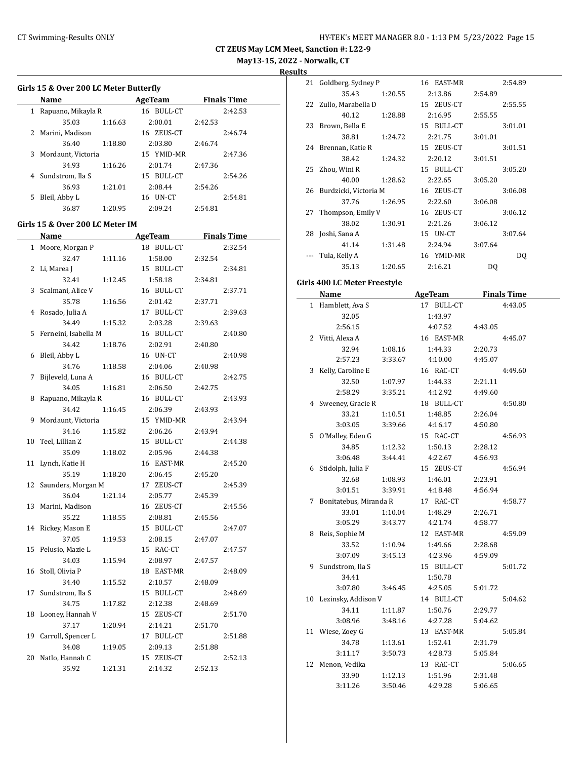CT Swimming-Results ONLY

HY-TEK's MEET MANAGER 8.0 - 1:13 PM 5/23/2022 Page 15

**CT ZEUS May LCM Meet, Sanction #: L22-9**

**May13-15, 2022 - Norwalk, CT**

**Results**

### Girls 15 & Over 200 LC Meter Butterfly

| | Name | AgeTeam | Finals Time |
|---|---|---|---|
| 1 | Rapuano, Mikayla R | 16 BULL-CT | 2:42.53 |
| | 35.03 1:16.63 2:00.01 2:42.53 | | |
| 2 | Marini, Madison | 16 ZEUS-CT | 2:46.74 |
| | 36.40 1:18.80 2:03.80 2:46.74 | | |
| 3 | Mordaunt, Victoria | 15 YMID-MR | 2:47.36 |
| | 34.93 1:16.26 2:01.74 2:47.36 | | |
| 4 | Sundstrom, Ila S | 15 BULL-CT | 2:54.26 |
| | 36.93 1:21.01 2:08.44 2:54.26 | | |
| 5 | Bleil, Abby L | 16 UN-CT | 2:54.81 |
| | 36.87 1:20.95 2:09.24 2:54.81 | | |

### Girls 15 & Over 200 LC Meter IM

| | Name | AgeTeam | Finals Time |
|---|---|---|---|
| 1 | Moore, Morgan P | 18 BULL-CT | 2:32.54 |
| | 32.47 1:11.16 1:58.00 2:32.54 | | |
| 2 | Li, Marea J | 15 BULL-CT | 2:34.81 |
| | 32.41 1:12.45 1:58.18 2:34.81 | | |
| 3 | Scalmani, Alice V | 16 BULL-CT | 2:37.71 |
| | 35.78 1:16.56 2:01.42 2:37.71 | | |
| 4 | Rosado, Julia A | 17 BULL-CT | 2:39.63 |
| | 34.49 1:15.32 2:03.28 2:39.63 | | |
| 5 | Ferneini, Isabella M | 16 BULL-CT | 2:40.80 |
| | 34.42 1:18.76 2:02.91 2:40.80 | | |
| 6 | Bleil, Abby L | 16 UN-CT | 2:40.98 |
| | 34.76 1:18.58 2:04.06 2:40.98 | | |
| 7 | Bijleveld, Luna A | 16 BULL-CT | 2:42.75 |
| | 34.05 1:16.81 2:06.50 2:42.75 | | |
| 8 | Rapuano, Mikayla R | 16 BULL-CT | 2:43.93 |
| | 34.42 1:16.45 2:06.39 2:43.93 | | |
| 9 | Mordaunt, Victoria | 15 YMID-MR | 2:43.94 |
| | 34.16 1:15.82 2:06.26 2:43.94 | | |
| 10 | Teel, Lillian Z | 15 BULL-CT | 2:44.38 |
| | 35.09 1:18.02 2:05.96 2:44.38 | | |
| 11 | Lynch, Katie H | 16 EAST-MR | 2:45.20 |
| | 35.19 1:18.20 2:06.45 2:45.20 | | |
| 12 | Saunders, Morgan M | 17 ZEUS-CT | 2:45.39 |
| | 36.04 1:21.14 2:05.77 2:45.39 | | |
| 13 | Marini, Madison | 16 ZEUS-CT | 2:45.56 |
| | 35.22 1:18.55 2:08.81 2:45.56 | | |
| 14 | Rickey, Mason E | 15 BULL-CT | 2:47.07 |
| | 37.05 1:19.53 2:08.15 2:47.07 | | |
| 15 | Pelusio, Mazie L | 15 RAC-CT | 2:47.57 |
| | 34.03 1:15.94 2:08.97 2:47.57 | | |
| 16 | Stoll, Olivia P | 18 EAST-MR | 2:48.09 |
| | 34.40 1:15.52 2:10.57 2:48.09 | | |
| 17 | Sundstrom, Ila S | 15 BULL-CT | 2:48.69 |
| | 34.75 1:17.82 2:12.38 2:48.69 | | |
| 18 | Looney, Hannah V | 15 ZEUS-CT | 2:51.70 |
| | 37.17 1:20.94 2:14.21 2:51.70 | | |
| 19 | Carroll, Spencer L | 17 BULL-CT | 2:51.88 |
| | 34.08 1:19.05 2:09.13 2:51.88 | | |
| 20 | Natlo, Hannah C | 15 ZEUS-CT | 2:52.13 |
| | 35.92 1:21.31 2:14.32 2:52.13 | | |
| 21 | Goldberg, Sydney P | 16 EAST-MR | 2:54.89 |
| | 35.43 1:20.55 2:13.86 2:54.89 | | |
| 22 | Zullo, Marabella D | 15 ZEUS-CT | 2:55.55 |
| | 40.12 1:28.88 2:16.95 2:55.55 | | |
| 23 | Brown, Bella E | 15 BULL-CT | 3:01.01 |
| | 38.81 1:24.72 2:21.75 3:01.01 | | |
| 24 | Brennan, Katie R | 15 ZEUS-CT | 3:01.51 |
| | 38.42 1:24.32 2:20.12 3:01.51 | | |
| 25 | Zhou, Wini R | 15 BULL-CT | 3:05.20 |
| | 40.00 1:28.62 2:22.65 3:05.20 | | |
| 26 | Burdzicki, Victoria M | 16 ZEUS-CT | 3:06.08 |
| | 37.76 1:26.95 2:22.60 3:06.08 | | |
| 27 | Thompson, Emily V | 16 ZEUS-CT | 3:06.12 |
| | 38.02 1:30.91 2:21.26 3:06.12 | | |
| 28 | Joshi, Sana A | 15 UN-CT | 3:07.64 |
| | 41.14 1:31.48 2:24.94 3:07.64 | | |
| --- | Tula, Kelly A | 16 YMID-MR | DQ |
| | 35.13 1:20.65 2:16.21 DQ | | |

### Girls 400 LC Meter Freestyle

| | Name | AgeTeam | Finals Time |
|---|---|---|---|
| 1 | Hamblett, Ava S | 17 BULL-CT | 4:43.05 |
| | 32.05 1:43.97 | | |
| | 2:56.15 4:07.52 4:43.05 | | |
| 2 | Vitti, Alexa A | 16 EAST-MR | 4:45.07 |
| | 32.94 1:08.16 1:44.33 2:20.73 | | |
| | 2:57.23 3:33.67 4:10.00 4:45.07 | | |
| 3 | Kelly, Caroline E | 16 RAC-CT | 4:49.60 |
| | 32.50 1:07.97 1:44.33 2:21.11 | | |
| | 2:58.29 3:35.21 4:12.92 4:49.60 | | |
| 4 | Sweeney, Gracie R | 18 BULL-CT | 4:50.80 |
| | 33.21 1:10.51 1:48.85 2:26.04 | | |
| | 3:03.05 3:39.66 4:16.17 4:50.80 | | |
| 5 | O'Malley, Eden G | 15 RAC-CT | 4:56.93 |
| | 34.85 1:12.32 1:50.13 2:28.12 | | |
| | 3:06.48 3:44.41 4:22.67 4:56.93 | | |
| 6 | Stidolph, Julia F | 15 ZEUS-CT | 4:56.94 |
| | 32.68 1:08.93 1:46.01 2:23.91 | | |
| | 3:01.51 3:39.91 4:18.48 4:56.94 | | |
| 7 | Bonitatebus, Miranda R | 17 RAC-CT | 4:58.77 |
| | 33.01 1:10.04 1:48.29 2:26.71 | | |
| | 3:05.29 3:43.77 4:21.74 4:58.77 | | |
| 8 | Reis, Sophie M | 12 EAST-MR | 4:59.09 |
| | 33.52 1:10.94 1:49.66 2:28.68 | | |
| | 3:07.09 3:45.13 4:23.96 4:59.09 | | |
| 9 | Sundstrom, Ila S | 15 BULL-CT | 5:01.72 |
| | 34.41 1:50.78 | | |
| | 3:07.80 3:46.45 4:25.05 5:01.72 | | |
| 10 | Lezinsky, Addison V | 14 BULL-CT | 5:04.62 |
| | 34.11 1:11.87 1:50.76 2:29.77 | | |
| | 3:08.96 3:48.16 4:27.28 5:04.62 | | |
| 11 | Wiese, Zoey G | 13 EAST-MR | 5:05.84 |
| | 34.78 1:13.61 1:52.41 2:31.79 | | |
| | 3:11.17 3:50.73 4:28.73 5:05.84 | | |
| 12 | Menon, Vedika | 13 RAC-CT | 5:06.65 |
| | 33.90 1:12.13 1:51.96 2:31.48 | | |
| | 3:11.26 3:50.46 4:29.28 5:06.65 | | |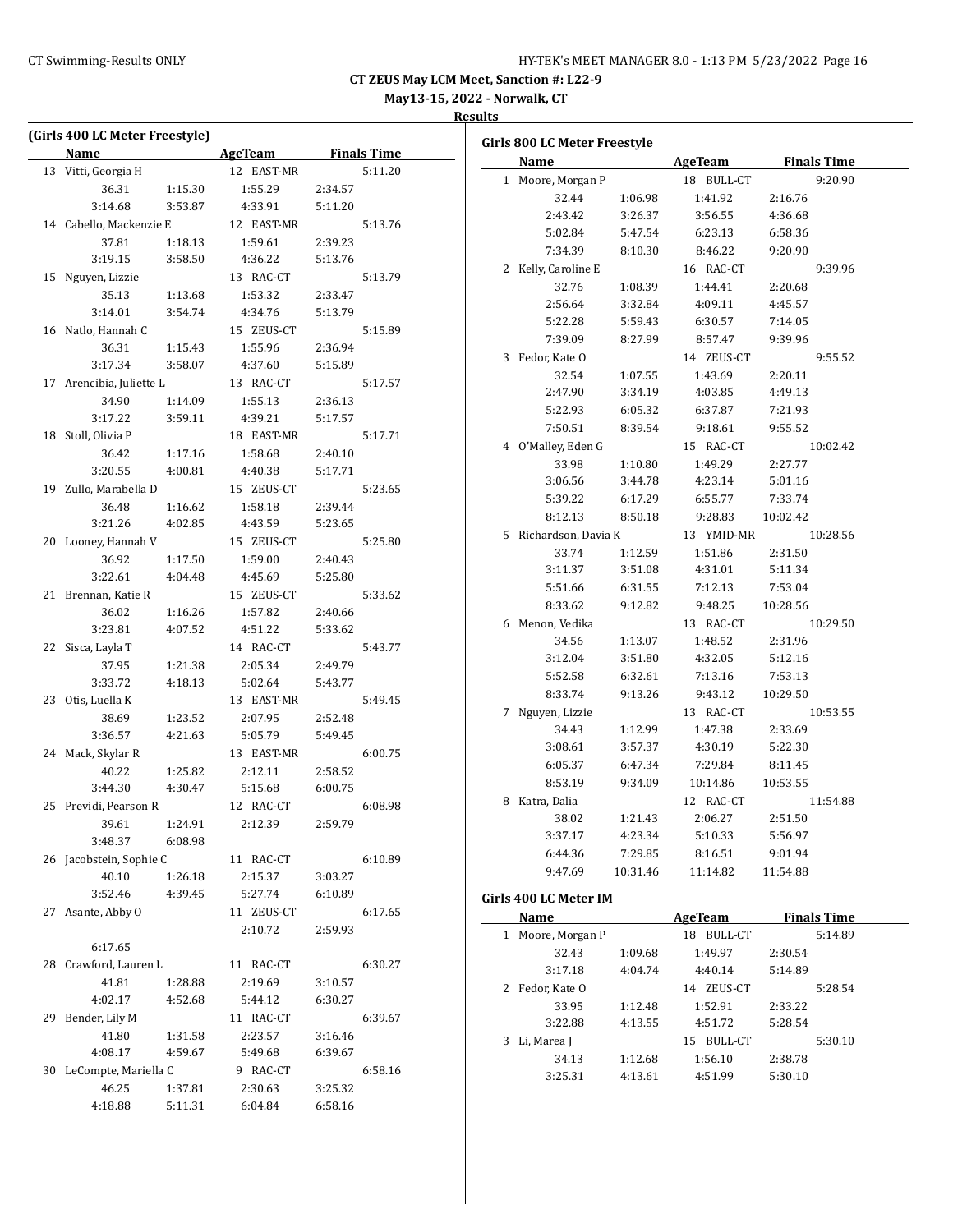CT ZEUS May LCM Meet, Sanction #: L22-9

May13-15, 2022 - Norwalk, CT

**Results**

### (Girls 400 LC Meter Freestyle)

| | Name | AgeTeam | Finals Time |
|---|---|---|---|
| 13 | Vitti, Georgia H | 12 EAST-MR | 5:11.20 |
| | 36.31 1:15.30 1:55.29 2:34.57 | | |
| | 3:14.68 3:53.87 4:33.91 5:11.20 | | |
| 14 | Cabello, Mackenzie E | 12 EAST-MR | 5:13.76 |
| | 37.81 1:18.13 1:59.61 2:39.23 | | |
| | 3:19.15 3:58.50 4:36.22 5:13.76 | | |
| 15 | Nguyen, Lizzie | 13 RAC-CT | 5:13.79 |
| | 35.13 1:13.68 1:53.32 2:33.47 | | |
| | 3:14.01 3:54.74 4:34.76 5:13.79 | | |
| 16 | Natlo, Hannah C | 15 ZEUS-CT | 5:15.89 |
| | 36.31 1:15.43 1:55.96 2:36.94 | | |
| | 3:17.34 3:58.07 4:37.60 5:15.89 | | |
| 17 | Arencibia, Juliette L | 13 RAC-CT | 5:17.57 |
| | 34.90 1:14.09 1:55.13 2:36.13 | | |
| | 3:17.22 3:59.11 4:39.21 5:17.57 | | |
| 18 | Stoll, Olivia P | 18 EAST-MR | 5:17.71 |
| | 36.42 1:17.16 1:58.68 2:40.10 | | |
| | 3:20.55 4:00.81 4:40.38 5:17.71 | | |
| 19 | Zullo, Marabella D | 15 ZEUS-CT | 5:23.65 |
| | 36.48 1:16.62 1:58.18 2:39.44 | | |
| | 3:21.26 4:02.85 4:43.59 5:23.65 | | |
| 20 | Looney, Hannah V | 15 ZEUS-CT | 5:25.80 |
| | 36.92 1:17.50 1:59.00 2:40.43 | | |
| | 3:22.61 4:04.48 4:45.69 5:25.80 | | |
| 21 | Brennan, Katie R | 15 ZEUS-CT | 5:33.62 |
| | 36.02 1:16.26 1:57.82 2:40.66 | | |
| | 3:23.81 4:07.52 4:51.22 5:33.62 | | |
| 22 | Sisca, Layla T | 14 RAC-CT | 5:43.77 |
| | 37.95 1:21.38 2:05.34 2:49.79 | | |
| | 3:33.72 4:18.13 5:02.64 5:43.77 | | |
| 23 | Otis, Luella K | 13 EAST-MR | 5:49.45 |
| | 38.69 1:23.52 2:07.95 2:52.48 | | |
| | 3:36.57 4:21.63 5:05.79 5:49.45 | | |
| 24 | Mack, Skylar R | 13 EAST-MR | 6:00.75 |
| | 40.22 1:25.82 2:12.11 2:58.52 | | |
| | 3:44.30 4:30.47 5:15.68 6:00.75 | | |
| 25 | Previdi, Pearson R | 12 RAC-CT | 6:08.98 |
| | 39.61 1:24.91 2:12.39 2:59.79 | | |
| | 3:48.37 6:08.98 | | |
| 26 | Jacobstein, Sophie C | 11 RAC-CT | 6:10.89 |
| | 40.10 1:26.18 2:15.37 3:03.27 | | |
| | 3:52.46 4:39.45 5:27.74 6:10.89 | | |
| 27 | Asante, Abby O | 11 ZEUS-CT | 6:17.65 |
| | 2:10.72 2:59.93 | | |
| | 6:17.65 | | |
| 28 | Crawford, Lauren L | 11 RAC-CT | 6:30.27 |
| | 41.81 1:28.88 2:19.69 3:10.57 | | |
| | 4:02.17 4:52.68 5:44.12 6:30.27 | | |
| 29 | Bender, Lily M | 11 RAC-CT | 6:39.67 |
| | 41.80 1:31.58 2:23.57 3:16.46 | | |
| | 4:08.17 4:59.67 5:49.68 6:39.67 | | |
| 30 | LeCompte, Mariella C | 9 RAC-CT | 6:58.16 |
| | 46.25 1:37.81 2:30.63 3:25.32 | | |
| | 4:18.88 5:11.31 6:04.84 6:58.16 | | |

### Girls 800 LC Meter Freestyle

| | Name | AgeTeam | Finals Time |
|---|---|---|---|
| 1 | Moore, Morgan P | 18 BULL-CT | 9:20.90 |
| | 32.44 1:06.98 1:41.92 2:16.76 | | |
| | 2:43.42 3:26.37 3:56.55 4:36.68 | | |
| | 5:02.84 5:47.54 6:23.13 6:58.36 | | |
| | 7:34.39 8:10.30 8:46.22 9:20.90 | | |
| 2 | Kelly, Caroline E | 16 RAC-CT | 9:39.96 |
| | 32.76 1:08.39 1:44.41 2:20.68 | | |
| | 2:56.64 3:32.84 4:09.11 4:45.57 | | |
| | 5:22.28 5:59.43 6:30.57 7:14.05 | | |
| | 7:39.09 8:27.99 8:57.47 9:39.96 | | |
| 3 | Fedor, Kate O | 14 ZEUS-CT | 9:55.52 |
| | 32.54 1:07.55 1:43.69 2:20.11 | | |
| | 2:47.90 3:34.19 4:03.85 4:49.13 | | |
| | 5:22.93 6:05.32 6:37.87 7:21.93 | | |
| | 7:50.51 8:39.54 9:18.61 9:55.52 | | |
| 4 | O'Malley, Eden G | 15 RAC-CT | 10:02.42 |
| | 33.98 1:10.80 1:49.29 2:27.77 | | |
| | 3:06.56 3:44.78 4:23.14 5:01.16 | | |
| | 5:39.22 6:17.29 6:55.77 7:33.74 | | |
| | 8:12.13 8:50.18 9:28.83 10:02.42 | | |
| 5 | Richardson, Davia K | 13 YMID-MR | 10:28.56 |
| | 33.74 1:12.59 1:51.86 2:31.50 | | |
| | 3:11.37 3:51.08 4:31.01 5:11.34 | | |
| | 5:51.66 6:31.55 7:12.13 7:53.04 | | |
| | 8:33.62 9:12.82 9:48.25 10:28.56 | | |
| 6 | Menon, Vedika | 13 RAC-CT | 10:29.50 |
| | 34.56 1:13.07 1:48.52 2:31.96 | | |
| | 3:12.04 3:51.80 4:32.05 5:12.16 | | |
| | 5:52.58 6:32.61 7:13.16 7:53.13 | | |
| | 8:33.74 9:13.26 9:43.12 10:29.50 | | |
| 7 | Nguyen, Lizzie | 13 RAC-CT | 10:53.55 |
| | 34.43 1:12.99 1:47.38 2:33.69 | | |
| | 3:08.61 3:57.37 4:30.19 5:22.30 | | |
| | 6:05.37 6:47.34 7:29.84 8:11.45 | | |
| | 8:53.19 9:34.09 10:14.86 10:53.55 | | |
| 8 | Katra, Dalia | 12 RAC-CT | 11:54.88 |
| | 38.02 1:21.43 2:06.27 2:51.50 | | |
| | 3:37.17 4:23.34 5:10.33 5:56.97 | | |
| | 6:44.36 7:29.85 8:16.51 9:01.94 | | |
| | 9:47.69 10:31.46 11:14.82 11:54.88 | | |

### Girls 400 LC Meter IM

| | Name | AgeTeam | Finals Time |
|---|---|---|---|
| 1 | Moore, Morgan P | 18 BULL-CT | 5:14.89 |
| | 32.43 1:09.68 1:49.97 2:30.54 | | |
| | 3:17.18 4:04.74 4:40.14 5:14.89 | | |
| 2 | Fedor, Kate O | 14 ZEUS-CT | 5:28.54 |
| | 33.95 1:12.48 1:52.91 2:33.22 | | |
| | 3:22.88 4:13.55 4:51.72 5:28.54 | | |
| 3 | Li, Marea J | 15 BULL-CT | 5:30.10 |
| | 34.13 1:12.68 1:56.10 2:38.78 | | |
| | 3:25.31 4:13.61 4:51.99 5:30.10 | | |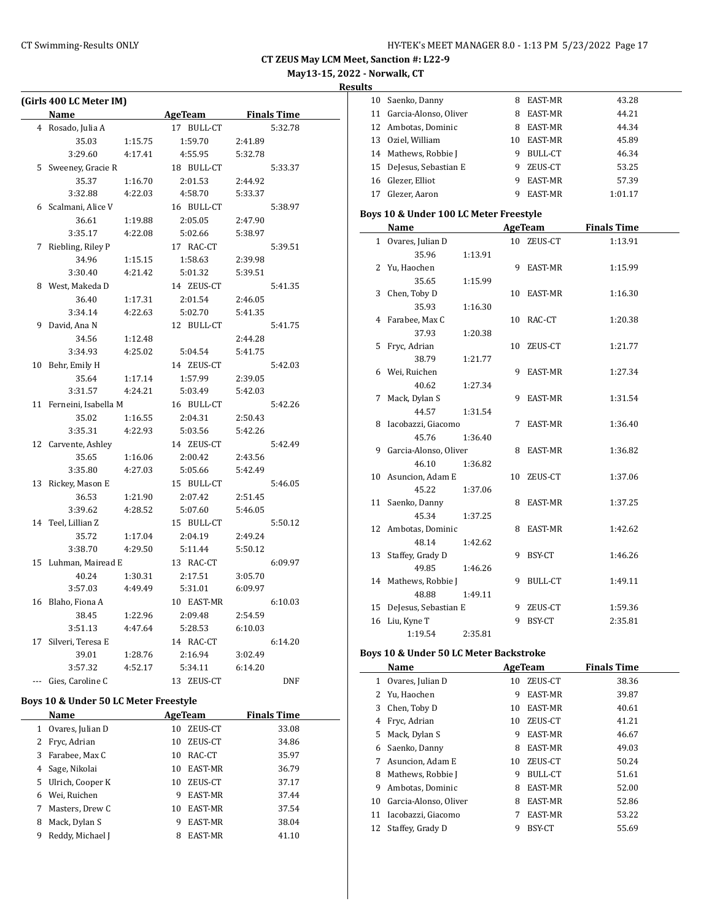**CT ZEUS May LCM Meet, Sanction #: L22-9**

**May13-15, 2022 - Norwalk, CT**

**Results**

### (Girls 400 LC Meter IM)

| | Name | | AgeTeam | | Finals Time |
|---|---|---|---|---|---|
| 4 | Rosado, Julia A | | 17 BULL-CT | | 5:32.78 |
| | 35.03 | 1:15.75 | 1:59.70 | 2:41.89 | |
| | 3:29.60 | 4:17.41 | 4:55.95 | 5:32.78 | |
| 5 | Sweeney, Gracie R | | 18 BULL-CT | | 5:33.37 |
| | 35.37 | 1:16.70 | 2:01.53 | 2:44.92 | |
| | 3:32.88 | 4:22.03 | 4:58.70 | 5:33.37 | |
| 6 | Scalmani, Alice V | | 16 BULL-CT | | 5:38.97 |
| | 36.61 | 1:19.88 | 2:05.05 | 2:47.90 | |
| | 3:35.17 | 4:22.08 | 5:02.66 | 5:38.97 | |
| 7 | Riebling, Riley P | | 17 RAC-CT | | 5:39.51 |
| | 34.96 | 1:15.15 | 1:58.63 | 2:39.98 | |
| | 3:30.40 | 4:21.42 | 5:01.32 | 5:39.51 | |
| 8 | West, Makeda D | | 14 ZEUS-CT | | 5:41.35 |
| | 36.40 | 1:17.31 | 2:01.54 | 2:46.05 | |
| | 3:34.14 | 4:22.63 | 5:02.70 | 5:41.35 | |
| 9 | David, Ana N | | 12 BULL-CT | | 5:41.75 |
| | 34.56 | 1:12.48 | | 2:44.28 | |
| | 3:34.93 | 4:25.02 | 5:04.54 | 5:41.75 | |
| 10 | Behr, Emily H | | 14 ZEUS-CT | | 5:42.03 |
| | 35.64 | 1:17.14 | 1:57.99 | 2:39.05 | |
| | 3:31.57 | 4:24.21 | 5:03.49 | 5:42.03 | |
| 11 | Ferneini, Isabella M | | 16 BULL-CT | | 5:42.26 |
| | 35.02 | 1:16.55 | 2:04.31 | 2:50.43 | |
| | 3:35.31 | 4:22.93 | 5:03.56 | 5:42.26 | |
| 12 | Carvente, Ashley | | 14 ZEUS-CT | | 5:42.49 |
| | 35.65 | 1:16.06 | 2:00.42 | 2:43.56 | |
| | 3:35.80 | 4:27.03 | 5:05.66 | 5:42.49 | |
| 13 | Rickey, Mason E | | 15 BULL-CT | | 5:46.05 |
| | 36.53 | 1:21.90 | 2:07.42 | 2:51.45 | |
| | 3:39.62 | 4:28.52 | 5:07.60 | 5:46.05 | |
| 14 | Teel, Lillian Z | | 15 BULL-CT | | 5:50.12 |
| | 35.72 | 1:17.04 | 2:04.19 | 2:49.24 | |
| | 3:38.70 | 4:29.50 | 5:11.44 | 5:50.12 | |
| 15 | Luhman, Mairead E | | 13 RAC-CT | | 6:09.97 |
| | 40.24 | 1:30.31 | 2:17.51 | 3:05.70 | |
| | 3:57.03 | 4:49.49 | 5:31.01 | 6:09.97 | |
| 16 | Blaho, Fiona A | | 10 EAST-MR | | 6:10.03 |
| | 38.45 | 1:22.96 | 2:09.48 | 2:54.59 | |
| | 3:51.13 | 4:47.64 | 5:28.53 | 6:10.03 | |
| 17 | Silveri, Teresa E | | 14 RAC-CT | | 6:14.20 |
| | 39.01 | 1:28.76 | 2:16.94 | 3:02.49 | |
| | 3:57.32 | 4:52.17 | 5:34.11 | 6:14.20 | |
| --- | Gies, Caroline C | | 13 ZEUS-CT | | DNF |

### Boys 10 & Under 50 LC Meter Freestyle

| | Name | Age | Team | Finals Time |
|---|---|---|---|---|
| 1 | Ovares, Julian D | 10 | ZEUS-CT | 33.08 |
| 2 | Fryc, Adrian | 10 | ZEUS-CT | 34.86 |
| 3 | Farabee, Max C | 10 | RAC-CT | 35.97 |
| 4 | Sage, Nikolai | 10 | EAST-MR | 36.79 |
| 5 | Ulrich, Cooper K | 10 | ZEUS-CT | 37.17 |
| 6 | Wei, Ruichen | 9 | EAST-MR | 37.44 |
| 7 | Masters, Drew C | 10 | EAST-MR | 37.54 |
| 8 | Mack, Dylan S | 9 | EAST-MR | 38.04 |
| 9 | Reddy, Michael J | 8 | EAST-MR | 41.10 |
| 10 | Saenko, Danny | 8 | EAST-MR | 43.28 |
| 11 | Garcia-Alonso, Oliver | 8 | EAST-MR | 44.21 |
| 12 | Ambotas, Dominic | 8 | EAST-MR | 44.34 |
| 13 | Oziel, William | 10 | EAST-MR | 45.89 |
| 14 | Mathews, Robbie J | 9 | BULL-CT | 46.34 |
| 15 | DeJesus, Sebastian E | 9 | ZEUS-CT | 53.25 |
| 16 | Glezer, Elliot | 9 | EAST-MR | 57.39 |
| 17 | Glezer, Aaron | 9 | EAST-MR | 1:01.17 |

### Boys 10 & Under 100 LC Meter Freestyle

| | Name | | AgeTeam | Finals Time |
|---|---|---|---|---|
| 1 | Ovares, Julian D | | 10 ZEUS-CT | 1:13.91 |
| | 35.96 | 1:13.91 | | |
| 2 | Yu, Haochen | | 9 EAST-MR | 1:15.99 |
| | 35.65 | 1:15.99 | | |
| 3 | Chen, Toby D | | 10 EAST-MR | 1:16.30 |
| | 35.93 | 1:16.30 | | |
| 4 | Farabee, Max C | | 10 RAC-CT | 1:20.38 |
| | 37.93 | 1:20.38 | | |
| 5 | Fryc, Adrian | | 10 ZEUS-CT | 1:21.77 |
| | 38.79 | 1:21.77 | | |
| 6 | Wei, Ruichen | | 9 EAST-MR | 1:27.34 |
| | 40.62 | 1:27.34 | | |
| 7 | Mack, Dylan S | | 9 EAST-MR | 1:31.54 |
| | 44.57 | 1:31.54 | | |
| 8 | Iacobazzi, Giacomo | | 7 EAST-MR | 1:36.40 |
| | 45.76 | 1:36.40 | | |
| 9 | Garcia-Alonso, Oliver | | 8 EAST-MR | 1:36.82 |
| | 46.10 | 1:36.82 | | |
| 10 | Asuncion, Adam E | | 10 ZEUS-CT | 1:37.06 |
| | 45.22 | 1:37.06 | | |
| 11 | Saenko, Danny | | 8 EAST-MR | 1:37.25 |
| | 45.34 | 1:37.25 | | |
| 12 | Ambotas, Dominic | | 8 EAST-MR | 1:42.62 |
| | 48.14 | 1:42.62 | | |
| 13 | Staffey, Grady D | | 9 BSY-CT | 1:46.26 |
| | 49.85 | 1:46.26 | | |
| 14 | Mathews, Robbie J | | 9 BULL-CT | 1:49.11 |
| | 48.88 | 1:49.11 | | |
| 15 | DeJesus, Sebastian E | | 9 ZEUS-CT | 1:59.36 |
| 16 | Liu, Kyne T | | 9 BSY-CT | 2:35.81 |
| | 1:19.54 | 2:35.81 | | |

### Boys 10 & Under 50 LC Meter Backstroke

| | Name | Age | Team | Finals Time |
|---|---|---|---|---|
| 1 | Ovares, Julian D | 10 | ZEUS-CT | 38.36 |
| 2 | Yu, Haochen | 9 | EAST-MR | 39.87 |
| 3 | Chen, Toby D | 10 | EAST-MR | 40.61 |
| 4 | Fryc, Adrian | 10 | ZEUS-CT | 41.21 |
| 5 | Mack, Dylan S | 9 | EAST-MR | 46.67 |
| 6 | Saenko, Danny | 8 | EAST-MR | 49.03 |
| 7 | Asuncion, Adam E | 10 | ZEUS-CT | 50.24 |
| 8 | Mathews, Robbie J | 9 | BULL-CT | 51.61 |
| 9 | Ambotas, Dominic | 8 | EAST-MR | 52.00 |
| 10 | Garcia-Alonso, Oliver | 8 | EAST-MR | 52.86 |
| 11 | Iacobazzi, Giacomo | 7 | EAST-MR | 53.22 |
| 12 | Staffey, Grady D | 9 | BSY-CT | 55.69 |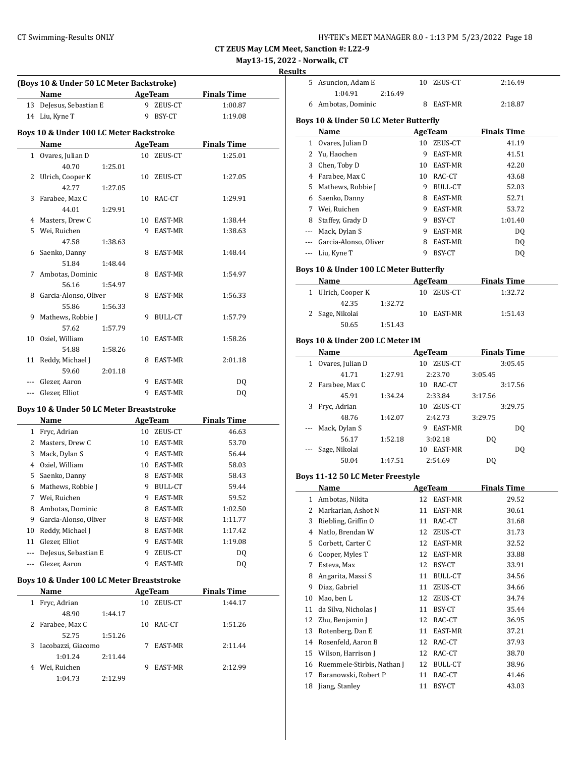## CT ZEUS May LCM Meet, Sanction #: L22-9

**May13-15, 2022 - Norwalk, CT**

**Results**

### (Boys 10 & Under 50 LC Meter Backstroke)

| | Name | Age | Team | Finals Time |
|---|---|---|---|---|
| 13 | DeJesus, Sebastian E | 9 | ZEUS-CT | 1:00.87 |
| 14 | Liu, Kyne T | 9 | BSY-CT | 1:19.08 |

### Boys 10 & Under 100 LC Meter Backstroke

| | Name | Age | Team | Finals Time |
|---|---|---|---|---|
| 1 | Ovares, Julian D | 10 | ZEUS-CT | 1:25.01 |
| | 40.70 | 1:25.01 | | |
| 2 | Ulrich, Cooper K | 10 | ZEUS-CT | 1:27.05 |
| | 42.77 | 1:27.05 | | |
| 3 | Farabee, Max C | 10 | RAC-CT | 1:29.91 |
| | 44.01 | 1:29.91 | | |
| 4 | Masters, Drew C | 10 | EAST-MR | 1:38.44 |
| 5 | Wei, Ruichen | 9 | EAST-MR | 1:38.63 |
| | 47.58 | 1:38.63 | | |
| 6 | Saenko, Danny | 8 | EAST-MR | 1:48.44 |
| | 51.84 | 1:48.44 | | |
| 7 | Ambotas, Dominic | 8 | EAST-MR | 1:54.97 |
| | 56.16 | 1:54.97 | | |
| 8 | Garcia-Alonso, Oliver | 8 | EAST-MR | 1:56.33 |
| | 55.86 | 1:56.33 | | |
| 9 | Mathews, Robbie J | 9 | BULL-CT | 1:57.79 |
| | 57.62 | 1:57.79 | | |
| 10 | Oziel, William | 10 | EAST-MR | 1:58.26 |
| | 54.88 | 1:58.26 | | |
| 11 | Reddy, Michael J | 8 | EAST-MR | 2:01.18 |
| | 59.60 | 2:01.18 | | |
| --- | Glezer, Aaron | 9 | EAST-MR | DQ |
| --- | Glezer, Elliot | 9 | EAST-MR | DQ |

### Boys 10 & Under 50 LC Meter Breaststroke

| | Name | Age | Team | Finals Time |
|---|---|---|---|---|
| 1 | Fryc, Adrian | 10 | ZEUS-CT | 46.63 |
| 2 | Masters, Drew C | 10 | EAST-MR | 53.70 |
| 3 | Mack, Dylan S | 9 | EAST-MR | 56.44 |
| 4 | Oziel, William | 10 | EAST-MR | 58.03 |
| 5 | Saenko, Danny | 8 | EAST-MR | 58.43 |
| 6 | Mathews, Robbie J | 9 | BULL-CT | 59.44 |
| 7 | Wei, Ruichen | 9 | EAST-MR | 59.52 |
| 8 | Ambotas, Dominic | 8 | EAST-MR | 1:02.50 |
| 9 | Garcia-Alonso, Oliver | 8 | EAST-MR | 1:11.77 |
| 10 | Reddy, Michael J | 8 | EAST-MR | 1:17.42 |
| 11 | Glezer, Elliot | 9 | EAST-MR | 1:19.08 |
| --- | DeJesus, Sebastian E | 9 | ZEUS-CT | DQ |
| --- | Glezer, Aaron | 9 | EAST-MR | DQ |

### Boys 10 & Under 100 LC Meter Breaststroke

| | Name | Age | Team | Finals Time |
|---|---|---|---|---|
| 1 | Fryc, Adrian | 10 | ZEUS-CT | 1:44.17 |
| | 48.90 | 1:44.17 | | |
| 2 | Farabee, Max C | 10 | RAC-CT | 1:51.26 |
| | 52.75 | 1:51.26 | | |
| 3 | Iacobazzi, Giacomo | 7 | EAST-MR | 2:11.44 |
| | 1:01.24 | 2:11.44 | | |
| 4 | Wei, Ruichen | 9 | EAST-MR | 2:12.99 |
| | 1:04.73 | 2:12.99 | | |
| 5 | Asuncion, Adam E | 10 | ZEUS-CT | 2:16.49 |
| | 1:04.91 | 2:16.49 | | |
| 6 | Ambotas, Dominic | 8 | EAST-MR | 2:18.87 |

### Boys 10 & Under 50 LC Meter Butterfly

| | Name | Age | Team | Finals Time |
|---|---|---|---|---|
| 1 | Ovares, Julian D | 10 | ZEUS-CT | 41.19 |
| 2 | Yu, Haochen | 9 | EAST-MR | 41.51 |
| 3 | Chen, Toby D | 10 | EAST-MR | 42.20 |
| 4 | Farabee, Max C | 10 | RAC-CT | 43.68 |
| 5 | Mathews, Robbie J | 9 | BULL-CT | 52.03 |
| 6 | Saenko, Danny | 8 | EAST-MR | 52.71 |
| 7 | Wei, Ruichen | 9 | EAST-MR | 53.72 |
| 8 | Staffey, Grady D | 9 | BSY-CT | 1:01.40 |
| --- | Mack, Dylan S | 9 | EAST-MR | DQ |
| --- | Garcia-Alonso, Oliver | 8 | EAST-MR | DQ |
| --- | Liu, Kyne T | 9 | BSY-CT | DQ |

### Boys 10 & Under 100 LC Meter Butterfly

| | Name | Age | Team | Finals Time |
|---|---|---|---|---|
| 1 | Ulrich, Cooper K | 10 | ZEUS-CT | 1:32.72 |
| | 42.35 | 1:32.72 | | |
| 2 | Sage, Nikolai | 10 | EAST-MR | 1:51.43 |
| | 50.65 | 1:51.43 | | |

### Boys 10 & Under 200 LC Meter IM

| | Name | Age | Team | | Finals Time |
|---|---|---|---|---|---|
| 1 | Ovares, Julian D | 10 | ZEUS-CT | | 3:05.45 |
| | 41.71 | 1:27.91 | 2:23.70 | 3:05.45 | |
| 2 | Farabee, Max C | 10 | RAC-CT | | 3:17.56 |
| | 45.91 | 1:34.24 | 2:33.84 | 3:17.56 | |
| 3 | Fryc, Adrian | 10 | ZEUS-CT | | 3:29.75 |
| | 48.76 | 1:42.07 | 2:42.73 | 3:29.75 | |
| --- | Mack, Dylan S | 9 | EAST-MR | | DQ |
| | 56.17 | 1:52.18 | 3:02.18 | DQ | |
| --- | Sage, Nikolai | 10 | EAST-MR | | DQ |
| | 50.04 | 1:47.51 | 2:54.69 | DQ | |

### Boys 11-12 50 LC Meter Freestyle

| | Name | Age | Team | Finals Time |
|---|---|---|---|---|
| 1 | Ambotas, Nikita | 12 | EAST-MR | 29.52 |
| 2 | Markarian, Ashot N | 11 | EAST-MR | 30.61 |
| 3 | Riebling, Griffin O | 11 | RAC-CT | 31.68 |
| 4 | Natlo, Brendan W | 12 | ZEUS-CT | 31.73 |
| 5 | Corbett, Carter C | 12 | EAST-MR | 32.52 |
| 6 | Cooper, Myles T | 12 | EAST-MR | 33.88 |
| 7 | Esteva, Max | 12 | BSY-CT | 33.91 |
| 8 | Angarita, Massi S | 11 | BULL-CT | 34.56 |
| 9 | Diaz, Gabriel | 11 | ZEUS-CT | 34.66 |
| 10 | Mao, ben L | 12 | ZEUS-CT | 34.74 |
| 11 | da Silva, Nicholas J | 11 | BSY-CT | 35.44 |
| 12 | Zhu, Benjamin J | 12 | RAC-CT | 36.95 |
| 13 | Rotenberg, Dan E | 11 | EAST-MR | 37.21 |
| 14 | Rosenfeld, Aaron B | 12 | RAC-CT | 37.93 |
| 15 | Wilson, Harrison J | 12 | RAC-CT | 38.70 |
| 16 | Ruemmele-Stirbis, Nathan J | 12 | BULL-CT | 38.96 |
| 17 | Baranowski, Robert P | 11 | RAC-CT | 41.46 |
| 18 | Jiang, Stanley | 11 | BSY-CT | 43.03 |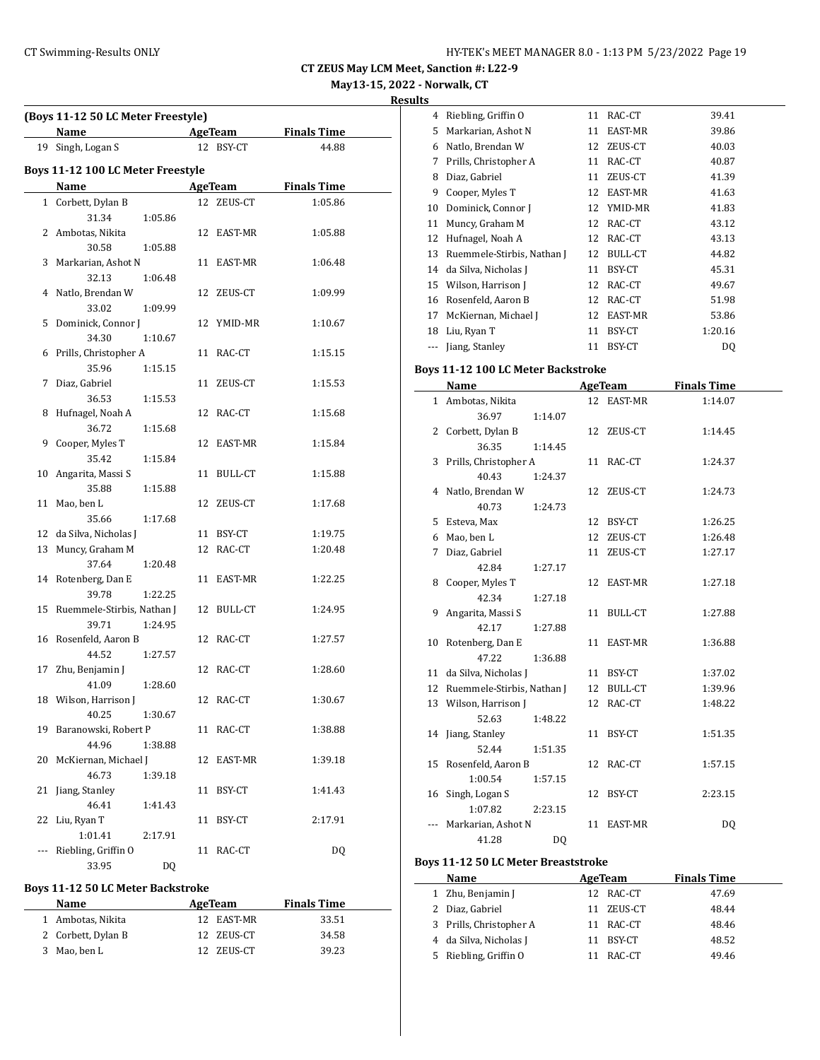**CT ZEUS May LCM Meet, Sanction #: L22-9**

**May13-15, 2022 - Norwalk, CT**

**Results**

### (Boys 11-12 50 LC Meter Freestyle)

| | Name | Age | Team | Finals Time |
|---|---|---|---|---|
| 19 | Singh, Logan S | 12 | BSY-CT | 44.88 |

### Boys 11-12 100 LC Meter Freestyle

| | Name | Age | Team | Finals Time |
|---|---|---|---|---|
| 1 | Corbett, Dylan B | 12 | ZEUS-CT | 1:05.86 |
| | 31.34 1:05.86 | | | |
| 2 | Ambotas, Nikita | 12 | EAST-MR | 1:05.88 |
| | 30.58 1:05.88 | | | |
| 3 | Markarian, Ashot N | 11 | EAST-MR | 1:06.48 |
| | 32.13 1:06.48 | | | |
| 4 | Natlo, Brendan W | 12 | ZEUS-CT | 1:09.99 |
| | 33.02 1:09.99 | | | |
| 5 | Dominick, Connor J | 12 | YMID-MR | 1:10.67 |
| | 34.30 1:10.67 | | | |
| 6 | Prills, Christopher A | 11 | RAC-CT | 1:15.15 |
| | 35.96 1:15.15 | | | |
| 7 | Diaz, Gabriel | 11 | ZEUS-CT | 1:15.53 |
| | 36.53 1:15.53 | | | |
| 8 | Hufnagel, Noah A | 12 | RAC-CT | 1:15.68 |
| | 36.72 1:15.68 | | | |
| 9 | Cooper, Myles T | 12 | EAST-MR | 1:15.84 |
| | 35.42 1:15.84 | | | |
| 10 | Angarita, Massi S | 11 | BULL-CT | 1:15.88 |
| | 35.88 1:15.88 | | | |
| 11 | Mao, ben L | 12 | ZEUS-CT | 1:17.68 |
| | 35.66 1:17.68 | | | |
| 12 | da Silva, Nicholas J | 11 | BSY-CT | 1:19.75 |
| 13 | Muncy, Graham M | 12 | RAC-CT | 1:20.48 |
| | 37.64 1:20.48 | | | |
| 14 | Rotenberg, Dan E | 11 | EAST-MR | 1:22.25 |
| | 39.78 1:22.25 | | | |
| 15 | Ruemmele-Stirbis, Nathan J | 12 | BULL-CT | 1:24.95 |
| | 39.71 1:24.95 | | | |
| 16 | Rosenfeld, Aaron B | 12 | RAC-CT | 1:27.57 |
| | 44.52 1:27.57 | | | |
| 17 | Zhu, Benjamin J | 12 | RAC-CT | 1:28.60 |
| | 41.09 1:28.60 | | | |
| 18 | Wilson, Harrison J | 12 | RAC-CT | 1:30.67 |
| | 40.25 1:30.67 | | | |
| 19 | Baranowski, Robert P | 11 | RAC-CT | 1:38.88 |
| | 44.96 1:38.88 | | | |
| 20 | McKiernan, Michael J | 12 | EAST-MR | 1:39.18 |
| | 46.73 1:39.18 | | | |
| 21 | Jiang, Stanley | 11 | BSY-CT | 1:41.43 |
| | 46.41 1:41.43 | | | |
| 22 | Liu, Ryan T | 11 | BSY-CT | 2:17.91 |
| | 1:01.41 2:17.91 | | | |
| --- | Riebling, Griffin O | 11 | RAC-CT | DQ |
| | 33.95 DQ | | | |

### Boys 11-12 50 LC Meter Backstroke

| | Name | Age | Team | Finals Time |
|---|---|---|---|---|
| 1 | Ambotas, Nikita | 12 | EAST-MR | 33.51 |
| 2 | Corbett, Dylan B | 12 | ZEUS-CT | 34.58 |
| 3 | Mao, ben L | 12 | ZEUS-CT | 39.23 |
| 4 | Riebling, Griffin O | 11 | RAC-CT | 39.41 |
| 5 | Markarian, Ashot N | 11 | EAST-MR | 39.86 |
| 6 | Natlo, Brendan W | 12 | ZEUS-CT | 40.03 |
| 7 | Prills, Christopher A | 11 | RAC-CT | 40.87 |
| 8 | Diaz, Gabriel | 11 | ZEUS-CT | 41.39 |
| 9 | Cooper, Myles T | 12 | EAST-MR | 41.63 |
| 10 | Dominick, Connor J | 12 | YMID-MR | 41.83 |
| 11 | Muncy, Graham M | 12 | RAC-CT | 43.12 |
| 12 | Hufnagel, Noah A | 12 | RAC-CT | 43.13 |
| 13 | Ruemmele-Stirbis, Nathan J | 12 | BULL-CT | 44.82 |
| 14 | da Silva, Nicholas J | 11 | BSY-CT | 45.31 |
| 15 | Wilson, Harrison J | 12 | RAC-CT | 49.67 |
| 16 | Rosenfeld, Aaron B | 12 | RAC-CT | 51.98 |
| 17 | McKiernan, Michael J | 12 | EAST-MR | 53.86 |
| 18 | Liu, Ryan T | 11 | BSY-CT | 1:20.16 |
| --- | Jiang, Stanley | 11 | BSY-CT | DQ |

### Boys 11-12 100 LC Meter Backstroke

| | Name | Age | Team | Finals Time |
|---|---|---|---|---|
| 1 | Ambotas, Nikita | 12 | EAST-MR | 1:14.07 |
| | 36.97 1:14.07 | | | |
| 2 | Corbett, Dylan B | 12 | ZEUS-CT | 1:14.45 |
| | 36.35 1:14.45 | | | |
| 3 | Prills, Christopher A | 11 | RAC-CT | 1:24.37 |
| | 40.43 1:24.37 | | | |
| 4 | Natlo, Brendan W | 12 | ZEUS-CT | 1:24.73 |
| | 40.73 1:24.73 | | | |
| 5 | Esteva, Max | 12 | BSY-CT | 1:26.25 |
| 6 | Mao, ben L | 12 | ZEUS-CT | 1:26.48 |
| 7 | Diaz, Gabriel | 11 | ZEUS-CT | 1:27.17 |
| | 42.84 1:27.17 | | | |
| 8 | Cooper, Myles T | 12 | EAST-MR | 1:27.18 |
| | 42.34 1:27.18 | | | |
| 9 | Angarita, Massi S | 11 | BULL-CT | 1:27.88 |
| | 42.17 1:27.88 | | | |
| 10 | Rotenberg, Dan E | 11 | EAST-MR | 1:36.88 |
| | 47.22 1:36.88 | | | |
| 11 | da Silva, Nicholas J | 11 | BSY-CT | 1:37.02 |
| 12 | Ruemmele-Stirbis, Nathan J | 12 | BULL-CT | 1:39.96 |
| 13 | Wilson, Harrison J | 12 | RAC-CT | 1:48.22 |
| | 52.63 1:48.22 | | | |
| 14 | Jiang, Stanley | 11 | BSY-CT | 1:51.35 |
| | 52.44 1:51.35 | | | |
| 15 | Rosenfeld, Aaron B | 12 | RAC-CT | 1:57.15 |
| | 1:00.54 1:57.15 | | | |
| 16 | Singh, Logan S | 12 | BSY-CT | 2:23.15 |
| | 1:07.82 2:23.15 | | | |
| --- | Markarian, Ashot N | 11 | EAST-MR | DQ |
| | 41.28 DQ | | | |

### Boys 11-12 50 LC Meter Breaststroke

| | Name | Age | Team | Finals Time |
|---|---|---|---|---|
| 1 | Zhu, Benjamin J | 12 | RAC-CT | 47.69 |
| 2 | Diaz, Gabriel | 11 | ZEUS-CT | 48.44 |
| 3 | Prills, Christopher A | 11 | RAC-CT | 48.46 |
| 4 | da Silva, Nicholas J | 11 | BSY-CT | 48.52 |
| 5 | Riebling, Griffin O | 11 | RAC-CT | 49.46 |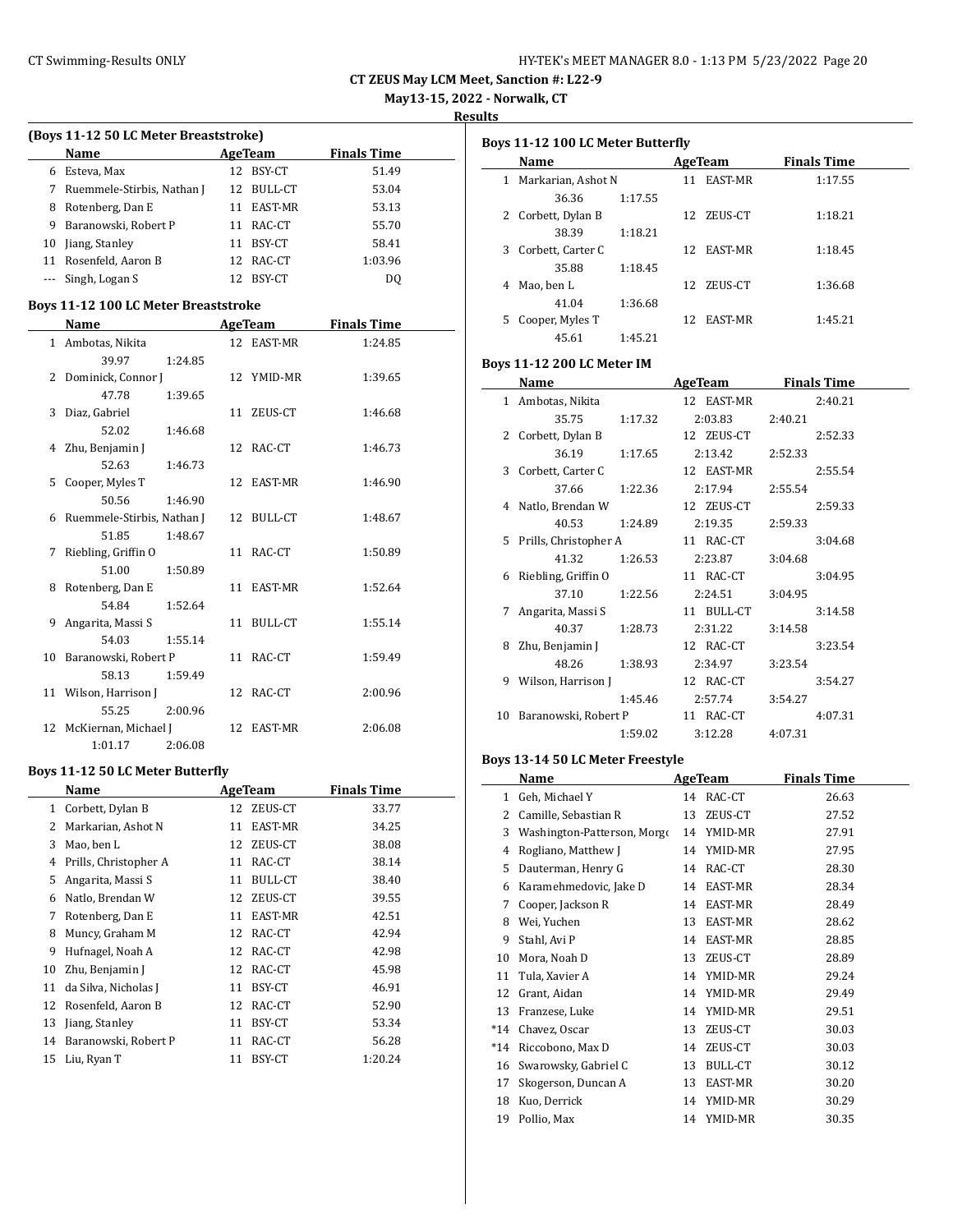**CT ZEUS May LCM Meet, Sanction #: L22-9**

**May13-15, 2022 - Norwalk, CT**

**Results**

### (Boys 11-12 50 LC Meter Breaststroke)

| | Name | Age | Team | Finals Time |
|---|---|---|---|---|
| 6 | Esteva, Max | 12 | BSY-CT | 51.49 |
| 7 | Ruemmele-Stirbis, Nathan J | 12 | BULL-CT | 53.04 |
| 8 | Rotenberg, Dan E | 11 | EAST-MR | 53.13 |
| 9 | Baranowski, Robert P | 11 | RAC-CT | 55.70 |
| 10 | Jiang, Stanley | 11 | BSY-CT | 58.41 |
| 11 | Rosenfeld, Aaron B | 12 | RAC-CT | 1:03.96 |
| --- | Singh, Logan S | 12 | BSY-CT | DQ |

### Boys 11-12 100 LC Meter Breaststroke

| | Name | Age | Team | Finals Time |
|---|---|---|---|---|
| 1 | Ambotas, Nikita | 12 | EAST-MR | 1:24.85 |
| | 39.97 1:24.85 | | | |
| 2 | Dominick, Connor J | 12 | YMID-MR | 1:39.65 |
| | 47.78 1:39.65 | | | |
| 3 | Diaz, Gabriel | 11 | ZEUS-CT | 1:46.68 |
| | 52.02 1:46.68 | | | |
| 4 | Zhu, Benjamin J | 12 | RAC-CT | 1:46.73 |
| | 52.63 1:46.73 | | | |
| 5 | Cooper, Myles T | 12 | EAST-MR | 1:46.90 |
| | 50.56 1:46.90 | | | |
| 6 | Ruemmele-Stirbis, Nathan J | 12 | BULL-CT | 1:48.67 |
| | 51.85 1:48.67 | | | |
| 7 | Riebling, Griffin O | 11 | RAC-CT | 1:50.89 |
| | 51.00 1:50.89 | | | |
| 8 | Rotenberg, Dan E | 11 | EAST-MR | 1:52.64 |
| | 54.84 1:52.64 | | | |
| 9 | Angarita, Massi S | 11 | BULL-CT | 1:55.14 |
| | 54.03 1:55.14 | | | |
| 10 | Baranowski, Robert P | 11 | RAC-CT | 1:59.49 |
| | 58.13 1:59.49 | | | |
| 11 | Wilson, Harrison J | 12 | RAC-CT | 2:00.96 |
| | 55.25 2:00.96 | | | |
| 12 | McKiernan, Michael J | 12 | EAST-MR | 2:06.08 |
| | 1:01.17 2:06.08 | | | |

### Boys 11-12 50 LC Meter Butterfly

| | Name | Age | Team | Finals Time |
|---|---|---|---|---|
| 1 | Corbett, Dylan B | 12 | ZEUS-CT | 33.77 |
| 2 | Markarian, Ashot N | 11 | EAST-MR | 34.25 |
| 3 | Mao, ben L | 12 | ZEUS-CT | 38.08 |
| 4 | Prills, Christopher A | 11 | RAC-CT | 38.14 |
| 5 | Angarita, Massi S | 11 | BULL-CT | 38.40 |
| 6 | Natlo, Brendan W | 12 | ZEUS-CT | 39.55 |
| 7 | Rotenberg, Dan E | 11 | EAST-MR | 42.51 |
| 8 | Muncy, Graham M | 12 | RAC-CT | 42.94 |
| 9 | Hufnagel, Noah A | 12 | RAC-CT | 42.98 |
| 10 | Zhu, Benjamin J | 12 | RAC-CT | 45.98 |
| 11 | da Silva, Nicholas J | 11 | BSY-CT | 46.91 |
| 12 | Rosenfeld, Aaron B | 12 | RAC-CT | 52.90 |
| 13 | Jiang, Stanley | 11 | BSY-CT | 53.34 |
| 14 | Baranowski, Robert P | 11 | RAC-CT | 56.28 |
| 15 | Liu, Ryan T | 11 | BSY-CT | 1:20.24 |

### Boys 11-12 100 LC Meter Butterfly

| | Name | Age | Team | Finals Time |
|---|---|---|---|---|
| 1 | Markarian, Ashot N | 11 | EAST-MR | 1:17.55 |
| | 36.36 1:17.55 | | | |
| 2 | Corbett, Dylan B | 12 | ZEUS-CT | 1:18.21 |
| | 38.39 1:18.21 | | | |
| 3 | Corbett, Carter C | 12 | EAST-MR | 1:18.45 |
| | 35.88 1:18.45 | | | |
| 4 | Mao, ben L | 12 | ZEUS-CT | 1:36.68 |
| | 41.04 1:36.68 | | | |
| 5 | Cooper, Myles T | 12 | EAST-MR | 1:45.21 |
| | 45.61 1:45.21 | | | |

### Boys 11-12 200 LC Meter IM

| | Name | Age | Team | Finals Time |
|---|---|---|---|---|
| 1 | Ambotas, Nikita | 12 | EAST-MR | 2:40.21 |
| | 35.75 1:17.32 2:03.83 2:40.21 | | | |
| 2 | Corbett, Dylan B | 12 | ZEUS-CT | 2:52.33 |
| | 36.19 1:17.65 2:13.42 2:52.33 | | | |
| 3 | Corbett, Carter C | 12 | EAST-MR | 2:55.54 |
| | 37.66 1:22.36 2:17.94 2:55.54 | | | |
| 4 | Natlo, Brendan W | 12 | ZEUS-CT | 2:59.33 |
| | 40.53 1:24.89 2:19.35 2:59.33 | | | |
| 5 | Prills, Christopher A | 11 | RAC-CT | 3:04.68 |
| | 41.32 1:26.53 2:23.87 3:04.68 | | | |
| 6 | Riebling, Griffin O | 11 | RAC-CT | 3:04.95 |
| | 37.10 1:22.56 2:24.51 3:04.95 | | | |
| 7 | Angarita, Massi S | 11 | BULL-CT | 3:14.58 |
| | 40.37 1:28.73 2:31.22 3:14.58 | | | |
| 8 | Zhu, Benjamin J | 12 | RAC-CT | 3:23.54 |
| | 48.26 1:38.93 2:34.97 3:23.54 | | | |
| 9 | Wilson, Harrison J | 12 | RAC-CT | 3:54.27 |
| | 1:45.46 2:57.74 3:54.27 | | | |
| 10 | Baranowski, Robert P | 11 | RAC-CT | 4:07.31 |
| | 1:59.02 3:12.28 4:07.31 | | | |

### Boys 13-14 50 LC Meter Freestyle

| | Name | Age | Team | Finals Time |
|---|---|---|---|---|
| 1 | Geh, Michael Y | 14 | RAC-CT | 26.63 |
| 2 | Camille, Sebastian R | 13 | ZEUS-CT | 27.52 |
| 3 | Washington-Patterson, Morgo | 14 | YMID-MR | 27.91 |
| 4 | Rogliano, Matthew J | 14 | YMID-MR | 27.95 |
| 5 | Dauterman, Henry G | 14 | RAC-CT | 28.30 |
| 6 | Karamehmedovic, Jake D | 14 | EAST-MR | 28.34 |
| 7 | Cooper, Jackson R | 14 | EAST-MR | 28.49 |
| 8 | Wei, Yuchen | 13 | EAST-MR | 28.62 |
| 9 | Stahl, Avi P | 14 | EAST-MR | 28.85 |
| 10 | Mora, Noah D | 13 | ZEUS-CT | 28.89 |
| 11 | Tula, Xavier A | 14 | YMID-MR | 29.24 |
| 12 | Grant, Aidan | 14 | YMID-MR | 29.49 |
| 13 | Franzese, Luke | 14 | YMID-MR | 29.51 |
| *14 | Chavez, Oscar | 13 | ZEUS-CT | 30.03 |
| *14 | Riccobono, Max D | 14 | ZEUS-CT | 30.03 |
| 16 | Swarowsky, Gabriel C | 13 | BULL-CT | 30.12 |
| 17 | Skogerson, Duncan A | 13 | EAST-MR | 30.20 |
| 18 | Kuo, Derrick | 14 | YMID-MR | 30.29 |
| 19 | Pollio, Max | 14 | YMID-MR | 30.35 |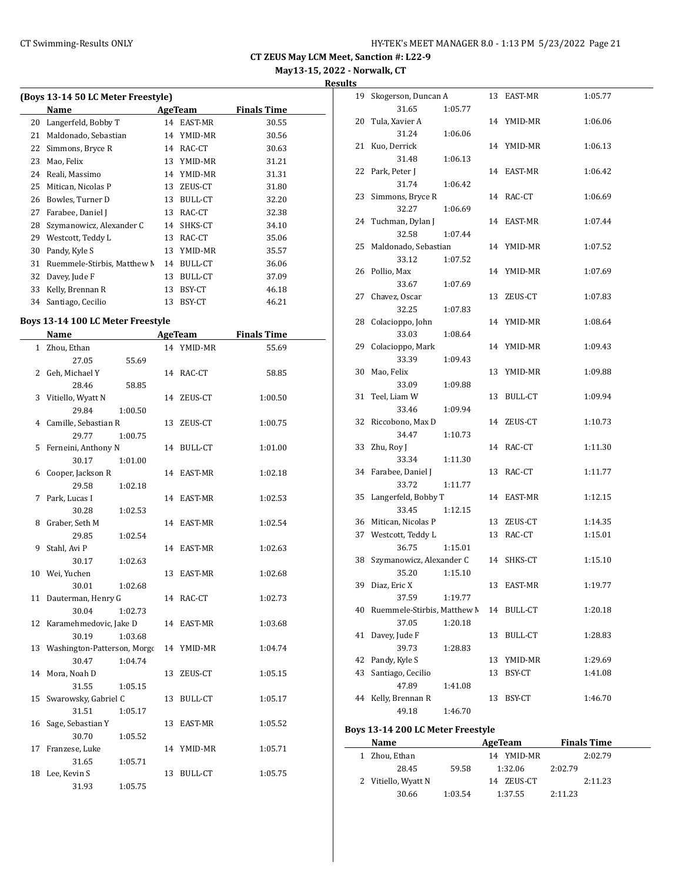**CT ZEUS May LCM Meet, Sanction #: L22-9**

**May13-15, 2022 - Norwalk, CT**

**Results**

### (Boys 13-14 50 LC Meter Freestyle)

| | Name | Age | Team | Finals Time |
|---|---|---|---|---|
| 20 | Langerfeld, Bobby T | 14 | EAST-MR | 30.55 |
| 21 | Maldonado, Sebastian | 14 | YMID-MR | 30.56 |
| 22 | Simmons, Bryce R | 14 | RAC-CT | 30.63 |
| 23 | Mao, Felix | 13 | YMID-MR | 31.21 |
| 24 | Reali, Massimo | 14 | YMID-MR | 31.31 |
| 25 | Mitican, Nicolas P | 13 | ZEUS-CT | 31.80 |
| 26 | Bowles, Turner D | 13 | BULL-CT | 32.20 |
| 27 | Farabee, Daniel J | 13 | RAC-CT | 32.38 |
| 28 | Szymanowicz, Alexander C | 14 | SHKS-CT | 34.10 |
| 29 | Westcott, Teddy L | 13 | RAC-CT | 35.06 |
| 30 | Pandy, Kyle S | 13 | YMID-MR | 35.57 |
| 31 | Ruemmele-Stirbis, Matthew M | 14 | BULL-CT | 36.06 |
| 32 | Davey, Jude F | 13 | BULL-CT | 37.09 |
| 33 | Kelly, Brennan R | 13 | BSY-CT | 46.18 |
| 34 | Santiago, Cecilio | 13 | BSY-CT | 46.21 |

### Boys 13-14 100 LC Meter Freestyle

| | Name | Age | Team | Finals Time |
|---|---|---|---|---|
| 1 | Zhou, Ethan | 14 | YMID-MR | 55.69 |
| | 27.05 55.69 | | | |
| 2 | Geh, Michael Y | 14 | RAC-CT | 58.85 |
| | 28.46 58.85 | | | |
| 3 | Vitiello, Wyatt N | 14 | ZEUS-CT | 1:00.50 |
| | 29.84 1:00.50 | | | |
| 4 | Camille, Sebastian R | 13 | ZEUS-CT | 1:00.75 |
| | 29.77 1:00.75 | | | |
| 5 | Ferneini, Anthony N | 14 | BULL-CT | 1:01.00 |
| | 30.17 1:01.00 | | | |
| 6 | Cooper, Jackson R | 14 | EAST-MR | 1:02.18 |
| | 29.58 1:02.18 | | | |
| 7 | Park, Lucas I | 14 | EAST-MR | 1:02.53 |
| | 30.28 1:02.53 | | | |
| 8 | Graber, Seth M | 14 | EAST-MR | 1:02.54 |
| | 29.85 1:02.54 | | | |
| 9 | Stahl, Avi P | 14 | EAST-MR | 1:02.63 |
| | 30.17 1:02.63 | | | |
| 10 | Wei, Yuchen | 13 | EAST-MR | 1:02.68 |
| | 30.01 1:02.68 | | | |
| 11 | Dauterman, Henry G | 14 | RAC-CT | 1:02.73 |
| | 30.04 1:02.73 | | | |
| 12 | Karamehmedovic, Jake D | 14 | EAST-MR | 1:03.68 |
| | 30.19 1:03.68 | | | |
| 13 | Washington-Patterson, Morgo | 14 | YMID-MR | 1:04.74 |
| | 30.47 1:04.74 | | | |
| 14 | Mora, Noah D | 13 | ZEUS-CT | 1:05.15 |
| | 31.55 1:05.15 | | | |
| 15 | Swarowsky, Gabriel C | 13 | BULL-CT | 1:05.17 |
| | 31.51 1:05.17 | | | |
| 16 | Sage, Sebastian Y | 13 | EAST-MR | 1:05.52 |
| | 30.70 1:05.52 | | | |
| 17 | Franzese, Luke | 14 | YMID-MR | 1:05.71 |
| | 31.65 1:05.71 | | | |
| 18 | Lee, Kevin S | 13 | BULL-CT | 1:05.75 |
| | 31.93 1:05.75 | | | |
| 19 | Skogerson, Duncan A | 13 | EAST-MR | 1:05.77 |
| | 31.65 1:05.77 | | | |
| 20 | Tula, Xavier A | 14 | YMID-MR | 1:06.06 |
| | 31.24 1:06.06 | | | |
| 21 | Kuo, Derrick | 14 | YMID-MR | 1:06.13 |
| | 31.48 1:06.13 | | | |
| 22 | Park, Peter J | 14 | EAST-MR | 1:06.42 |
| | 31.74 1:06.42 | | | |
| 23 | Simmons, Bryce R | 14 | RAC-CT | 1:06.69 |
| | 32.27 1:06.69 | | | |
| 24 | Tuchman, Dylan J | 14 | EAST-MR | 1:07.44 |
| | 32.58 1:07.44 | | | |
| 25 | Maldonado, Sebastian | 14 | YMID-MR | 1:07.52 |
| | 33.12 1:07.52 | | | |
| 26 | Pollio, Max | 14 | YMID-MR | 1:07.69 |
| | 33.67 1:07.69 | | | |
| 27 | Chavez, Oscar | 13 | ZEUS-CT | 1:07.83 |
| | 32.25 1:07.83 | | | |
| 28 | Colacioppo, John | 14 | YMID-MR | 1:08.64 |
| | 33.03 1:08.64 | | | |
| 29 | Colacioppo, Mark | 14 | YMID-MR | 1:09.43 |
| | 33.39 1:09.43 | | | |
| 30 | Mao, Felix | 13 | YMID-MR | 1:09.88 |
| | 33.09 1:09.88 | | | |
| 31 | Teel, Liam W | 13 | BULL-CT | 1:09.94 |
| | 33.46 1:09.94 | | | |
| 32 | Riccobono, Max D | 14 | ZEUS-CT | 1:10.73 |
| | 34.47 1:10.73 | | | |
| 33 | Zhu, Roy J | 14 | RAC-CT | 1:11.30 |
| | 33.34 1:11.30 | | | |
| 34 | Farabee, Daniel J | 13 | RAC-CT | 1:11.77 |
| | 33.72 1:11.77 | | | |
| 35 | Langerfeld, Bobby T | 14 | EAST-MR | 1:12.15 |
| | 33.45 1:12.15 | | | |
| 36 | Mitican, Nicolas P | 13 | ZEUS-CT | 1:14.35 |
| 37 | Westcott, Teddy L | 13 | RAC-CT | 1:15.01 |
| | 36.75 1:15.01 | | | |
| 38 | Szymanowicz, Alexander C | 14 | SHKS-CT | 1:15.10 |
| | 35.20 1:15.10 | | | |
| 39 | Diaz, Eric X | 13 | EAST-MR | 1:19.77 |
| | 37.59 1:19.77 | | | |
| 40 | Ruemmele-Stirbis, Matthew M | 14 | BULL-CT | 1:20.18 |
| | 37.05 1:20.18 | | | |
| 41 | Davey, Jude F | 13 | BULL-CT | 1:28.83 |
| | 39.73 1:28.83 | | | |
| 42 | Pandy, Kyle S | 13 | YMID-MR | 1:29.69 |
| 43 | Santiago, Cecilio | 13 | BSY-CT | 1:41.08 |
| | 47.89 1:41.08 | | | |
| 44 | Kelly, Brennan R | 13 | BSY-CT | 1:46.70 |
| | 49.18 1:46.70 | | | |

### Boys 13-14 200 LC Meter Freestyle

| | Name | Age | Team | Finals Time |
|---|---|---|---|---|
| 1 | Zhou, Ethan | 14 | YMID-MR | 2:02.79 |
| | 28.45 59.58 1:32.06 2:02.79 | | | |
| 2 | Vitiello, Wyatt N | 14 | ZEUS-CT | 2:11.23 |
| | 30.66 1:03.54 1:37.55 2:11.23 | | | |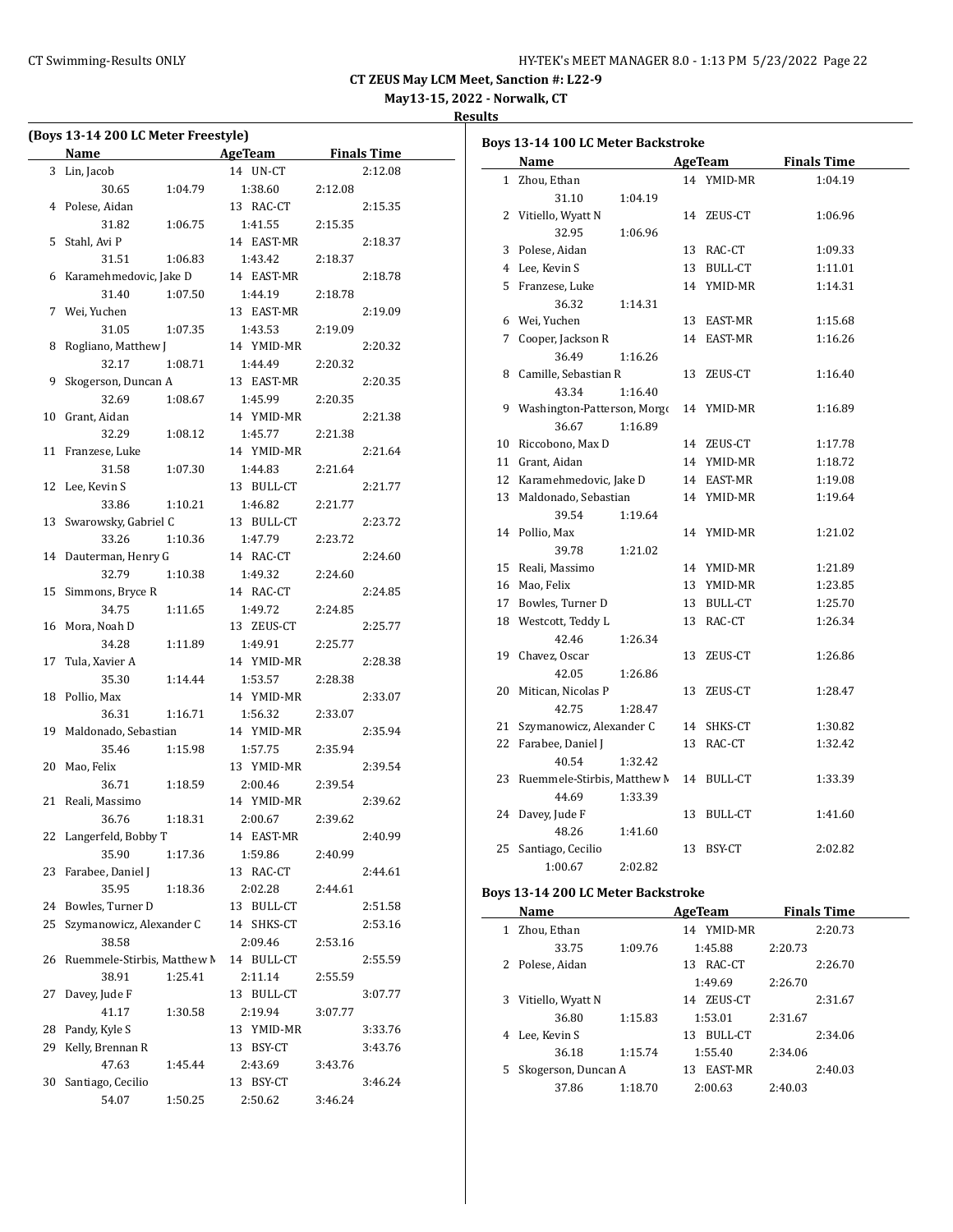**CT ZEUS May LCM Meet, Sanction #: L22-9**

**May13-15, 2022 - Norwalk, CT**

**Results**

### (Boys 13-14 200 LC Meter Freestyle)

| | Name | AgeTeam | Finals Time |
|---|---|---|---|
| 3 | Lin, Jacob | 14 UN-CT | 2:12.08 |
| | 30.65 1:04.79 | 1:38.60 | 2:12.08 |
| 4 | Polese, Aidan | 13 RAC-CT | 2:15.35 |
| | 31.82 1:06.75 | 1:41.55 | 2:15.35 |
| 5 | Stahl, Avi P | 14 EAST-MR | 2:18.37 |
| | 31.51 1:06.83 | 1:43.42 | 2:18.37 |
| 6 | Karamehmedovic, Jake D | 14 EAST-MR | 2:18.78 |
| | 31.40 1:07.50 | 1:44.19 | 2:18.78 |
| 7 | Wei, Yuchen | 13 EAST-MR | 2:19.09 |
| | 31.05 1:07.35 | 1:43.53 | 2:19.09 |
| 8 | Rogliano, Matthew J | 14 YMID-MR | 2:20.32 |
| | 32.17 1:08.71 | 1:44.49 | 2:20.32 |
| 9 | Skogerson, Duncan A | 13 EAST-MR | 2:20.35 |
| | 32.69 1:08.67 | 1:45.99 | 2:20.35 |
| 10 | Grant, Aidan | 14 YMID-MR | 2:21.38 |
| | 32.29 1:08.12 | 1:45.77 | 2:21.38 |
| 11 | Franzese, Luke | 14 YMID-MR | 2:21.64 |
| | 31.58 1:07.30 | 1:44.83 | 2:21.64 |
| 12 | Lee, Kevin S | 13 BULL-CT | 2:21.77 |
| | 33.86 1:10.21 | 1:46.82 | 2:21.77 |
| 13 | Swarowsky, Gabriel C | 13 BULL-CT | 2:23.72 |
| | 33.26 1:10.36 | 1:47.79 | 2:23.72 |
| 14 | Dauterman, Henry G | 14 RAC-CT | 2:24.60 |
| | 32.79 1:10.38 | 1:49.32 | 2:24.60 |
| 15 | Simmons, Bryce R | 14 RAC-CT | 2:24.85 |
| | 34.75 1:11.65 | 1:49.72 | 2:24.85 |
| 16 | Mora, Noah D | 13 ZEUS-CT | 2:25.77 |
| | 34.28 1:11.89 | 1:49.91 | 2:25.77 |
| 17 | Tula, Xavier A | 14 YMID-MR | 2:28.38 |
| | 35.30 1:14.44 | 1:53.57 | 2:28.38 |
| 18 | Pollio, Max | 14 YMID-MR | 2:33.07 |
| | 36.31 1:16.71 | 1:56.32 | 2:33.07 |
| 19 | Maldonado, Sebastian | 14 YMID-MR | 2:35.94 |
| | 35.46 1:15.98 | 1:57.75 | 2:35.94 |
| 20 | Mao, Felix | 13 YMID-MR | 2:39.54 |
| | 36.71 1:18.59 | 2:00.46 | 2:39.54 |
| 21 | Reali, Massimo | 14 YMID-MR | 2:39.62 |
| | 36.76 1:18.31 | 2:00.67 | 2:39.62 |
| 22 | Langerfeld, Bobby T | 14 EAST-MR | 2:40.99 |
| | 35.90 1:17.36 | 1:59.86 | 2:40.99 |
| 23 | Farabee, Daniel J | 13 RAC-CT | 2:44.61 |
| | 35.95 1:18.36 | 2:02.28 | 2:44.61 |
| 24 | Bowles, Turner D | 13 BULL-CT | 2:51.58 |
| 25 | Szymanowicz, Alexander C | 14 SHKS-CT | 2:53.16 |
| | 38.58 | 2:09.46 | 2:53.16 |
| 26 | Ruemmele-Stirbis, Matthew M | 14 BULL-CT | 2:55.59 |
| | 38.91 1:25.41 | 2:11.14 | 2:55.59 |
| 27 | Davey, Jude F | 13 BULL-CT | 3:07.77 |
| | 41.17 1:30.58 | 2:19.94 | 3:07.77 |
| 28 | Pandy, Kyle S | 13 YMID-MR | 3:33.76 |
| 29 | Kelly, Brennan R | 13 BSY-CT | 3:43.76 |
| | 47.63 1:45.44 | 2:43.69 | 3:43.76 |
| 30 | Santiago, Cecilio | 13 BSY-CT | 3:46.24 |
| | 54.07 1:50.25 | 2:50.62 | 3:46.24 |

### Boys 13-14 100 LC Meter Backstroke

| | Name | Age | Team | Finals Time |
|---|---|---|---|---|
| 1 | Zhou, Ethan | 14 | YMID-MR | 1:04.19 |
| | 31.10 1:04.19 | | | |
| 2 | Vitiello, Wyatt N | 14 | ZEUS-CT | 1:06.96 |
| | 32.95 1:06.96 | | | |
| 3 | Polese, Aidan | 13 | RAC-CT | 1:09.33 |
| 4 | Lee, Kevin S | 13 | BULL-CT | 1:11.01 |
| 5 | Franzese, Luke | 14 | YMID-MR | 1:14.31 |
| | 36.32 1:14.31 | | | |
| 6 | Wei, Yuchen | 13 | EAST-MR | 1:15.68 |
| 7 | Cooper, Jackson R | 14 | EAST-MR | 1:16.26 |
| | 36.49 1:16.26 | | | |
| 8 | Camille, Sebastian R | 13 | ZEUS-CT | 1:16.40 |
| | 43.34 1:16.40 | | | |
| 9 | Washington-Patterson, Morgo | 14 | YMID-MR | 1:16.89 |
| | 36.67 1:16.89 | | | |
| 10 | Riccobono, Max D | 14 | ZEUS-CT | 1:17.78 |
| 11 | Grant, Aidan | 14 | YMID-MR | 1:18.72 |
| 12 | Karamehmedovic, Jake D | 14 | EAST-MR | 1:19.08 |
| 13 | Maldonado, Sebastian | 14 | YMID-MR | 1:19.64 |
| | 39.54 1:19.64 | | | |
| 14 | Pollio, Max | 14 | YMID-MR | 1:21.02 |
| | 39.78 1:21.02 | | | |
| 15 | Reali, Massimo | 14 | YMID-MR | 1:21.89 |
| 16 | Mao, Felix | 13 | YMID-MR | 1:23.85 |
| 17 | Bowles, Turner D | 13 | BULL-CT | 1:25.70 |
| 18 | Westcott, Teddy L | 13 | RAC-CT | 1:26.34 |
| | 42.46 1:26.34 | | | |
| 19 | Chavez, Oscar | 13 | ZEUS-CT | 1:26.86 |
| | 42.05 1:26.86 | | | |
| 20 | Mitican, Nicolas P | 13 | ZEUS-CT | 1:28.47 |
| | 42.75 1:28.47 | | | |
| 21 | Szymanowicz, Alexander C | 14 | SHKS-CT | 1:30.82 |
| 22 | Farabee, Daniel J | 13 | RAC-CT | 1:32.42 |
| | 40.54 1:32.42 | | | |
| 23 | Ruemmele-Stirbis, Matthew M | 14 | BULL-CT | 1:33.39 |
| | 44.69 1:33.39 | | | |
| 24 | Davey, Jude F | 13 | BULL-CT | 1:41.60 |
| | 48.26 1:41.60 | | | |
| 25 | Santiago, Cecilio | 13 | BSY-CT | 2:02.82 |
| | 1:00.67 2:02.82 | | | |

### Boys 13-14 200 LC Meter Backstroke

| | Name | AgeTeam | Finals Time |
|---|---|---|---|
| 1 | Zhou, Ethan | 14 YMID-MR | 2:20.73 |
| | 33.75 1:09.76 | 1:45.88 | 2:20.73 |
| 2 | Polese, Aidan | 13 RAC-CT | 2:26.70 |
| | | 1:49.69 | 2:26.70 |
| 3 | Vitiello, Wyatt N | 14 ZEUS-CT | 2:31.67 |
| | 36.80 1:15.83 | 1:53.01 | 2:31.67 |
| 4 | Lee, Kevin S | 13 BULL-CT | 2:34.06 |
| | 36.18 1:15.74 | 1:55.40 | 2:34.06 |
| 5 | Skogerson, Duncan A | 13 EAST-MR | 2:40.03 |
| | 37.86 1:18.70 | 2:00.63 | 2:40.03 |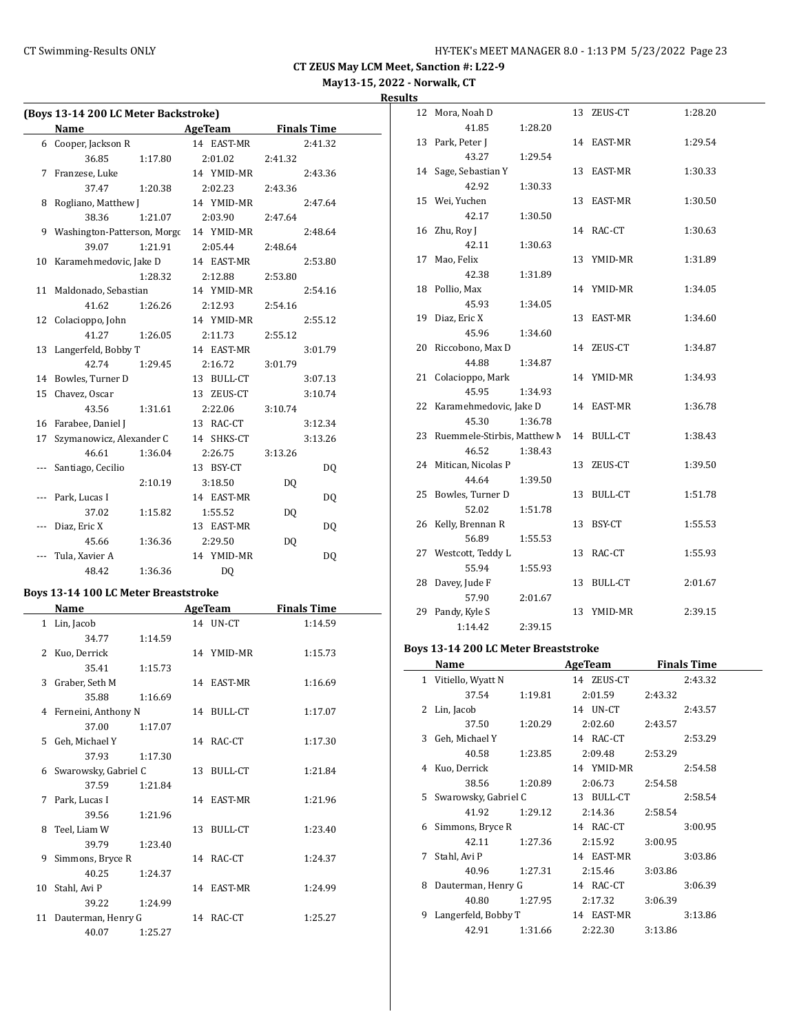# CT ZEUS May LCM Meet, Sanction #: L22-9

**May13-15, 2022 - Norwalk, CT**

**Results**

### (Boys 13-14 200 LC Meter Backstroke)

| | Name | AgeTeam | Finals Time |
|---|---|---|---|
| 6 | Cooper, Jackson R | 14 EAST-MR | 2:41.32 |
| | 36.85 1:17.80 2:01.02 2:41.32 | | |
| 7 | Franzese, Luke | 14 YMID-MR | 2:43.36 |
| | 37.47 1:20.38 2:02.23 2:43.36 | | |
| 8 | Rogliano, Matthew J | 14 YMID-MR | 2:47.64 |
| | 38.36 1:21.07 2:03.90 2:47.64 | | |
| 9 | Washington-Patterson, Morgc | 14 YMID-MR | 2:48.64 |
| | 39.07 1:21.91 2:05.44 2:48.64 | | |
| 10 | Karamehmedovic, Jake D | 14 EAST-MR | 2:53.80 |
| | 1:28.32 2:12.88 2:53.80 | | |
| 11 | Maldonado, Sebastian | 14 YMID-MR | 2:54.16 |
| | 41.62 1:26.26 2:12.93 2:54.16 | | |
| 12 | Colacioppo, John | 14 YMID-MR | 2:55.12 |
| | 41.27 1:26.05 2:11.73 2:55.12 | | |
| 13 | Langerfeld, Bobby T | 14 EAST-MR | 3:01.79 |
| | 42.74 1:29.45 2:16.72 3:01.79 | | |
| 14 | Bowles, Turner D | 13 BULL-CT | 3:07.13 |
| 15 | Chavez, Oscar | 13 ZEUS-CT | 3:10.74 |
| | 43.56 1:31.61 2:22.06 3:10.74 | | |
| 16 | Farabee, Daniel J | 13 RAC-CT | 3:12.34 |
| 17 | Szymanowicz, Alexander C | 14 SHKS-CT | 3:13.26 |
| | 46.61 1:36.04 2:26.75 3:13.26 | | |
| --- | Santiago, Cecilio | 13 BSY-CT | DQ |
| | 2:10.19 3:18.50 DQ | | |
| --- | Park, Lucas I | 14 EAST-MR | DQ |
| | 37.02 1:15.82 1:55.52 DQ | | |
| --- | Diaz, Eric X | 13 EAST-MR | DQ |
| | 45.66 1:36.36 2:29.50 DQ | | |
| --- | Tula, Xavier A | 14 YMID-MR | DQ |
| | 48.42 1:36.36 DQ | | |

### Boys 13-14 100 LC Meter Breaststroke

| | Name | AgeTeam | Finals Time |
|---|---|---|---|
| 1 | Lin, Jacob | 14 UN-CT | 1:14.59 |
| | 34.77 1:14.59 | | |
| 2 | Kuo, Derrick | 14 YMID-MR | 1:15.73 |
| | 35.41 1:15.73 | | |
| 3 | Graber, Seth M | 14 EAST-MR | 1:16.69 |
| | 35.88 1:16.69 | | |
| 4 | Ferneini, Anthony N | 14 BULL-CT | 1:17.07 |
| | 37.00 1:17.07 | | |
| 5 | Geh, Michael Y | 14 RAC-CT | 1:17.30 |
| | 37.93 1:17.30 | | |
| 6 | Swarowsky, Gabriel C | 13 BULL-CT | 1:21.84 |
| | 37.59 1:21.84 | | |
| 7 | Park, Lucas I | 14 EAST-MR | 1:21.96 |
| | 39.56 1:21.96 | | |
| 8 | Teel, Liam W | 13 BULL-CT | 1:23.40 |
| | 39.79 1:23.40 | | |
| 9 | Simmons, Bryce R | 14 RAC-CT | 1:24.37 |
| | 40.25 1:24.37 | | |
| 10 | Stahl, Avi P | 14 EAST-MR | 1:24.99 |
| | 39.22 1:24.99 | | |
| 11 | Dauterman, Henry G | 14 RAC-CT | 1:25.27 |
| | 40.07 1:25.27 | | |
| 12 | Mora, Noah D | 13 ZEUS-CT | 1:28.20 |
| | 41.85 1:28.20 | | |
| 13 | Park, Peter J | 14 EAST-MR | 1:29.54 |
| | 43.27 1:29.54 | | |
| 14 | Sage, Sebastian Y | 13 EAST-MR | 1:30.33 |
| | 42.92 1:30.33 | | |
| 15 | Wei, Yuchen | 13 EAST-MR | 1:30.50 |
| | 42.17 1:30.50 | | |
| 16 | Zhu, Roy J | 14 RAC-CT | 1:30.63 |
| | 42.11 1:30.63 | | |
| 17 | Mao, Felix | 13 YMID-MR | 1:31.89 |
| | 42.38 1:31.89 | | |
| 18 | Pollio, Max | 14 YMID-MR | 1:34.05 |
| | 45.93 1:34.05 | | |
| 19 | Diaz, Eric X | 13 EAST-MR | 1:34.60 |
| | 45.96 1:34.60 | | |
| 20 | Riccobono, Max D | 14 ZEUS-CT | 1:34.87 |
| | 44.88 1:34.87 | | |
| 21 | Colacioppo, Mark | 14 YMID-MR | 1:34.93 |
| | 45.95 1:34.93 | | |
| 22 | Karamehmedovic, Jake D | 14 EAST-MR | 1:36.78 |
| | 45.30 1:36.78 | | |
| 23 | Ruemmele-Stirbis, Matthew M | 14 BULL-CT | 1:38.43 |
| | 46.52 1:38.43 | | |
| 24 | Mitican, Nicolas P | 13 ZEUS-CT | 1:39.50 |
| | 44.64 1:39.50 | | |
| 25 | Bowles, Turner D | 13 BULL-CT | 1:51.78 |
| | 52.02 1:51.78 | | |
| 26 | Kelly, Brennan R | 13 BSY-CT | 1:55.53 |
| | 56.89 1:55.53 | | |
| 27 | Westcott, Teddy L | 13 RAC-CT | 1:55.93 |
| | 55.94 1:55.93 | | |
| 28 | Davey, Jude F | 13 BULL-CT | 2:01.67 |
| | 57.90 2:01.67 | | |
| 29 | Pandy, Kyle S | 13 YMID-MR | 2:39.15 |
| | 1:14.42 2:39.15 | | |

### Boys 13-14 200 LC Meter Breaststroke

| | Name | AgeTeam | Finals Time |
|---|---|---|---|
| 1 | Vitiello, Wyatt N | 14 ZEUS-CT | 2:43.32 |
| | 37.54 1:19.81 2:01.59 2:43.32 | | |
| 2 | Lin, Jacob | 14 UN-CT | 2:43.57 |
| | 37.50 1:20.29 2:02.60 2:43.57 | | |
| 3 | Geh, Michael Y | 14 RAC-CT | 2:53.29 |
| | 40.58 1:23.85 2:09.48 2:53.29 | | |
| 4 | Kuo, Derrick | 14 YMID-MR | 2:54.58 |
| | 38.56 1:20.89 2:06.73 2:54.58 | | |
| 5 | Swarowsky, Gabriel C | 13 BULL-CT | 2:58.54 |
| | 41.92 1:29.12 2:14.36 2:58.54 | | |
| 6 | Simmons, Bryce R | 14 RAC-CT | 3:00.95 |
| | 42.11 1:27.36 2:15.92 3:00.95 | | |
| 7 | Stahl, Avi P | 14 EAST-MR | 3:03.86 |
| | 40.96 1:27.31 2:15.46 3:03.86 | | |
| 8 | Dauterman, Henry G | 14 RAC-CT | 3:06.39 |
| | 40.80 1:27.95 2:17.32 3:06.39 | | |
| 9 | Langerfeld, Bobby T | 14 EAST-MR | 3:13.86 |
| | 42.91 1:31.66 2:22.30 3:13.86 | | |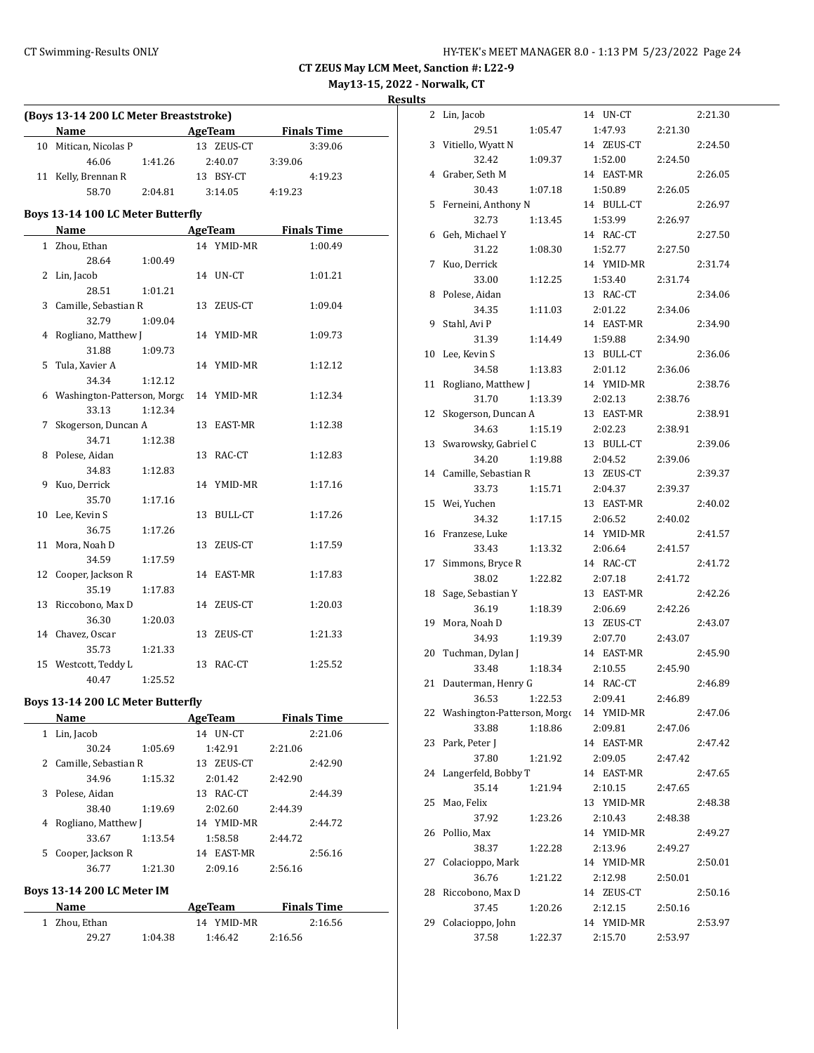CT ZEUS May LCM Meet, Sanction #: L22-9

May13-15, 2022 - Norwalk, CT

Results

### (Boys 13-14 200 LC Meter Breaststroke)

| | Name | | AgeTeam | Finals Time |
|---|---|---|---|---|
| 10 | Mitican, Nicolas P | | 13 ZEUS-CT | 3:39.06 |
| | 46.06 | 1:41.26 | 2:40.07 | 3:39.06 |
| 11 | Kelly, Brennan R | | 13 BSY-CT | 4:19.23 |
| | 58.70 | 2:04.81 | 3:14.05 | 4:19.23 |

### Boys 13-14 100 LC Meter Butterfly

| | Name | | AgeTeam | Finals Time |
|---|---|---|---|---|
| 1 | Zhou, Ethan | | 14 YMID-MR | 1:00.49 |
| | 28.64 | 1:00.49 | | |
| 2 | Lin, Jacob | | 14 UN-CT | 1:01.21 |
| | 28.51 | 1:01.21 | | |
| 3 | Camille, Sebastian R | | 13 ZEUS-CT | 1:09.04 |
| | 32.79 | 1:09.04 | | |
| 4 | Rogliano, Matthew J | | 14 YMID-MR | 1:09.73 |
| | 31.88 | 1:09.73 | | |
| 5 | Tula, Xavier A | | 14 YMID-MR | 1:12.12 |
| | 34.34 | 1:12.12 | | |
| 6 | Washington-Patterson, Morga | | 14 YMID-MR | 1:12.34 |
| | 33.13 | 1:12.34 | | |
| 7 | Skogerson, Duncan A | | 13 EAST-MR | 1:12.38 |
| | 34.71 | 1:12.38 | | |
| 8 | Polese, Aidan | | 13 RAC-CT | 1:12.83 |
| | 34.83 | 1:12.83 | | |
| 9 | Kuo, Derrick | | 14 YMID-MR | 1:17.16 |
| | 35.70 | 1:17.16 | | |
| 10 | Lee, Kevin S | | 13 BULL-CT | 1:17.26 |
| | 36.75 | 1:17.26 | | |
| 11 | Mora, Noah D | | 13 ZEUS-CT | 1:17.59 |
| | 34.59 | 1:17.59 | | |
| 12 | Cooper, Jackson R | | 14 EAST-MR | 1:17.83 |
| | 35.19 | 1:17.83 | | |
| 13 | Riccobono, Max D | | 14 ZEUS-CT | 1:20.03 |
| | 36.30 | 1:20.03 | | |
| 14 | Chavez, Oscar | | 13 ZEUS-CT | 1:21.33 |
| | 35.73 | 1:21.33 | | |
| 15 | Westcott, Teddy L | | 13 RAC-CT | 1:25.52 |
| | 40.47 | 1:25.52 | | |

### Boys 13-14 200 LC Meter Butterfly

| | Name | | AgeTeam | Finals Time |
|---|---|---|---|---|
| 1 | Lin, Jacob | | 14 UN-CT | 2:21.06 |
| | 30.24 | 1:05.69 | 1:42.91 | 2:21.06 |
| 2 | Camille, Sebastian R | | 13 ZEUS-CT | 2:42.90 |
| | 34.96 | 1:15.32 | 2:01.42 | 2:42.90 |
| 3 | Polese, Aidan | | 13 RAC-CT | 2:44.39 |
| | 38.40 | 1:19.69 | 2:02.60 | 2:44.39 |
| 4 | Rogliano, Matthew J | | 14 YMID-MR | 2:44.72 |
| | 33.67 | 1:13.54 | 1:58.58 | 2:44.72 |
| 5 | Cooper, Jackson R | | 14 EAST-MR | 2:56.16 |
| | 36.77 | 1:21.30 | 2:09.16 | 2:56.16 |

### Boys 13-14 200 LC Meter IM

| | Name | | AgeTeam | Finals Time |
|---|---|---|---|---|
| 1 | Zhou, Ethan | | 14 YMID-MR | 2:16.56 |
| | 29.27 | 1:04.38 | 1:46.42 | 2:16.56 |
| 2 | Lin, Jacob | | 14 UN-CT | 2:21.30 |
| | 29.51 | 1:05.47 | 1:47.93 | 2:21.30 |
| 3 | Vitiello, Wyatt N | | 14 ZEUS-CT | 2:24.50 |
| | 32.42 | 1:09.37 | 1:52.00 | 2:24.50 |
| 4 | Graber, Seth M | | 14 EAST-MR | 2:26.05 |
| | 30.43 | 1:07.18 | 1:50.89 | 2:26.05 |
| 5 | Ferneini, Anthony N | | 14 BULL-CT | 2:26.97 |
| | 32.73 | 1:13.45 | 1:53.99 | 2:26.97 |
| 6 | Geh, Michael Y | | 14 RAC-CT | 2:27.50 |
| | 31.22 | 1:08.30 | 1:52.77 | 2:27.50 |
| 7 | Kuo, Derrick | | 14 YMID-MR | 2:31.74 |
| | 33.00 | 1:12.25 | 1:53.40 | 2:31.74 |
| 8 | Polese, Aidan | | 13 RAC-CT | 2:34.06 |
| | 34.35 | 1:11.03 | 2:01.22 | 2:34.06 |
| 9 | Stahl, Avi P | | 14 EAST-MR | 2:34.90 |
| | 31.39 | 1:14.49 | 1:59.88 | 2:34.90 |
| 10 | Lee, Kevin S | | 13 BULL-CT | 2:36.06 |
| | 34.58 | 1:13.83 | 2:01.12 | 2:36.06 |
| 11 | Rogliano, Matthew J | | 14 YMID-MR | 2:38.76 |
| | 31.70 | 1:13.39 | 2:02.13 | 2:38.76 |
| 12 | Skogerson, Duncan A | | 13 EAST-MR | 2:38.91 |
| | 34.63 | 1:15.19 | 2:02.23 | 2:38.91 |
| 13 | Swarowsky, Gabriel C | | 13 BULL-CT | 2:39.06 |
| | 34.20 | 1:19.88 | 2:04.52 | 2:39.06 |
| 14 | Camille, Sebastian R | | 13 ZEUS-CT | 2:39.37 |
| | 33.73 | 1:15.71 | 2:04.37 | 2:39.37 |
| 15 | Wei, Yuchen | | 13 EAST-MR | 2:40.02 |
| | 34.32 | 1:17.15 | 2:06.52 | 2:40.02 |
| 16 | Franzese, Luke | | 14 YMID-MR | 2:41.57 |
| | 33.43 | 1:13.32 | 2:06.64 | 2:41.57 |
| 17 | Simmons, Bryce R | | 14 RAC-CT | 2:41.72 |
| | 38.02 | 1:22.82 | 2:07.18 | 2:41.72 |
| 18 | Sage, Sebastian Y | | 13 EAST-MR | 2:42.26 |
| | 36.19 | 1:18.39 | 2:06.69 | 2:42.26 |
| 19 | Mora, Noah D | | 13 ZEUS-CT | 2:43.07 |
| | 34.93 | 1:19.39 | 2:07.70 | 2:43.07 |
| 20 | Tuchman, Dylan J | | 14 EAST-MR | 2:45.90 |
| | 33.48 | 1:18.34 | 2:10.55 | 2:45.90 |
| 21 | Dauterman, Henry G | | 14 RAC-CT | 2:46.89 |
| | 36.53 | 1:22.53 | 2:09.41 | 2:46.89 |
| 22 | Washington-Patterson, Morga | | 14 YMID-MR | 2:47.06 |
| | 33.88 | 1:18.86 | 2:09.81 | 2:47.06 |
| 23 | Park, Peter J | | 14 EAST-MR | 2:47.42 |
| | 37.80 | 1:21.92 | 2:09.05 | 2:47.42 |
| 24 | Langerfeld, Bobby T | | 14 EAST-MR | 2:47.65 |
| | 35.14 | 1:21.94 | 2:10.15 | 2:47.65 |
| 25 | Mao, Felix | | 13 YMID-MR | 2:48.38 |
| | 37.92 | 1:23.26 | 2:10.43 | 2:48.38 |
| 26 | Pollio, Max | | 14 YMID-MR | 2:49.27 |
| | 38.37 | 1:22.28 | 2:13.96 | 2:49.27 |
| 27 | Colacioppo, Mark | | 14 YMID-MR | 2:50.01 |
| | 36.76 | 1:21.22 | 2:12.98 | 2:50.01 |
| 28 | Riccobono, Max D | | 14 ZEUS-CT | 2:50.16 |
| | 37.45 | 1:20.26 | 2:12.15 | 2:50.16 |
| 29 | Colacioppo, John | | 14 YMID-MR | 2:53.97 |
| | 37.58 | 1:22.37 | 2:15.70 | 2:53.97 |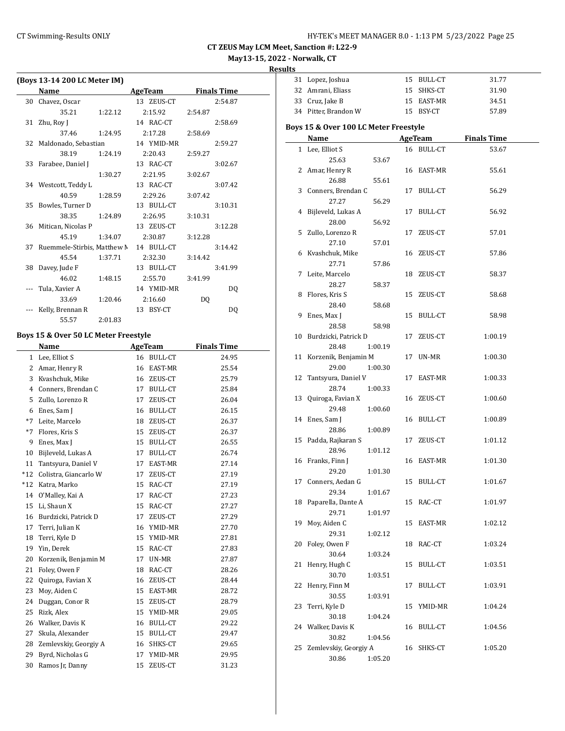**CT ZEUS May LCM Meet, Sanction #: L22-9**
**May13-15, 2022 - Norwalk, CT**
**Results**

### (Boys 13-14 200 LC Meter IM)

| | Name | AgeTeam | | | Finals Time |
|---|---|---|---|---|---|
| 30 | Chavez, Oscar | 13 ZEUS-CT | | | 2:54.87 |
| | 35.21 | 1:22.12 | 2:15.92 | 2:54.87 | |
| 31 | Zhu, Roy J | 14 RAC-CT | | | 2:58.69 |
| | 37.46 | 1:24.95 | 2:17.28 | 2:58.69 | |
| 32 | Maldonado, Sebastian | 14 YMID-MR | | | 2:59.27 |
| | 38.19 | 1:24.19 | 2:20.43 | 2:59.27 | |
| 33 | Farabee, Daniel J | 13 RAC-CT | | | 3:02.67 |
| | | 1:30.27 | 2:21.95 | 3:02.67 | |
| 34 | Westcott, Teddy L | 13 RAC-CT | | | 3:07.42 |
| | 40.59 | 1:28.59 | 2:29.26 | 3:07.42 | |
| 35 | Bowles, Turner D | 13 BULL-CT | | | 3:10.31 |
| | 38.35 | 1:24.89 | 2:26.95 | 3:10.31 | |
| 36 | Mitican, Nicolas P | 13 ZEUS-CT | | | 3:12.28 |
| | 45.19 | 1:34.07 | 2:30.87 | 3:12.28 | |
| 37 | Ruemmele-Stirbis, Matthew M | 14 BULL-CT | | | 3:14.42 |
| | 45.54 | 1:37.71 | 2:32.30 | 3:14.42 | |
| 38 | Davey, Jude F | 13 BULL-CT | | | 3:41.99 |
| | 46.02 | 1:48.15 | 2:55.70 | 3:41.99 | |
| --- | Tula, Xavier A | 14 YMID-MR | | | DQ |
| | 33.69 | 1:20.46 | 2:16.60 | DQ | |
| --- | Kelly, Brennan R | 13 BSY-CT | | | DQ |
| | 55.57 | 2:01.83 | | | |

### Boys 15 & Over 50 LC Meter Freestyle

| | Name | Age | Team | Finals Time |
|---|---|---|---|---|
| 1 | Lee, Elliot S | 16 | BULL-CT | 24.95 |
| 2 | Amar, Henry R | 16 | EAST-MR | 25.54 |
| 3 | Kvashchuk, Mike | 16 | ZEUS-CT | 25.79 |
| 4 | Conners, Brendan C | 17 | BULL-CT | 25.84 |
| 5 | Zullo, Lorenzo R | 17 | ZEUS-CT | 26.04 |
| 6 | Enes, Sam J | 16 | BULL-CT | 26.15 |
| *7 | Leite, Marcelo | 18 | ZEUS-CT | 26.37 |
| *7 | Flores, Kris S | 15 | ZEUS-CT | 26.37 |
| 9 | Enes, Max J | 15 | BULL-CT | 26.55 |
| 10 | Bijleveld, Lukas A | 17 | BULL-CT | 26.74 |
| 11 | Tantsyura, Daniel V | 17 | EAST-MR | 27.14 |
| *12 | Colistra, Giancarlo W | 17 | ZEUS-CT | 27.19 |
| *12 | Katra, Marko | 15 | RAC-CT | 27.19 |
| 14 | O'Malley, Kai A | 17 | RAC-CT | 27.23 |
| 15 | Li, Shaun X | 15 | RAC-CT | 27.27 |
| 16 | Burdzicki, Patrick D | 17 | ZEUS-CT | 27.29 |
| 17 | Terri, Julian K | 16 | YMID-MR | 27.70 |
| 18 | Terri, Kyle D | 15 | YMID-MR | 27.81 |
| 19 | Yin, Derek | 15 | RAC-CT | 27.83 |
| 20 | Korzenik, Benjamin M | 17 | UN-MR | 27.87 |
| 21 | Foley, Owen F | 18 | RAC-CT | 28.26 |
| 22 | Quiroga, Favian X | 16 | ZEUS-CT | 28.44 |
| 23 | Moy, Aiden C | 15 | EAST-MR | 28.72 |
| 24 | Duggan, Conor R | 15 | ZEUS-CT | 28.79 |
| 25 | Rizk, Alex | 15 | YMID-MR | 29.05 |
| 26 | Walker, Davis K | 16 | BULL-CT | 29.22 |
| 27 | Skula, Alexander | 15 | BULL-CT | 29.47 |
| 28 | Zemlevskiy, Georgiy A | 16 | SHKS-CT | 29.65 |
| 29 | Byrd, Nicholas G | 17 | YMID-MR | 29.95 |
| 30 | Ramos Jr, Danny | 15 | ZEUS-CT | 31.23 |
| 31 | Lopez, Joshua | 15 | BULL-CT | 31.77 |
| 32 | Amrani, Eliass | 15 | SHKS-CT | 31.90 |
| 33 | Cruz, Jake B | 15 | EAST-MR | 34.51 |
| 34 | Pitter, Brandon W | 15 | BSY-CT | 57.89 |

### Boys 15 & Over 100 LC Meter Freestyle

| | Name | | Age | Team | Finals Time |
|---|---|---|---|---|---|
| 1 | Lee, Elliot S | | 16 | BULL-CT | 53.67 |
| | 25.63 | 53.67 | | | |
| 2 | Amar, Henry R | | 16 | EAST-MR | 55.61 |
| | 26.88 | 55.61 | | | |
| 3 | Conners, Brendan C | | 17 | BULL-CT | 56.29 |
| | 27.27 | 56.29 | | | |
| 4 | Bijleveld, Lukas A | | 17 | BULL-CT | 56.92 |
| | 28.00 | 56.92 | | | |
| 5 | Zullo, Lorenzo R | | 17 | ZEUS-CT | 57.01 |
| | 27.10 | 57.01 | | | |
| 6 | Kvashchuk, Mike | | 16 | ZEUS-CT | 57.86 |
| | 27.71 | 57.86 | | | |
| 7 | Leite, Marcelo | | 18 | ZEUS-CT | 58.37 |
| | 28.27 | 58.37 | | | |
| 8 | Flores, Kris S | | 15 | ZEUS-CT | 58.68 |
| | 28.40 | 58.68 | | | |
| 9 | Enes, Max J | | 15 | BULL-CT | 58.98 |
| | 28.58 | 58.98 | | | |
| 10 | Burdzicki, Patrick D | | 17 | ZEUS-CT | 1:00.19 |
| | 28.48 | 1:00.19 | | | |
| 11 | Korzenik, Benjamin M | | 17 | UN-MR | 1:00.30 |
| | 29.00 | 1:00.30 | | | |
| 12 | Tantsyura, Daniel V | | 17 | EAST-MR | 1:00.33 |
| | 28.74 | 1:00.33 | | | |
| 13 | Quiroga, Favian X | | 16 | ZEUS-CT | 1:00.60 |
| | 29.48 | 1:00.60 | | | |
| 14 | Enes, Sam J | | 16 | BULL-CT | 1:00.89 |
| | 28.86 | 1:00.89 | | | |
| 15 | Padda, Rajkaran S | | 17 | ZEUS-CT | 1:01.12 |
| | 28.96 | 1:01.12 | | | |
| 16 | Franks, Finn J | | 16 | EAST-MR | 1:01.30 |
| | 29.20 | 1:01.30 | | | |
| 17 | Conners, Aedan G | | 15 | BULL-CT | 1:01.67 |
| | 29.34 | 1:01.67 | | | |
| 18 | Paparella, Dante A | | 15 | RAC-CT | 1:01.97 |
| | 29.71 | 1:01.97 | | | |
| 19 | Moy, Aiden C | | 15 | EAST-MR | 1:02.12 |
| | 29.31 | 1:02.12 | | | |
| 20 | Foley, Owen F | | 18 | RAC-CT | 1:03.24 |
| | 30.64 | 1:03.24 | | | |
| 21 | Henry, Hugh C | | 15 | BULL-CT | 1:03.51 |
| | 30.70 | 1:03.51 | | | |
| 22 | Henry, Finn M | | 17 | BULL-CT | 1:03.91 |
| | 30.55 | 1:03.91 | | | |
| 23 | Terri, Kyle D | | 15 | YMID-MR | 1:04.24 |
| | 30.18 | 1:04.24 | | | |
| 24 | Walker, Davis K | | 16 | BULL-CT | 1:04.56 |
| | 30.82 | 1:04.56 | | | |
| 25 | Zemlevskiy, Georgiy A | | 16 | SHKS-CT | 1:05.20 |
| | 30.86 | 1:05.20 | | | |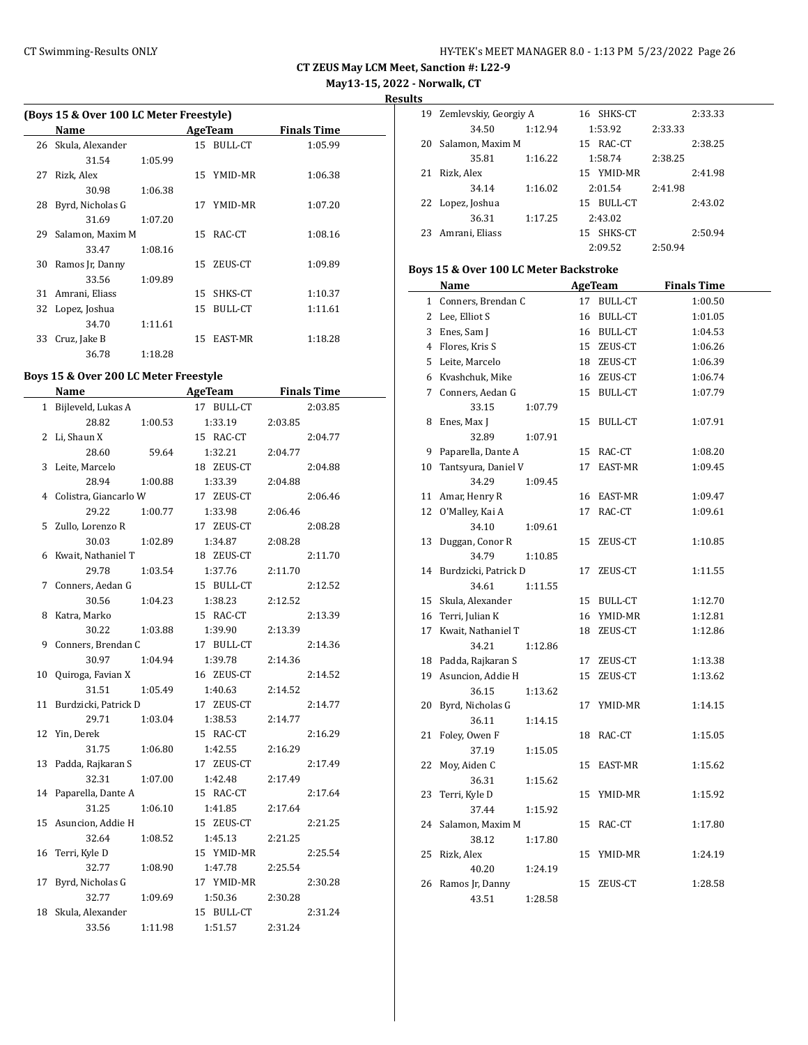# CT ZEUS May LCM Meet, Sanction #: L22-9

**May13-15, 2022 - Norwalk, CT**

**Results**

### (Boys 15 & Over 100 LC Meter Freestyle)

| | Name | Age | Team | Finals Time |
|---|---|---|---|---|
| 26 | Skula, Alexander | 15 | BULL-CT | 1:05.99 |
| | 31.54 | 1:05.99 | | |
| 27 | Rizk, Alex | 15 | YMID-MR | 1:06.38 |
| | 30.98 | 1:06.38 | | |
| 28 | Byrd, Nicholas G | 17 | YMID-MR | 1:07.20 |
| | 31.69 | 1:07.20 | | |
| 29 | Salamon, Maxim M | 15 | RAC-CT | 1:08.16 |
| | 33.47 | 1:08.16 | | |
| 30 | Ramos Jr, Danny | 15 | ZEUS-CT | 1:09.89 |
| | 33.56 | 1:09.89 | | |
| 31 | Amrani, Eliass | 15 | SHKS-CT | 1:10.37 |
| 32 | Lopez, Joshua | 15 | BULL-CT | 1:11.61 |
| | 34.70 | 1:11.61 | | |
| 33 | Cruz, Jake B | 15 | EAST-MR | 1:18.28 |
| | 36.78 | 1:18.28 | | |

### Boys 15 & Over 200 LC Meter Freestyle

| | Name | | Age | Team | Finals Time |
|---|---|---|---|---|---|
| 1 | Bijleveld, Lukas A | | 17 | BULL-CT | 2:03.85 |
| | 28.82 | 1:00.53 | 1:33.19 | 2:03.85 | |
| 2 | Li, Shaun X | | 15 | RAC-CT | 2:04.77 |
| | 28.60 | 59.64 | 1:32.21 | 2:04.77 | |
| 3 | Leite, Marcelo | | 18 | ZEUS-CT | 2:04.88 |
| | 28.94 | 1:00.88 | 1:33.39 | 2:04.88 | |
| 4 | Colistra, Giancarlo W | | 17 | ZEUS-CT | 2:06.46 |
| | 29.22 | 1:00.77 | 1:33.98 | 2:06.46 | |
| 5 | Zullo, Lorenzo R | | 17 | ZEUS-CT | 2:08.28 |
| | 30.03 | 1:02.89 | 1:34.87 | 2:08.28 | |
| 6 | Kwait, Nathaniel T | | 18 | ZEUS-CT | 2:11.70 |
| | 29.78 | 1:03.54 | 1:37.76 | 2:11.70 | |
| 7 | Conners, Aedan G | | 15 | BULL-CT | 2:12.52 |
| | 30.56 | 1:04.23 | 1:38.23 | 2:12.52 | |
| 8 | Katra, Marko | | 15 | RAC-CT | 2:13.39 |
| | 30.22 | 1:03.88 | 1:39.90 | 2:13.39 | |
| 9 | Conners, Brendan C | | 17 | BULL-CT | 2:14.36 |
| | 30.97 | 1:04.94 | 1:39.78 | 2:14.36 | |
| 10 | Quiroga, Favian X | | 16 | ZEUS-CT | 2:14.52 |
| | 31.51 | 1:05.49 | 1:40.63 | 2:14.52 | |
| 11 | Burdzicki, Patrick D | | 17 | ZEUS-CT | 2:14.77 |
| | 29.71 | 1:03.04 | 1:38.53 | 2:14.77 | |
| 12 | Yin, Derek | | 15 | RAC-CT | 2:16.29 |
| | 31.75 | 1:06.80 | 1:42.55 | 2:16.29 | |
| 13 | Padda, Rajkaran S | | 17 | ZEUS-CT | 2:17.49 |
| | 32.31 | 1:07.00 | 1:42.48 | 2:17.49 | |
| 14 | Paparella, Dante A | | 15 | RAC-CT | 2:17.64 |
| | 31.25 | 1:06.10 | 1:41.85 | 2:17.64 | |
| 15 | Asuncion, Addie H | | 15 | ZEUS-CT | 2:21.25 |
| | 32.64 | 1:08.52 | 1:45.13 | 2:21.25 | |
| 16 | Terri, Kyle D | | 15 | YMID-MR | 2:25.54 |
| | 32.77 | 1:08.90 | 1:47.78 | 2:25.54 | |
| 17 | Byrd, Nicholas G | | 17 | YMID-MR | 2:30.28 |
| | 32.77 | 1:09.69 | 1:50.36 | 2:30.28 | |
| 18 | Skula, Alexander | | 15 | BULL-CT | 2:31.24 |
| | 33.56 | 1:11.98 | 1:51.57 | 2:31.24 | |
| 19 | Zemlevskiy, Georgiy A | | 16 | SHKS-CT | 2:33.33 |
| | 34.50 | 1:12.94 | 1:53.92 | 2:33.33 | |
| 20 | Salamon, Maxim M | | 15 | RAC-CT | 2:38.25 |
| | 35.81 | 1:16.22 | 1:58.74 | 2:38.25 | |
| 21 | Rizk, Alex | | 15 | YMID-MR | 2:41.98 |
| | 34.14 | 1:16.02 | 2:01.54 | 2:41.98 | |
| 22 | Lopez, Joshua | | 15 | BULL-CT | 2:43.02 |
| | 36.31 | 1:17.25 | 2:43.02 | | |
| 23 | Amrani, Eliass | | 15 | SHKS-CT | 2:50.94 |
| | | | 2:09.52 | 2:50.94 | |

### Boys 15 & Over 100 LC Meter Backstroke

| | Name | Age | Team | Finals Time |
|---|---|---|---|---|
| 1 | Conners, Brendan C | 17 | BULL-CT | 1:00.50 |
| 2 | Lee, Elliot S | 16 | BULL-CT | 1:01.05 |
| 3 | Enes, Sam J | 16 | BULL-CT | 1:04.53 |
| 4 | Flores, Kris S | 15 | ZEUS-CT | 1:06.26 |
| 5 | Leite, Marcelo | 18 | ZEUS-CT | 1:06.39 |
| 6 | Kvashchuk, Mike | 16 | ZEUS-CT | 1:06.74 |
| 7 | Conners, Aedan G | 15 | BULL-CT | 1:07.79 |
| | 33.15 | 1:07.79 | | |
| 8 | Enes, Max J | 15 | BULL-CT | 1:07.91 |
| | 32.89 | 1:07.91 | | |
| 9 | Paparella, Dante A | 15 | RAC-CT | 1:08.20 |
| 10 | Tantsyura, Daniel V | 17 | EAST-MR | 1:09.45 |
| | 34.29 | 1:09.45 | | |
| 11 | Amar, Henry R | 16 | EAST-MR | 1:09.47 |
| 12 | O'Malley, Kai A | 17 | RAC-CT | 1:09.61 |
| | 34.10 | 1:09.61 | | |
| 13 | Duggan, Conor R | 15 | ZEUS-CT | 1:10.85 |
| | 34.79 | 1:10.85 | | |
| 14 | Burdzicki, Patrick D | 17 | ZEUS-CT | 1:11.55 |
| | 34.61 | 1:11.55 | | |
| 15 | Skula, Alexander | 15 | BULL-CT | 1:12.70 |
| 16 | Terri, Julian K | 16 | YMID-MR | 1:12.81 |
| 17 | Kwait, Nathaniel T | 18 | ZEUS-CT | 1:12.86 |
| | 34.21 | 1:12.86 | | |
| 18 | Padda, Rajkaran S | 17 | ZEUS-CT | 1:13.38 |
| 19 | Asuncion, Addie H | 15 | ZEUS-CT | 1:13.62 |
| | 36.15 | 1:13.62 | | |
| 20 | Byrd, Nicholas G | 17 | YMID-MR | 1:14.15 |
| | 36.11 | 1:14.15 | | |
| 21 | Foley, Owen F | 18 | RAC-CT | 1:15.05 |
| | 37.19 | 1:15.05 | | |
| 22 | Moy, Aiden C | 15 | EAST-MR | 1:15.62 |
| | 36.31 | 1:15.62 | | |
| 23 | Terri, Kyle D | 15 | YMID-MR | 1:15.92 |
| | 37.44 | 1:15.92 | | |
| 24 | Salamon, Maxim M | 15 | RAC-CT | 1:17.80 |
| | 38.12 | 1:17.80 | | |
| 25 | Rizk, Alex | 15 | YMID-MR | 1:24.19 |
| | 40.20 | 1:24.19 | | |
| 26 | Ramos Jr, Danny | 15 | ZEUS-CT | 1:28.58 |
| | 43.51 | 1:28.58 | | |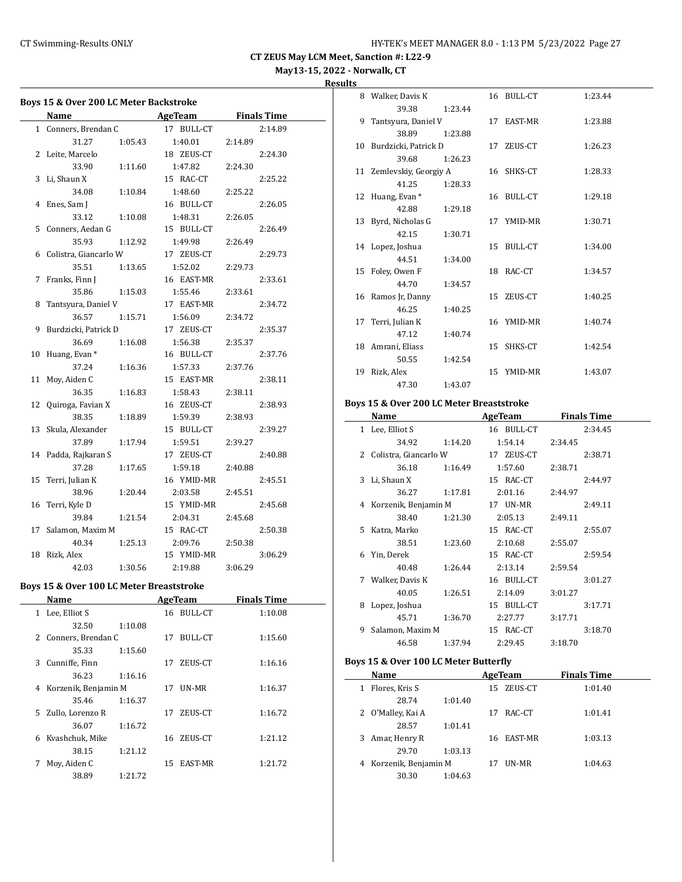CT Swimming-Results ONLY — HY-TEK's MEET MANAGER 8.0 - 1:13 PM 5/23/2022

**CT ZEUS May LCM Meet, Sanction #: L22-9**
**May13-15, 2022 - Norwalk, CT**
**Results**

### Boys 15 & Over 200 LC Meter Backstroke

| | Name | Age | Team | Finals Time |
|---|---|---|---|---|
| 1 | Conners, Brendan C | 17 | BULL-CT | 2:14.89 |
| | 31.27 / 1:05.43 / 1:40.01 / 2:14.89 | | | |
| 2 | Leite, Marcelo | 18 | ZEUS-CT | 2:24.30 |
| | 33.90 / 1:11.60 / 1:47.82 / 2:24.30 | | | |
| 3 | Li, Shaun X | 15 | RAC-CT | 2:25.22 |
| | 34.08 / 1:10.84 / 1:48.60 / 2:25.22 | | | |
| 4 | Enes, Sam J | 16 | BULL-CT | 2:26.05 |
| | 33.12 / 1:10.08 / 1:48.31 / 2:26.05 | | | |
| 5 | Conners, Aedan G | 15 | BULL-CT | 2:26.49 |
| | 35.93 / 1:12.92 / 1:49.98 / 2:26.49 | | | |
| 6 | Colistra, Giancarlo W | 17 | ZEUS-CT | 2:29.73 |
| | 35.51 / 1:13.65 / 1:52.02 / 2:29.73 | | | |
| 7 | Franks, Finn J | 16 | EAST-MR | 2:33.61 |
| | 35.86 / 1:15.03 / 1:55.46 / 2:33.61 | | | |
| 8 | Tantsyura, Daniel V | 17 | EAST-MR | 2:34.72 |
| | 36.57 / 1:15.71 / 1:56.09 / 2:34.72 | | | |
| 9 | Burdzicki, Patrick D | 17 | ZEUS-CT | 2:35.37 |
| | 36.69 / 1:16.08 / 1:56.38 / 2:35.37 | | | |
| 10 | Huang, Evan * | 16 | BULL-CT | 2:37.76 |
| | 37.24 / 1:16.36 / 1:57.33 / 2:37.76 | | | |
| 11 | Moy, Aiden C | 15 | EAST-MR | 2:38.11 |
| | 36.35 / 1:16.83 / 1:58.43 / 2:38.11 | | | |
| 12 | Quiroga, Favian X | 16 | ZEUS-CT | 2:38.93 |
| | 38.35 / 1:18.89 / 1:59.39 / 2:38.93 | | | |
| 13 | Skula, Alexander | 15 | BULL-CT | 2:39.27 |
| | 37.89 / 1:17.94 / 1:59.51 / 2:39.27 | | | |
| 14 | Padda, Rajkaran S | 17 | ZEUS-CT | 2:40.88 |
| | 37.28 / 1:17.65 / 1:59.18 / 2:40.88 | | | |
| 15 | Terri, Julian K | 16 | YMID-MR | 2:45.51 |
| | 38.96 / 1:20.44 / 2:03.58 / 2:45.51 | | | |
| 16 | Terri, Kyle D | 15 | YMID-MR | 2:45.68 |
| | 39.84 / 1:21.54 / 2:04.31 / 2:45.68 | | | |
| 17 | Salamon, Maxim M | 15 | RAC-CT | 2:50.38 |
| | 40.34 / 1:25.13 / 2:09.76 / 2:50.38 | | | |
| 18 | Rizk, Alex | 15 | YMID-MR | 3:06.29 |
| | 42.03 / 1:30.56 / 2:19.88 / 3:06.29 | | | |

### Boys 15 & Over 100 LC Meter Breaststroke

| | Name | Age | Team | Finals Time |
|---|---|---|---|---|
| 1 | Lee, Elliot S | 16 | BULL-CT | 1:10.08 |
| | 32.50 / 1:10.08 | | | |
| 2 | Conners, Brendan C | 17 | BULL-CT | 1:15.60 |
| | 35.33 / 1:15.60 | | | |
| 3 | Cunniffe, Finn | 17 | ZEUS-CT | 1:16.16 |
| | 36.23 / 1:16.16 | | | |
| 4 | Korzenik, Benjamin M | 17 | UN-MR | 1:16.37 |
| | 35.46 / 1:16.37 | | | |
| 5 | Zullo, Lorenzo R | 17 | ZEUS-CT | 1:16.72 |
| | 36.07 / 1:16.72 | | | |
| 6 | Kvashchuk, Mike | 16 | ZEUS-CT | 1:21.12 |
| | 38.15 / 1:21.12 | | | |
| 7 | Moy, Aiden C | 15 | EAST-MR | 1:21.72 |
| | 38.89 / 1:21.72 | | | |
| 8 | Walker, Davis K | 16 | BULL-CT | 1:23.44 |
| | 39.38 / 1:23.44 | | | |
| 9 | Tantsyura, Daniel V | 17 | EAST-MR | 1:23.88 |
| | 38.89 / 1:23.88 | | | |
| 10 | Burdzicki, Patrick D | 17 | ZEUS-CT | 1:26.23 |
| | 39.68 / 1:26.23 | | | |
| 11 | Zemlevskiy, Georgiy A | 16 | SHKS-CT | 1:28.33 |
| | 41.25 / 1:28.33 | | | |
| 12 | Huang, Evan * | 16 | BULL-CT | 1:29.18 |
| | 42.88 / 1:29.18 | | | |
| 13 | Byrd, Nicholas G | 17 | YMID-MR | 1:30.71 |
| | 42.15 / 1:30.71 | | | |
| 14 | Lopez, Joshua | 15 | BULL-CT | 1:34.00 |
| | 44.51 / 1:34.00 | | | |
| 15 | Foley, Owen F | 18 | RAC-CT | 1:34.57 |
| | 44.70 / 1:34.57 | | | |
| 16 | Ramos Jr, Danny | 15 | ZEUS-CT | 1:40.25 |
| | 46.25 / 1:40.25 | | | |
| 17 | Terri, Julian K | 16 | YMID-MR | 1:40.74 |
| | 47.12 / 1:40.74 | | | |
| 18 | Amrani, Eliass | 15 | SHKS-CT | 1:42.54 |
| | 50.55 / 1:42.54 | | | |
| 19 | Rizk, Alex | 15 | YMID-MR | 1:43.07 |
| | 47.30 / 1:43.07 | | | |

### Boys 15 & Over 200 LC Meter Breaststroke

| | Name | Age | Team | Finals Time |
|---|---|---|---|---|
| 1 | Lee, Elliot S | 16 | BULL-CT | 2:34.45 |
| | 34.92 / 1:14.20 / 1:54.14 / 2:34.45 | | | |
| 2 | Colistra, Giancarlo W | 17 | ZEUS-CT | 2:38.71 |
| | 36.18 / 1:16.49 / 1:57.60 / 2:38.71 | | | |
| 3 | Li, Shaun X | 15 | RAC-CT | 2:44.97 |
| | 36.27 / 1:17.81 / 2:01.16 / 2:44.97 | | | |
| 4 | Korzenik, Benjamin M | 17 | UN-MR | 2:49.11 |
| | 38.40 / 1:21.30 / 2:05.13 / 2:49.11 | | | |
| 5 | Katra, Marko | 15 | RAC-CT | 2:55.07 |
| | 38.51 / 1:23.60 / 2:10.68 / 2:55.07 | | | |
| 6 | Yin, Derek | 15 | RAC-CT | 2:59.54 |
| | 40.48 / 1:26.44 / 2:13.14 / 2:59.54 | | | |
| 7 | Walker, Davis K | 16 | BULL-CT | 3:01.27 |
| | 40.05 / 1:26.51 / 2:14.09 / 3:01.27 | | | |
| 8 | Lopez, Joshua | 15 | BULL-CT | 3:17.71 |
| | 45.71 / 1:36.70 / 2:27.77 / 3:17.71 | | | |
| 9 | Salamon, Maxim M | 15 | RAC-CT | 3:18.70 |
| | 46.58 / 1:37.94 / 2:29.45 / 3:18.70 | | | |

### Boys 15 & Over 100 LC Meter Butterfly

| | Name | Age | Team | Finals Time |
|---|---|---|---|---|
| 1 | Flores, Kris S | 15 | ZEUS-CT | 1:01.40 |
| | 28.74 / 1:01.40 | | | |
| 2 | O'Malley, Kai A | 17 | RAC-CT | 1:01.41 |
| | 28.57 / 1:01.41 | | | |
| 3 | Amar, Henry R | 16 | EAST-MR | 1:03.13 |
| | 29.70 / 1:03.13 | | | |
| 4 | Korzenik, Benjamin M | 17 | UN-MR | 1:04.63 |
| | 30.30 / 1:04.63 | | | |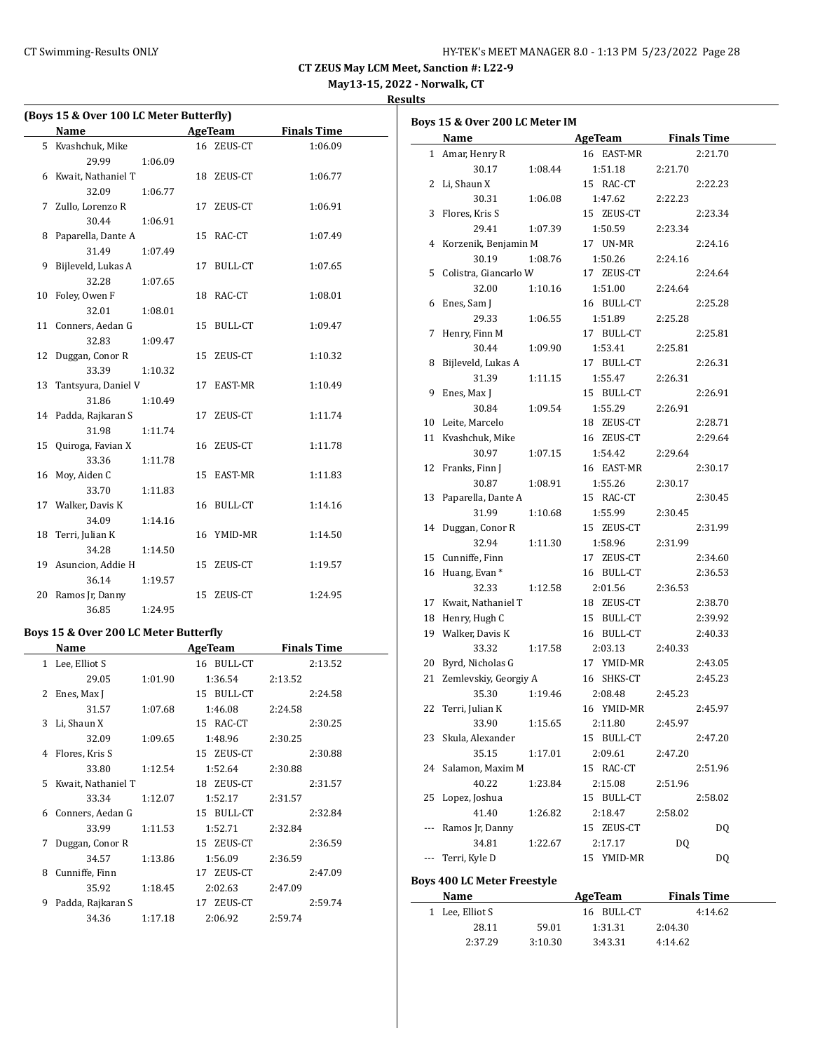**CT ZEUS May LCM Meet, Sanction #: L22-9**

**May13-15, 2022 - Norwalk, CT**

**Results**

### (Boys 15 & Over 100 LC Meter Butterfly)

| | Name | Age | Team | Finals Time |
|---|---|---|---|---|
| 5 | Kvashchuk, Mike | 16 | ZEUS-CT | 1:06.09 |
| | 29.99 1:06.09 | | | |
| 6 | Kwait, Nathaniel T | 18 | ZEUS-CT | 1:06.77 |
| | 32.09 1:06.77 | | | |
| 7 | Zullo, Lorenzo R | 17 | ZEUS-CT | 1:06.91 |
| | 30.44 1:06.91 | | | |
| 8 | Paparella, Dante A | 15 | RAC-CT | 1:07.49 |
| | 31.49 1:07.49 | | | |
| 9 | Bijleveld, Lukas A | 17 | BULL-CT | 1:07.65 |
| | 32.28 1:07.65 | | | |
| 10 | Foley, Owen F | 18 | RAC-CT | 1:08.01 |
| | 32.01 1:08.01 | | | |
| 11 | Conners, Aedan G | 15 | BULL-CT | 1:09.47 |
| | 32.83 1:09.47 | | | |
| 12 | Duggan, Conor R | 15 | ZEUS-CT | 1:10.32 |
| | 33.39 1:10.32 | | | |
| 13 | Tantsyura, Daniel V | 17 | EAST-MR | 1:10.49 |
| | 31.86 1:10.49 | | | |
| 14 | Padda, Rajkaran S | 17 | ZEUS-CT | 1:11.74 |
| | 31.98 1:11.74 | | | |
| 15 | Quiroga, Favian X | 16 | ZEUS-CT | 1:11.78 |
| | 33.36 1:11.78 | | | |
| 16 | Moy, Aiden C | 15 | EAST-MR | 1:11.83 |
| | 33.70 1:11.83 | | | |
| 17 | Walker, Davis K | 16 | BULL-CT | 1:14.16 |
| | 34.09 1:14.16 | | | |
| 18 | Terri, Julian K | 16 | YMID-MR | 1:14.50 |
| | 34.28 1:14.50 | | | |
| 19 | Asuncion, Addie H | 15 | ZEUS-CT | 1:19.57 |
| | 36.14 1:19.57 | | | |
| 20 | Ramos Jr, Danny | 15 | ZEUS-CT | 1:24.95 |
| | 36.85 1:24.95 | | | |

### Boys 15 & Over 200 LC Meter Butterfly

| | Name | Age | Team | Finals Time |
|---|---|---|---|---|
| 1 | Lee, Elliot S | 16 | BULL-CT | 2:13.52 |
| | 29.05 1:01.90 1:36.54 2:13.52 | | | |
| 2 | Enes, Max J | 15 | BULL-CT | 2:24.58 |
| | 31.57 1:07.68 1:46.08 2:24.58 | | | |
| 3 | Li, Shaun X | 15 | RAC-CT | 2:30.25 |
| | 32.09 1:09.65 1:48.96 2:30.25 | | | |
| 4 | Flores, Kris S | 15 | ZEUS-CT | 2:30.88 |
| | 33.80 1:12.54 1:52.64 2:30.88 | | | |
| 5 | Kwait, Nathaniel T | 18 | ZEUS-CT | 2:31.57 |
| | 33.34 1:12.07 1:52.17 2:31.57 | | | |
| 6 | Conners, Aedan G | 15 | BULL-CT | 2:32.84 |
| | 33.99 1:11.53 1:52.71 2:32.84 | | | |
| 7 | Duggan, Conor R | 15 | ZEUS-CT | 2:36.59 |
| | 34.57 1:13.86 1:56.09 2:36.59 | | | |
| 8 | Cunniffe, Finn | 17 | ZEUS-CT | 2:47.09 |
| | 35.92 1:18.45 2:02.63 2:47.09 | | | |
| 9 | Padda, Rajkaran S | 17 | ZEUS-CT | 2:59.74 |
| | 34.36 1:17.18 2:06.92 2:59.74 | | | |

### Boys 15 & Over 200 LC Meter IM

| | Name | Age | Team | Finals Time |
|---|---|---|---|---|
| 1 | Amar, Henry R | 16 | EAST-MR | 2:21.70 |
| | 30.17 1:08.44 1:51.18 2:21.70 | | | |
| 2 | Li, Shaun X | 15 | RAC-CT | 2:22.23 |
| | 30.31 1:06.08 1:47.62 2:22.23 | | | |
| 3 | Flores, Kris S | 15 | ZEUS-CT | 2:23.34 |
| | 29.41 1:07.39 1:50.59 2:23.34 | | | |
| 4 | Korzenik, Benjamin M | 17 | UN-MR | 2:24.16 |
| | 30.19 1:08.76 1:50.26 2:24.16 | | | |
| 5 | Colistra, Giancarlo W | 17 | ZEUS-CT | 2:24.64 |
| | 32.00 1:10.16 1:51.00 2:24.64 | | | |
| 6 | Enes, Sam J | 16 | BULL-CT | 2:25.28 |
| | 29.33 1:06.55 1:51.89 2:25.28 | | | |
| 7 | Henry, Finn M | 17 | BULL-CT | 2:25.81 |
| | 30.44 1:09.90 1:53.41 2:25.81 | | | |
| 8 | Bijleveld, Lukas A | 17 | BULL-CT | 2:26.31 |
| | 31.39 1:11.15 1:55.47 2:26.31 | | | |
| 9 | Enes, Max J | 15 | BULL-CT | 2:26.91 |
| | 30.84 1:09.54 1:55.29 2:26.91 | | | |
| 10 | Leite, Marcelo | 18 | ZEUS-CT | 2:28.71 |
| 11 | Kvashchuk, Mike | 16 | ZEUS-CT | 2:29.64 |
| | 30.97 1:07.15 1:54.42 2:29.64 | | | |
| 12 | Franks, Finn J | 16 | EAST-MR | 2:30.17 |
| | 30.87 1:08.91 1:55.26 2:30.17 | | | |
| 13 | Paparella, Dante A | 15 | RAC-CT | 2:30.45 |
| | 31.99 1:10.68 1:55.99 2:30.45 | | | |
| 14 | Duggan, Conor R | 15 | ZEUS-CT | 2:31.99 |
| | 32.94 1:11.30 1:58.96 2:31.99 | | | |
| 15 | Cunniffe, Finn | 17 | ZEUS-CT | 2:34.60 |
| 16 | Huang, Evan * | 16 | BULL-CT | 2:36.53 |
| | 32.33 1:12.58 2:01.56 2:36.53 | | | |
| 17 | Kwait, Nathaniel T | 18 | ZEUS-CT | 2:38.70 |
| 18 | Henry, Hugh C | 15 | BULL-CT | 2:39.92 |
| 19 | Walker, Davis K | 16 | BULL-CT | 2:40.33 |
| | 33.32 1:17.58 2:03.13 2:40.33 | | | |
| 20 | Byrd, Nicholas G | 17 | YMID-MR | 2:43.05 |
| 21 | Zemlevskiy, Georgiy A | 16 | SHKS-CT | 2:45.23 |
| | 35.30 1:19.46 2:08.48 2:45.23 | | | |
| 22 | Terri, Julian K | 16 | YMID-MR | 2:45.97 |
| | 33.90 1:15.65 2:11.80 2:45.97 | | | |
| 23 | Skula, Alexander | 15 | BULL-CT | 2:47.20 |
| | 35.15 1:17.01 2:09.61 2:47.20 | | | |
| 24 | Salamon, Maxim M | 15 | RAC-CT | 2:51.96 |
| | 40.22 1:23.84 2:15.08 2:51.96 | | | |
| 25 | Lopez, Joshua | 15 | BULL-CT | 2:58.02 |
| | 41.40 1:26.82 2:18.47 2:58.02 | | | |
| --- | Ramos Jr, Danny | 15 | ZEUS-CT | DQ |
| | 34.81 1:22.67 2:17.17 DQ | | | |
| --- | Terri, Kyle D | 15 | YMID-MR | DQ |

### Boys 400 LC Meter Freestyle

| | Name | Age | Team | Finals Time |
|---|---|---|---|---|
| 1 | Lee, Elliot S | 16 | BULL-CT | 4:14.62 |
| | 28.11 59.01 1:31.31 2:04.30 | | | |
| | 2:37.29 3:10.30 3:43.31 4:14.62 | | | |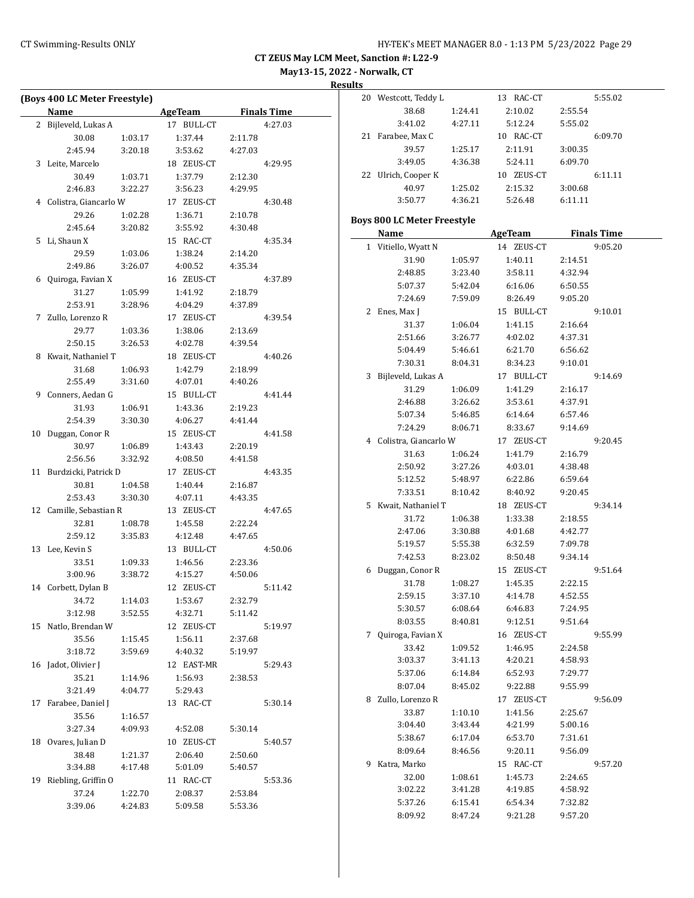**CT ZEUS May LCM Meet, Sanction #: L22-9**

**May13-15, 2022 - Norwalk, CT**

**Results**

**(Boys 400 LC Meter Freestyle)**

| | Name | AgeTeam | Finals Time | |
|---|---|---|---|---|
| 2 | Bijleveld, Lukas A | 17 BULL-CT | 4:27.03 | |
| 30.08 | 1:03.17 | 1:37.44 | 2:11.78 | |
| 2:45.94 | 3:20.18 | 3:53.62 | 4:27.03 | |
| 3 | Leite, Marcelo | 18 ZEUS-CT | 4:29.95 | |
| 30.49 | 1:03.71 | 1:37.79 | 2:12.30 | |
| 2:46.83 | 3:22.27 | 3:56.23 | 4:29.95 | |
| 4 | Colistra, Giancarlo W | 17 ZEUS-CT | 4:30.48 | |
| 29.26 | 1:02.28 | 1:36.71 | 2:10.78 | |
| 2:45.64 | 3:20.82 | 3:55.92 | 4:30.48 | |
| 5 | Li, Shaun X | 15 RAC-CT | 4:35.34 | |
| 29.59 | 1:03.06 | 1:38.24 | 2:14.20 | |
| 2:49.86 | 3:26.07 | 4:00.52 | 4:35.34 | |
| 6 | Quiroga, Favian X | 16 ZEUS-CT | 4:37.89 | |
| 31.27 | 1:05.99 | 1:41.92 | 2:18.79 | |
| 2:53.91 | 3:28.96 | 4:04.29 | 4:37.89 | |
| 7 | Zullo, Lorenzo R | 17 ZEUS-CT | 4:39.54 | |
| 29.77 | 1:03.36 | 1:38.06 | 2:13.69 | |
| 2:50.15 | 3:26.53 | 4:02.78 | 4:39.54 | |
| 8 | Kwait, Nathaniel T | 18 ZEUS-CT | 4:40.26 | |
| 31.68 | 1:06.93 | 1:42.79 | 2:18.99 | |
| 2:55.49 | 3:31.60 | 4:07.01 | 4:40.26 | |
| 9 | Conners, Aedan G | 15 BULL-CT | 4:41.44 | |
| 31.93 | 1:06.91 | 1:43.36 | 2:19.23 | |
| 2:54.39 | 3:30.30 | 4:06.27 | 4:41.44 | |
| 10 | Duggan, Conor R | 15 ZEUS-CT | 4:41.58 | |
| 30.97 | 1:06.89 | 1:43.43 | 2:20.19 | |
| 2:56.56 | 3:32.92 | 4:08.50 | 4:41.58 | |
| 11 | Burdzicki, Patrick D | 17 ZEUS-CT | 4:43.35 | |
| 30.81 | 1:04.58 | 1:40.44 | 2:16.87 | |
| 2:53.43 | 3:30.30 | 4:07.11 | 4:43.35 | |
| 12 | Camille, Sebastian R | 13 ZEUS-CT | 4:47.65 | |
| 32.81 | 1:08.78 | 1:45.58 | 2:22.24 | |
| 2:59.12 | 3:35.83 | 4:12.48 | 4:47.65 | |
| 13 | Lee, Kevin S | 13 BULL-CT | 4:50.06 | |
| 33.51 | 1:09.33 | 1:46.56 | 2:23.36 | |
| 3:00.96 | 3:38.72 | 4:15.27 | 4:50.06 | |
| 14 | Corbett, Dylan B | 12 ZEUS-CT | 5:11.42 | |
| 34.72 | 1:14.03 | 1:53.67 | 2:32.79 | |
| 3:12.98 | 3:52.55 | 4:32.71 | 5:11.42 | |
| 15 | Natlo, Brendan W | 12 ZEUS-CT | 5:19.97 | |
| 35.56 | 1:15.45 | 1:56.11 | 2:37.68 | |
| 3:18.72 | 3:59.69 | 4:40.32 | 5:19.97 | |
| 16 | Jadot, Olivier J | 12 EAST-MR | 5:29.43 | |
| 35.21 | 1:14.96 | 1:56.93 | 2:38.53 | |
| 3:21.49 | 4:04.77 | 5:29.43 | | |
| 17 | Farabee, Daniel J | 13 RAC-CT | 5:30.14 | |
| 35.56 | 1:16.57 | | | |
| 3:27.34 | 4:09.93 | 4:52.08 | 5:30.14 | |
| 18 | Ovares, Julian D | 10 ZEUS-CT | 5:40.57 | |
| 38.48 | 1:21.37 | 2:06.40 | 2:50.60 | |
| 3:34.88 | 4:17.48 | 5:01.09 | 5:40.57 | |
| 19 | Riebling, Griffin O | 11 RAC-CT | 5:53.36 | |
| 37.24 | 1:22.70 | 2:08.37 | 2:53.84 | |
| 3:39.06 | 4:24.83 | 5:09.58 | 5:53.36 | |
| 20 | Westcott, Teddy L | 13 RAC-CT | 5:55.02 | |
| 38.68 | 1:24.41 | 2:10.02 | 2:55.54 | |
| 3:41.02 | 4:27.11 | 5:12.24 | 5:55.02 | |
| 21 | Farabee, Max C | 10 RAC-CT | 6:09.70 | |
| 39.57 | 1:25.17 | 2:11.91 | 3:00.35 | |
| 3:49.05 | 4:36.38 | 5:24.11 | 6:09.70 | |
| 22 | Ulrich, Cooper K | 10 ZEUS-CT | 6:11.11 | |
| 40.97 | 1:25.02 | 2:15.32 | 3:00.68 | |
| 3:50.77 | 4:36.21 | 5:26.48 | 6:11.11 | |

**Boys 800 LC Meter Freestyle**

| | Name | AgeTeam | Finals Time | |
|---|---|---|---|---|
| 1 | Vitiello, Wyatt N | 14 ZEUS-CT | 9:05.20 | |
| 31.90 | 1:05.97 | 1:40.11 | 2:14.51 | |
| 2:48.85 | 3:23.40 | 3:58.11 | 4:32.94 | |
| 5:07.37 | 5:42.04 | 6:16.06 | 6:50.55 | |
| 7:24.69 | 7:59.09 | 8:26.49 | 9:05.20 | |
| 2 | Enes, Max J | 15 BULL-CT | 9:10.01 | |
| 31.37 | 1:06.04 | 1:41.15 | 2:16.64 | |
| 2:51.66 | 3:26.77 | 4:02.02 | 4:37.31 | |
| 5:04.49 | 5:46.61 | 6:21.70 | 6:56.62 | |
| 7:30.31 | 8:04.31 | 8:34.23 | 9:10.01 | |
| 3 | Bijleveld, Lukas A | 17 BULL-CT | 9:14.69 | |
| 31.29 | 1:06.09 | 1:41.29 | 2:16.17 | |
| 2:46.88 | 3:26.62 | 3:53.61 | 4:37.91 | |
| 5:07.34 | 5:46.85 | 6:14.64 | 6:57.46 | |
| 7:24.29 | 8:06.71 | 8:33.67 | 9:14.69 | |
| 4 | Colistra, Giancarlo W | 17 ZEUS-CT | 9:20.45 | |
| 31.63 | 1:06.24 | 1:41.79 | 2:16.79 | |
| 2:50.92 | 3:27.26 | 4:03.01 | 4:38.48 | |
| 5:12.52 | 5:48.97 | 6:22.86 | 6:59.64 | |
| 7:33.51 | 8:10.42 | 8:40.92 | 9:20.45 | |
| 5 | Kwait, Nathaniel T | 18 ZEUS-CT | 9:34.14 | |
| 31.72 | 1:06.38 | 1:33.38 | 2:18.55 | |
| 2:47.06 | 3:30.88 | 4:01.68 | 4:42.77 | |
| 5:19.57 | 5:55.38 | 6:32.59 | 7:09.78 | |
| 7:42.53 | 8:23.02 | 8:50.48 | 9:34.14 | |
| 6 | Duggan, Conor R | 15 ZEUS-CT | 9:51.64 | |
| 31.78 | 1:08.27 | 1:45.35 | 2:22.15 | |
| 2:59.15 | 3:37.10 | 4:14.78 | 4:52.55 | |
| 5:30.57 | 6:08.64 | 6:46.83 | 7:24.95 | |
| 8:03.55 | 8:40.81 | 9:12.51 | 9:51.64 | |
| 7 | Quiroga, Favian X | 16 ZEUS-CT | 9:55.99 | |
| 33.42 | 1:09.52 | 1:46.95 | 2:24.58 | |
| 3:03.37 | 3:41.13 | 4:20.21 | 4:58.93 | |
| 5:37.06 | 6:14.84 | 6:52.93 | 7:29.77 | |
| 8:07.04 | 8:45.02 | 9:22.88 | 9:55.99 | |
| 8 | Zullo, Lorenzo R | 17 ZEUS-CT | 9:56.09 | |
| 33.87 | 1:10.10 | 1:41.56 | 2:25.67 | |
| 3:04.40 | 3:43.44 | 4:21.99 | 5:00.16 | |
| 5:38.67 | 6:17.04 | 6:53.70 | 7:31.61 | |
| 8:09.64 | 8:46.56 | 9:20.11 | 9:56.09 | |
| 9 | Katra, Marko | 15 RAC-CT | 9:57.20 | |
| 32.00 | 1:08.61 | 1:45.73 | 2:24.65 | |
| 3:02.22 | 3:41.28 | 4:19.85 | 4:58.92 | |
| 5:37.26 | 6:15.41 | 6:54.34 | 7:32.82 | |
| 8:09.92 | 8:47.24 | 9:21.28 | 9:57.20 | |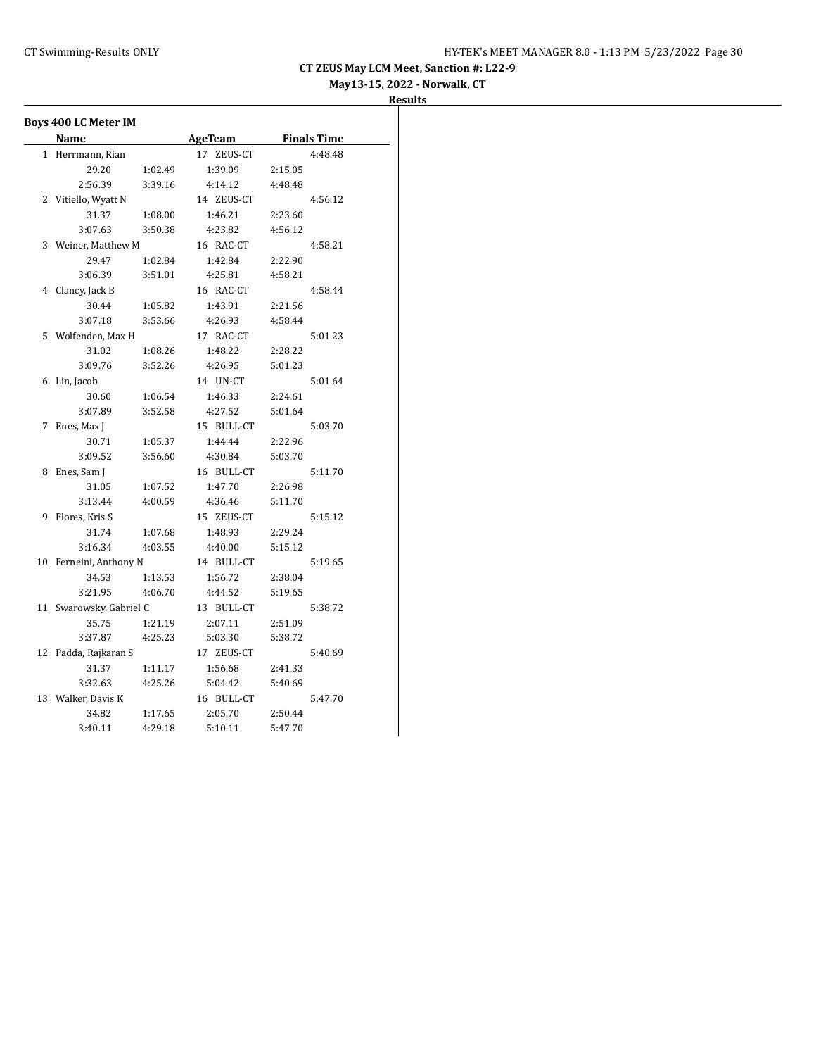**CT ZEUS May LCM Meet, Sanction #: L22-9**

**May13-15, 2022 - Norwalk, CT**

**Results**

### Boys 400 LC Meter IM

| | Name | Age | Team | Finals Time |
|---|---|---|---|---|
| 1 | Herrmann, Rian | 17 | ZEUS-CT | 4:48.48 |
| | 29.20 / 1:02.49 / 1:39.09 / 2:15.05 / 2:56.39 / 3:39.16 / 4:14.12 / 4:48.48 | | | |
| 2 | Vitiello, Wyatt N | 14 | ZEUS-CT | 4:56.12 |
| | 31.37 / 1:08.00 / 1:46.21 / 2:23.60 / 3:07.63 / 3:50.38 / 4:23.82 / 4:56.12 | | | |
| 3 | Weiner, Matthew M | 16 | RAC-CT | 4:58.21 |
| | 29.47 / 1:02.84 / 1:42.84 / 2:22.90 / 3:06.39 / 3:51.01 / 4:25.81 / 4:58.21 | | | |
| 4 | Clancy, Jack B | 16 | RAC-CT | 4:58.44 |
| | 30.44 / 1:05.82 / 1:43.91 / 2:21.56 / 3:07.18 / 3:53.66 / 4:26.93 / 4:58.44 | | | |
| 5 | Wolfenden, Max H | 17 | RAC-CT | 5:01.23 |
| | 31.02 / 1:08.26 / 1:48.22 / 2:28.22 / 3:09.76 / 3:52.26 / 4:26.95 / 5:01.23 | | | |
| 6 | Lin, Jacob | 14 | UN-CT | 5:01.64 |
| | 30.60 / 1:06.54 / 1:46.33 / 2:24.61 / 3:07.89 / 3:52.58 / 4:27.52 / 5:01.64 | | | |
| 7 | Enes, Max J | 15 | BULL-CT | 5:03.70 |
| | 30.71 / 1:05.37 / 1:44.44 / 2:22.96 / 3:09.52 / 3:56.60 / 4:30.84 / 5:03.70 | | | |
| 8 | Enes, Sam J | 16 | BULL-CT | 5:11.70 |
| | 31.05 / 1:07.52 / 1:47.70 / 2:26.98 / 3:13.44 / 4:00.59 / 4:36.46 / 5:11.70 | | | |
| 9 | Flores, Kris S | 15 | ZEUS-CT | 5:15.12 |
| | 31.74 / 1:07.68 / 1:48.93 / 2:29.24 / 3:16.34 / 4:03.55 / 4:40.00 / 5:15.12 | | | |
| 10 | Ferneini, Anthony N | 14 | BULL-CT | 5:19.65 |
| | 34.53 / 1:13.53 / 1:56.72 / 2:38.04 / 3:21.95 / 4:06.70 / 4:44.52 / 5:19.65 | | | |
| 11 | Swarowsky, Gabriel C | 13 | BULL-CT | 5:38.72 |
| | 35.75 / 1:21.19 / 2:07.11 / 2:51.09 / 3:37.87 / 4:25.23 / 5:03.30 / 5:38.72 | | | |
| 12 | Padda, Rajkaran S | 17 | ZEUS-CT | 5:40.69 |
| | 31.37 / 1:11.17 / 1:56.68 / 2:41.33 / 3:32.63 / 4:25.26 / 5:04.42 / 5:40.69 | | | |
| 13 | Walker, Davis K | 16 | BULL-CT | 5:47.70 |
| | 34.82 / 1:17.65 / 2:05.70 / 2:50.44 / 3:40.11 / 4:29.18 / 5:10.11 / 5:47.70 | | | |